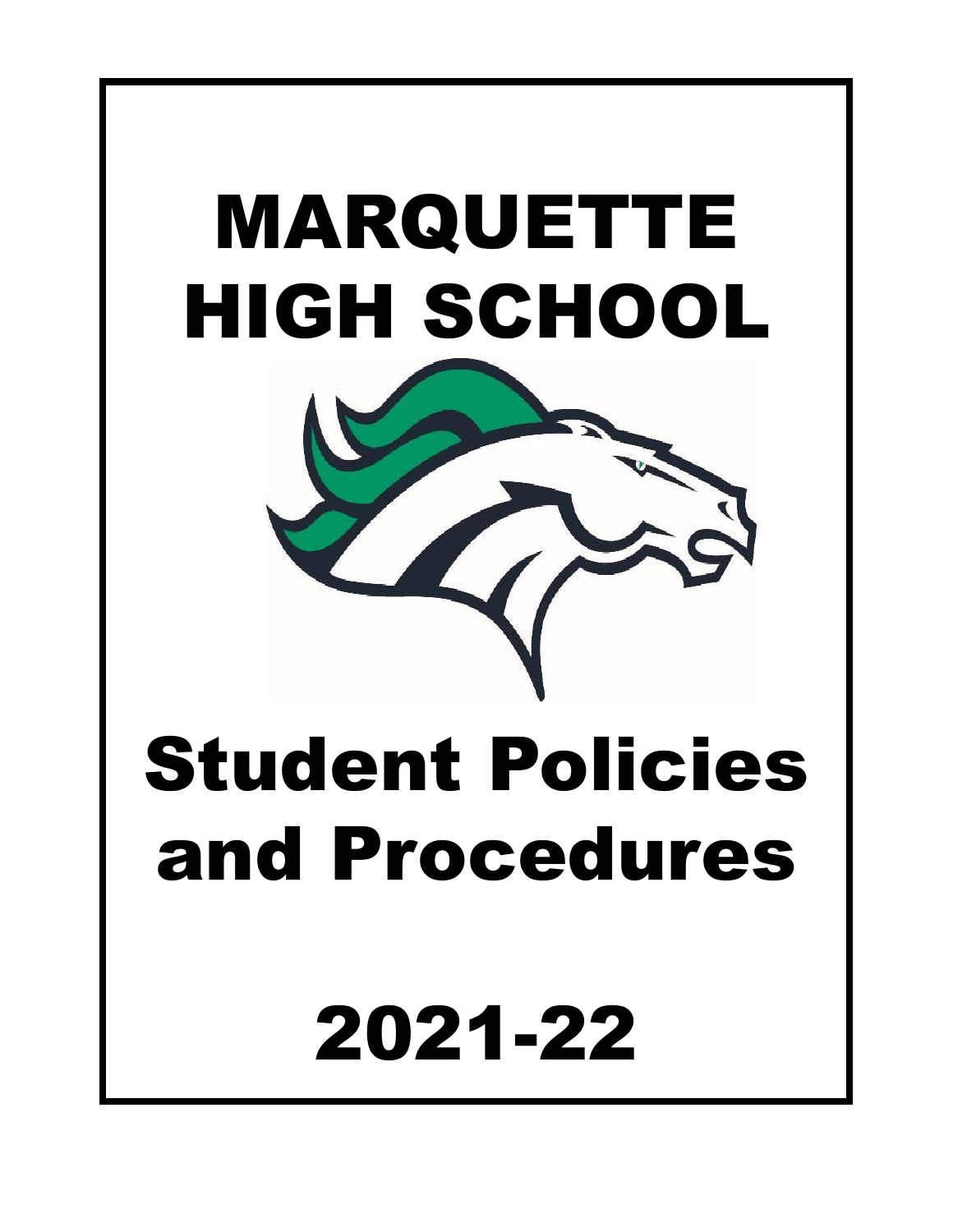# MARQUETTE HIGH SCHOOL

# Student Policies and Procedures

# 2021-22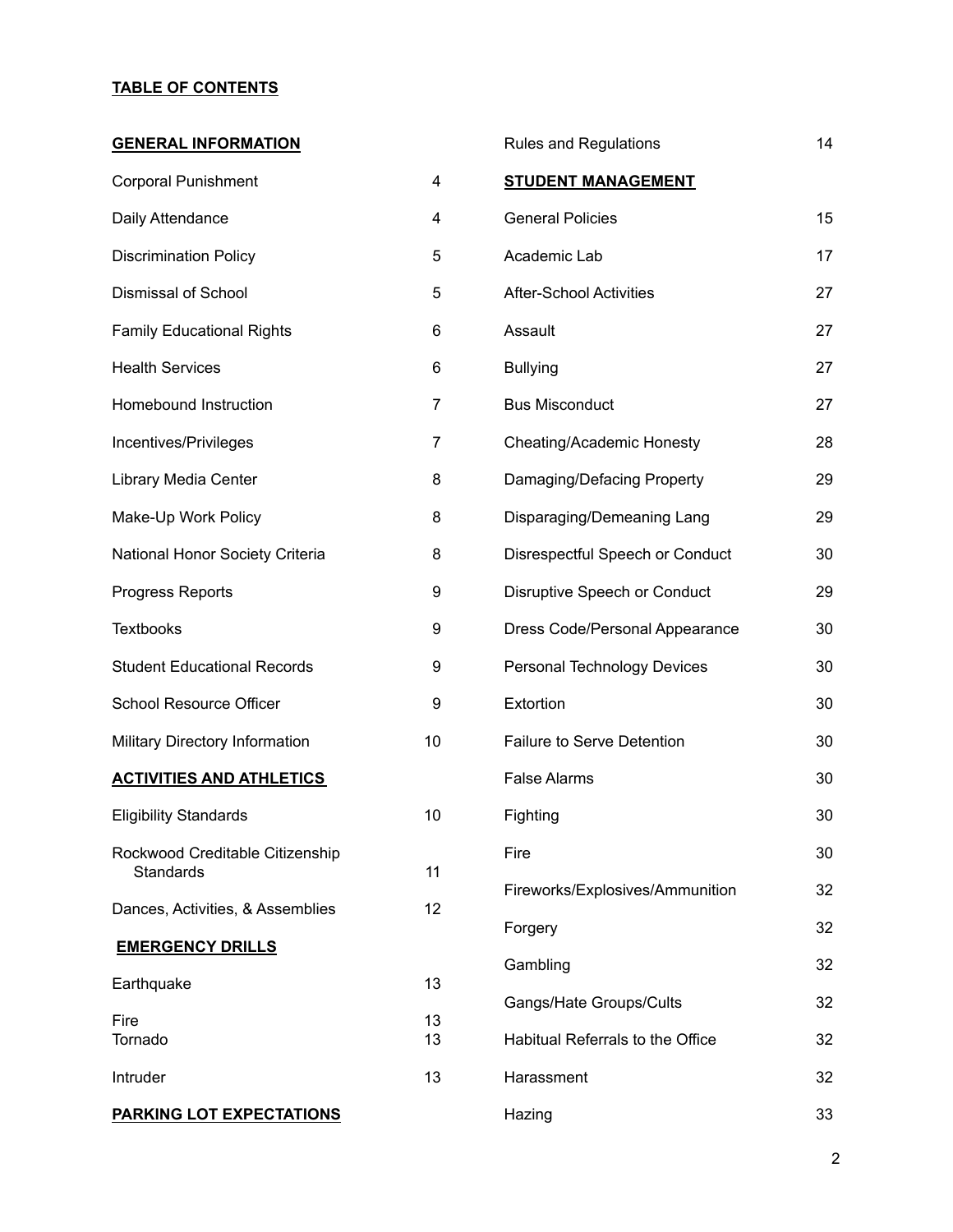**TABLE OF CONTENTS**

| | |
|---|---|
| **GENERAL INFORMATION** | |
| Corporal Punishment | 4 |
| Daily Attendance | 4 |
| Discrimination Policy | 5 |
| Dismissal of School | 5 |
| Family Educational Rights | 6 |
| Health Services | 6 |
| Homebound Instruction | 7 |
| Incentives/Privileges | 7 |
| Library Media Center | 8 |
| Make-Up Work Policy | 8 |
| National Honor Society Criteria | 8 |
| Progress Reports | 9 |
| Textbooks | 9 |
| Student Educational Records | 9 |
| School Resource Officer | 9 |
| Military Directory Information | 10 |
| **ACTIVITIES AND ATHLETICS** | |
| Eligibility Standards | 10 |
| Rockwood Creditable Citizenship Standards | 11 |
| Dances, Activities, & Assemblies | 12 |
| **EMERGENCY DRILLS** | |
| Earthquake | 13 |
| Fire | 13 |
| Tornado | 13 |
| Intruder | 13 |
| **PARKING LOT EXPECTATIONS** | |
| Rules and Regulations | 14 |
| **STUDENT MANAGEMENT** | |
| General Policies | 15 |
| Academic Lab | 17 |
| After-School Activities | 27 |
| Assault | 27 |
| Bullying | 27 |
| Bus Misconduct | 27 |
| Cheating/Academic Honesty | 28 |
| Damaging/Defacing Property | 29 |
| Disparaging/Demeaning Lang | 29 |
| Disrespectful Speech or Conduct | 30 |
| Disruptive Speech or Conduct | 29 |
| Dress Code/Personal Appearance | 30 |
| Personal Technology Devices | 30 |
| Extortion | 30 |
| Failure to Serve Detention | 30 |
| False Alarms | 30 |
| Fighting | 30 |
| Fire | 30 |
| Fireworks/Explosives/Ammunition | 32 |
| Forgery | 32 |
| Gambling | 32 |
| Gangs/Hate Groups/Cults | 32 |
| Habitual Referrals to the Office | 32 |
| Harassment | 32 |
| Hazing | 33 |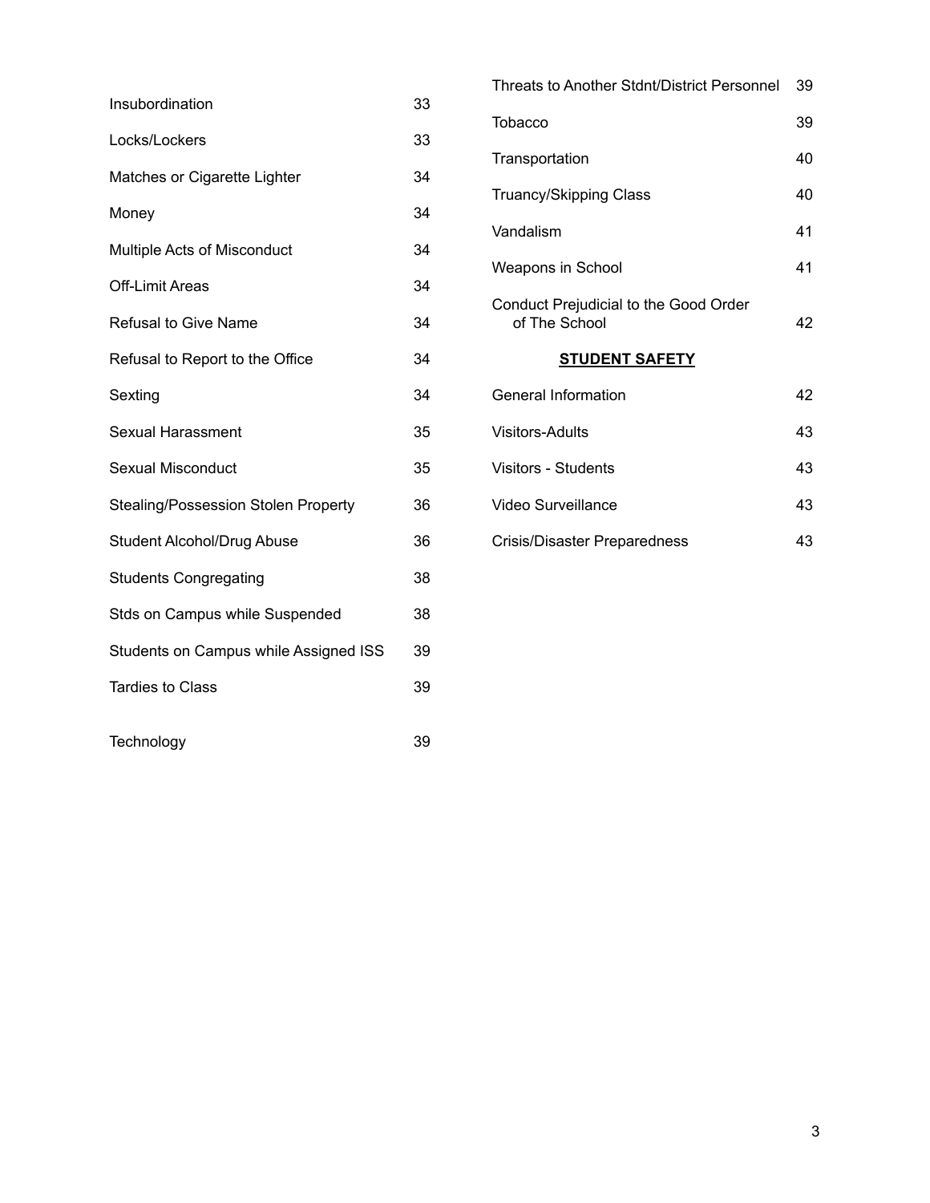| | |
|---|---|
| Insubordination | 33 |
| Locks/Lockers | 33 |
| Matches or Cigarette Lighter | 34 |
| Money | 34 |
| Multiple Acts of Misconduct | 34 |
| Off-Limit Areas | 34 |
| Refusal to Give Name | 34 |
| Refusal to Report to the Office | 34 |
| Sexting | 34 |
| Sexual Harassment | 35 |
| Sexual Misconduct | 35 |
| Stealing/Possession Stolen Property | 36 |
| Student Alcohol/Drug Abuse | 36 |
| Students Congregating | 38 |
| Stds on Campus while Suspended | 38 |
| Students on Campus while Assigned ISS | 39 |
| Tardies to Class | 39 |
| Technology | 39 |
| Threats to Another Stdnt/District Personnel | 39 |
| Tobacco | 39 |
| Transportation | 40 |
| Truancy/Skipping Class | 40 |
| Vandalism | 41 |
| Weapons in School | 41 |
| Conduct Prejudicial to the Good Order of The School | 42 |

**STUDENT SAFETY**

| | |
|---|---|
| General Information | 42 |
| Visitors-Adults | 43 |
| Visitors - Students | 43 |
| Video Surveillance | 43 |
| Crisis/Disaster Preparedness | 43 |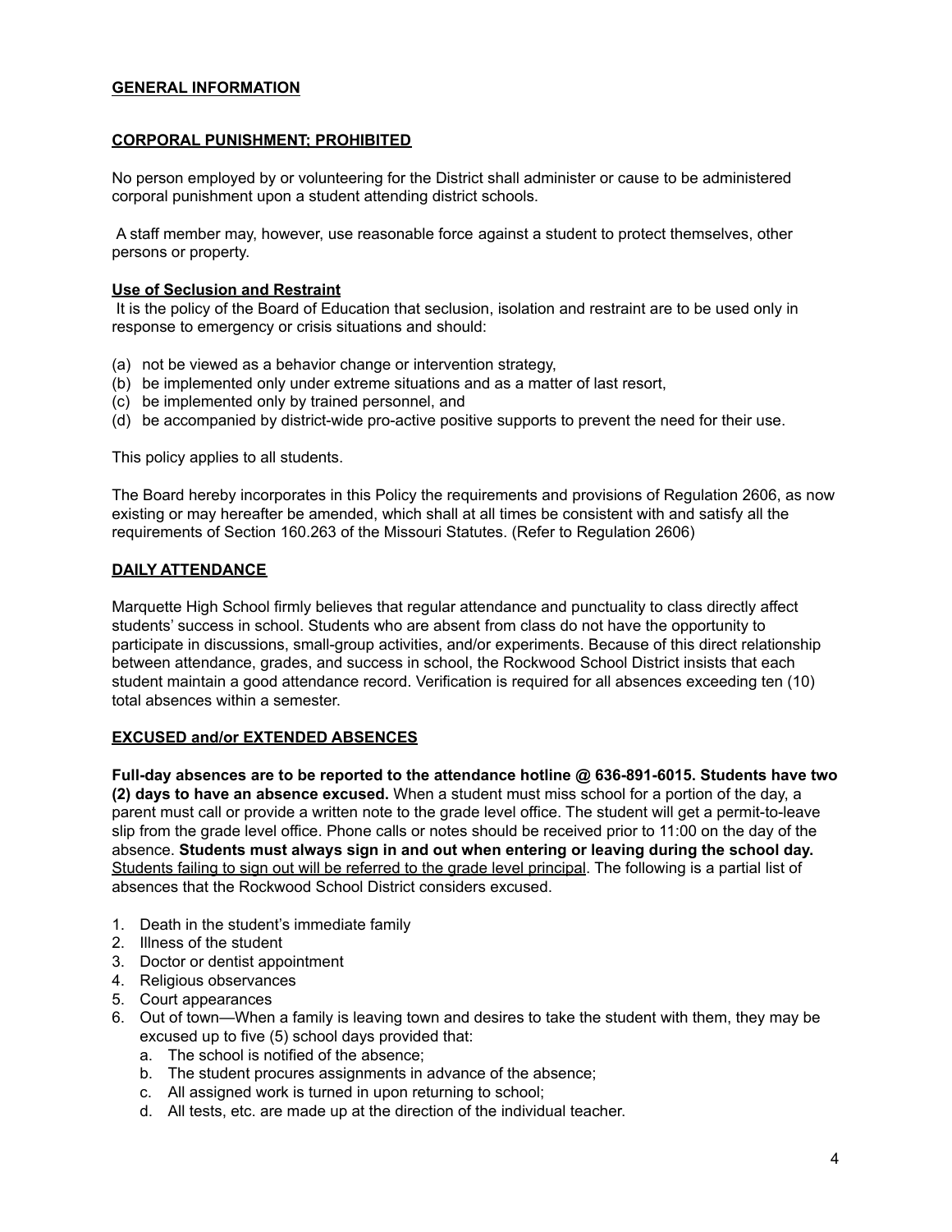## GENERAL INFORMATION

## CORPORAL PUNISHMENT; PROHIBITED

No person employed by or volunteering for the District shall administer or cause to be administered corporal punishment upon a student attending district schools.

A staff member may, however, use reasonable force against a student to protect themselves, other persons or property.

### Use of Seclusion and Restraint

It is the policy of the Board of Education that seclusion, isolation and restraint are to be used only in response to emergency or crisis situations and should:

(a) not be viewed as a behavior change or intervention strategy,
(b) be implemented only under extreme situations and as a matter of last resort,
(c) be implemented only by trained personnel, and
(d) be accompanied by district-wide pro-active positive supports to prevent the need for their use.

This policy applies to all students.

The Board hereby incorporates in this Policy the requirements and provisions of Regulation 2606, as now existing or may hereafter be amended, which shall at all times be consistent with and satisfy all the requirements of Section 160.263 of the Missouri Statutes. (Refer to Regulation 2606)

## DAILY ATTENDANCE

Marquette High School firmly believes that regular attendance and punctuality to class directly affect students' success in school. Students who are absent from class do not have the opportunity to participate in discussions, small-group activities, and/or experiments. Because of this direct relationship between attendance, grades, and success in school, the Rockwood School District insists that each student maintain a good attendance record. Verification is required for all absences exceeding ten (10) total absences within a semester.

## EXCUSED and/or EXTENDED ABSENCES

**Full-day absences are to be reported to the attendance hotline @ 636-891-6015. Students have two (2) days to have an absence excused.** When a student must miss school for a portion of the day, a parent must call or provide a written note to the grade level office. The student will get a permit-to-leave slip from the grade level office. Phone calls or notes should be received prior to 11:00 on the day of the absence. **Students must always sign in and out when entering or leaving during the school day.** Students failing to sign out will be referred to the grade level principal. The following is a partial list of absences that the Rockwood School District considers excused.

1. Death in the student's immediate family
2. Illness of the student
3. Doctor or dentist appointment
4. Religious observances
5. Court appearances
6. Out of town—When a family is leaving town and desires to take the student with them, they may be excused up to five (5) school days provided that:
   a. The school is notified of the absence;
   b. The student procures assignments in advance of the absence;
   c. All assigned work is turned in upon returning to school;
   d. All tests, etc. are made up at the direction of the individual teacher.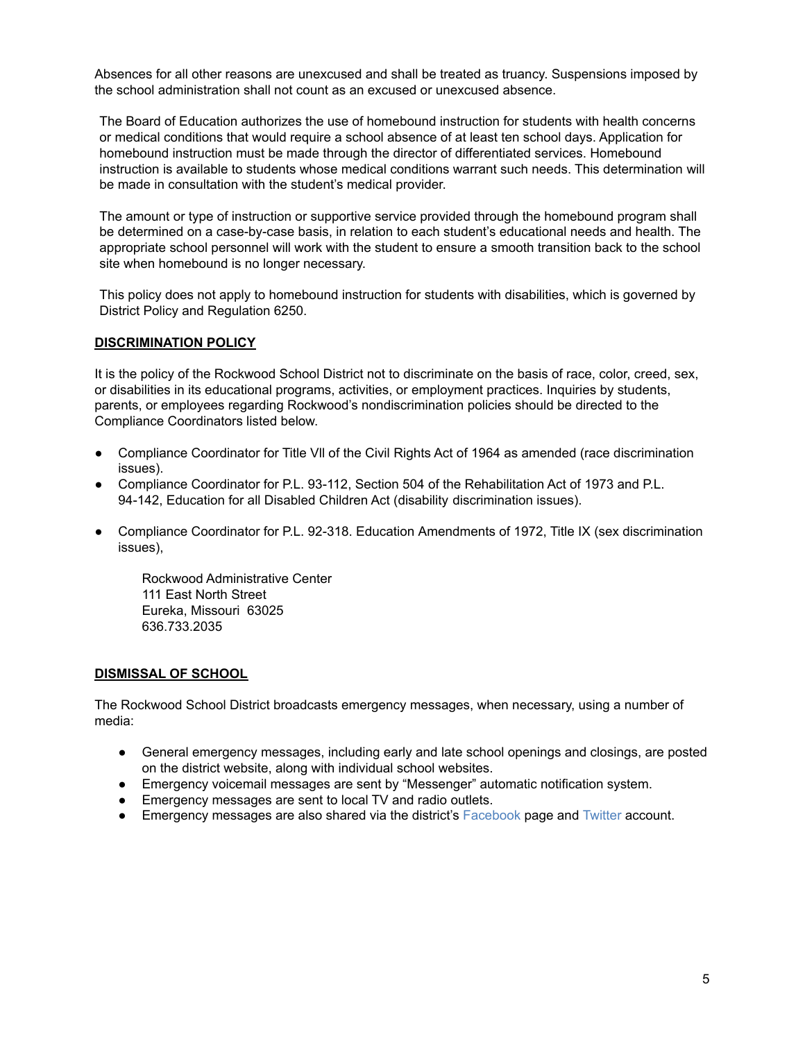Absences for all other reasons are unexcused and shall be treated as truancy. Suspensions imposed by the school administration shall not count as an excused or unexcused absence.

The Board of Education authorizes the use of homebound instruction for students with health concerns or medical conditions that would require a school absence of at least ten school days. Application for homebound instruction must be made through the director of differentiated services. Homebound instruction is available to students whose medical conditions warrant such needs. This determination will be made in consultation with the student's medical provider.

The amount or type of instruction or supportive service provided through the homebound program shall be determined on a case-by-case basis, in relation to each student's educational needs and health. The appropriate school personnel will work with the student to ensure a smooth transition back to the school site when homebound is no longer necessary.

This policy does not apply to homebound instruction for students with disabilities, which is governed by District Policy and Regulation 6250.

## DISCRIMINATION POLICY

It is the policy of the Rockwood School District not to discriminate on the basis of race, color, creed, sex, or disabilities in its educational programs, activities, or employment practices. Inquiries by students, parents, or employees regarding Rockwood's nondiscrimination policies should be directed to the Compliance Coordinators listed below.

- Compliance Coordinator for Title Vll of the Civil Rights Act of 1964 as amended (race discrimination issues).
- Compliance Coordinator for P.L. 93-112, Section 504 of the Rehabilitation Act of 1973 and P.L. 94-142, Education for all Disabled Children Act (disability discrimination issues).
- Compliance Coordinator for P.L. 92-318. Education Amendments of 1972, Title IX (sex discrimination issues),

Rockwood Administrative Center
111 East North Street
Eureka, Missouri 63025
636.733.2035

## DISMISSAL OF SCHOOL

The Rockwood School District broadcasts emergency messages, when necessary, using a number of media:

- General emergency messages, including early and late school openings and closings, are posted on the district website, along with individual school websites.
- Emergency voicemail messages are sent by "Messenger" automatic notification system.
- Emergency messages are sent to local TV and radio outlets.
- Emergency messages are also shared via the district's Facebook page and Twitter account.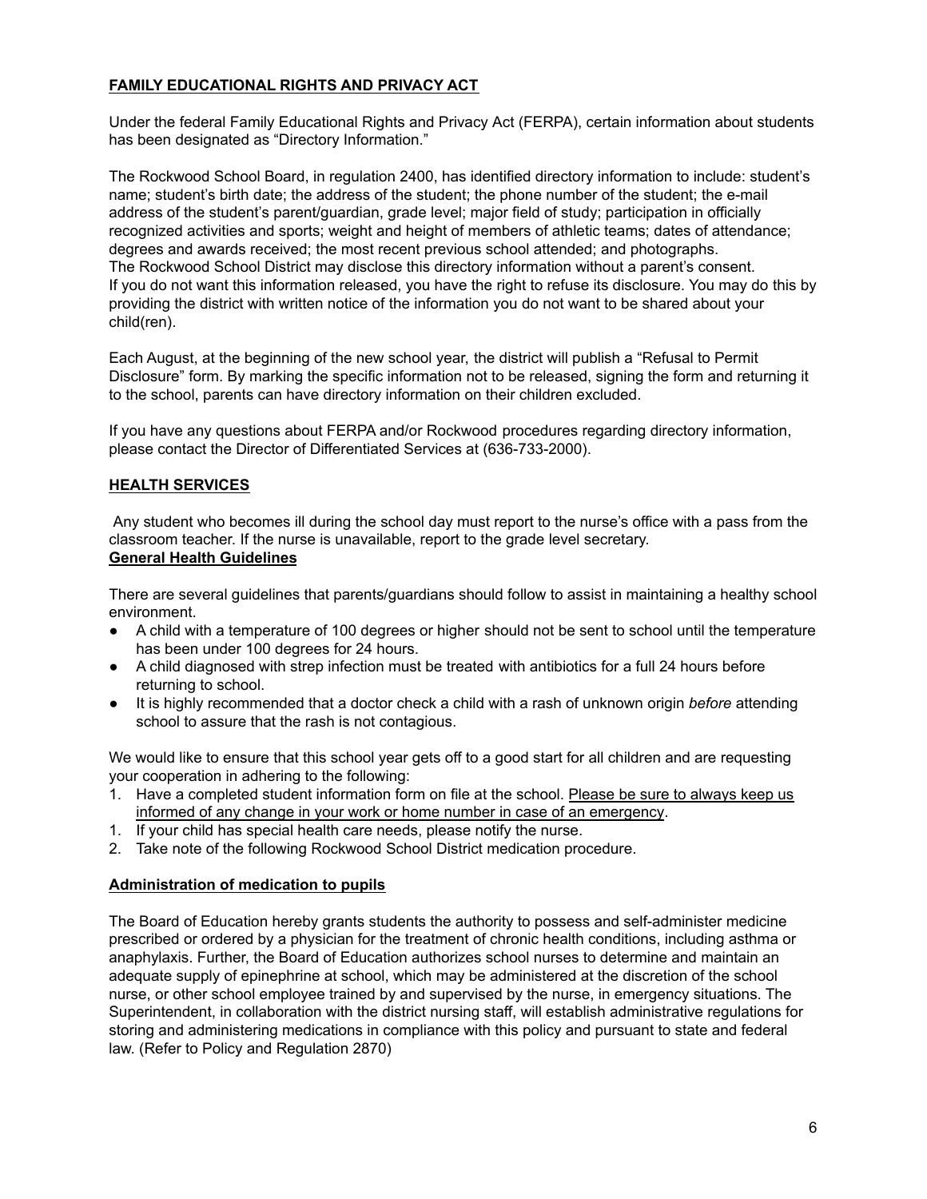## FAMILY EDUCATIONAL RIGHTS AND PRIVACY ACT

Under the federal Family Educational Rights and Privacy Act (FERPA), certain information about students has been designated as "Directory Information."

The Rockwood School Board, in regulation 2400, has identified directory information to include: student's name; student's birth date; the address of the student; the phone number of the student; the e-mail address of the student's parent/guardian, grade level; major field of study; participation in officially recognized activities and sports; weight and height of members of athletic teams; dates of attendance; degrees and awards received; the most recent previous school attended; and photographs.
The Rockwood School District may disclose this directory information without a parent's consent.
If you do not want this information released, you have the right to refuse its disclosure. You may do this by providing the district with written notice of the information you do not want to be shared about your child(ren).

Each August, at the beginning of the new school year, the district will publish a "Refusal to Permit Disclosure" form. By marking the specific information not to be released, signing the form and returning it to the school, parents can have directory information on their children excluded.

If you have any questions about FERPA and/or Rockwood procedures regarding directory information, please contact the Director of Differentiated Services at (636-733-2000).

## HEALTH SERVICES

Any student who becomes ill during the school day must report to the nurse's office with a pass from the classroom teacher. If the nurse is unavailable, report to the grade level secretary.

### General Health Guidelines

There are several guidelines that parents/guardians should follow to assist in maintaining a healthy school environment.

- A child with a temperature of 100 degrees or higher should not be sent to school until the temperature has been under 100 degrees for 24 hours.
- A child diagnosed with strep infection must be treated with antibiotics for a full 24 hours before returning to school.
- It is highly recommended that a doctor check a child with a rash of unknown origin *before* attending school to assure that the rash is not contagious.

We would like to ensure that this school year gets off to a good start for all children and are requesting your cooperation in adhering to the following:

1. Have a completed student information form on file at the school. Please be sure to always keep us informed of any change in your work or home number in case of an emergency.
1. If your child has special health care needs, please notify the nurse.
2. Take note of the following Rockwood School District medication procedure.

### Administration of medication to pupils

The Board of Education hereby grants students the authority to possess and self-administer medicine prescribed or ordered by a physician for the treatment of chronic health conditions, including asthma or anaphylaxis. Further, the Board of Education authorizes school nurses to determine and maintain an adequate supply of epinephrine at school, which may be administered at the discretion of the school nurse, or other school employee trained by and supervised by the nurse, in emergency situations. The Superintendent, in collaboration with the district nursing staff, will establish administrative regulations for storing and administering medications in compliance with this policy and pursuant to state and federal law. (Refer to Policy and Regulation 2870)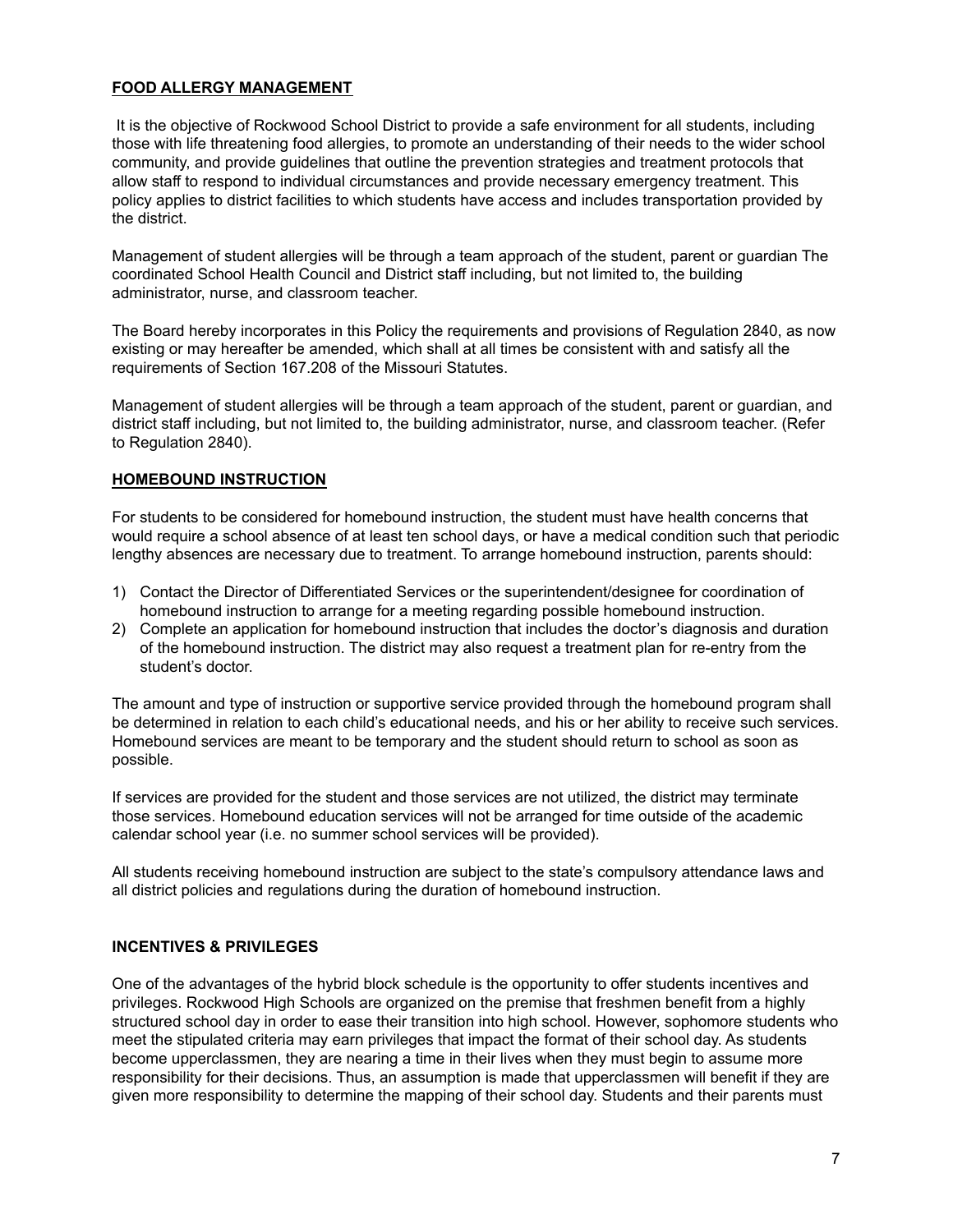## FOOD ALLERGY MANAGEMENT

It is the objective of Rockwood School District to provide a safe environment for all students, including those with life threatening food allergies, to promote an understanding of their needs to the wider school community, and provide guidelines that outline the prevention strategies and treatment protocols that allow staff to respond to individual circumstances and provide necessary emergency treatment. This policy applies to district facilities to which students have access and includes transportation provided by the district.

Management of student allergies will be through a team approach of the student, parent or guardian The coordinated School Health Council and District staff including, but not limited to, the building administrator, nurse, and classroom teacher.

The Board hereby incorporates in this Policy the requirements and provisions of Regulation 2840, as now existing or may hereafter be amended, which shall at all times be consistent with and satisfy all the requirements of Section 167.208 of the Missouri Statutes.

Management of student allergies will be through a team approach of the student, parent or guardian, and district staff including, but not limited to, the building administrator, nurse, and classroom teacher. (Refer to Regulation 2840).

## HOMEBOUND INSTRUCTION

For students to be considered for homebound instruction, the student must have health concerns that would require a school absence of at least ten school days, or have a medical condition such that periodic lengthy absences are necessary due to treatment. To arrange homebound instruction, parents should:

1) Contact the Director of Differentiated Services or the superintendent/designee for coordination of homebound instruction to arrange for a meeting regarding possible homebound instruction.
2) Complete an application for homebound instruction that includes the doctor's diagnosis and duration of the homebound instruction. The district may also request a treatment plan for re-entry from the student's doctor.

The amount and type of instruction or supportive service provided through the homebound program shall be determined in relation to each child's educational needs, and his or her ability to receive such services. Homebound services are meant to be temporary and the student should return to school as soon as possible.

If services are provided for the student and those services are not utilized, the district may terminate those services. Homebound education services will not be arranged for time outside of the academic calendar school year (i.e. no summer school services will be provided).

All students receiving homebound instruction are subject to the state's compulsory attendance laws and all district policies and regulations during the duration of homebound instruction.

## INCENTIVES & PRIVILEGES

One of the advantages of the hybrid block schedule is the opportunity to offer students incentives and privileges. Rockwood High Schools are organized on the premise that freshmen benefit from a highly structured school day in order to ease their transition into high school. However, sophomore students who meet the stipulated criteria may earn privileges that impact the format of their school day. As students become upperclassmen, they are nearing a time in their lives when they must begin to assume more responsibility for their decisions. Thus, an assumption is made that upperclassmen will benefit if they are given more responsibility to determine the mapping of their school day. Students and their parents must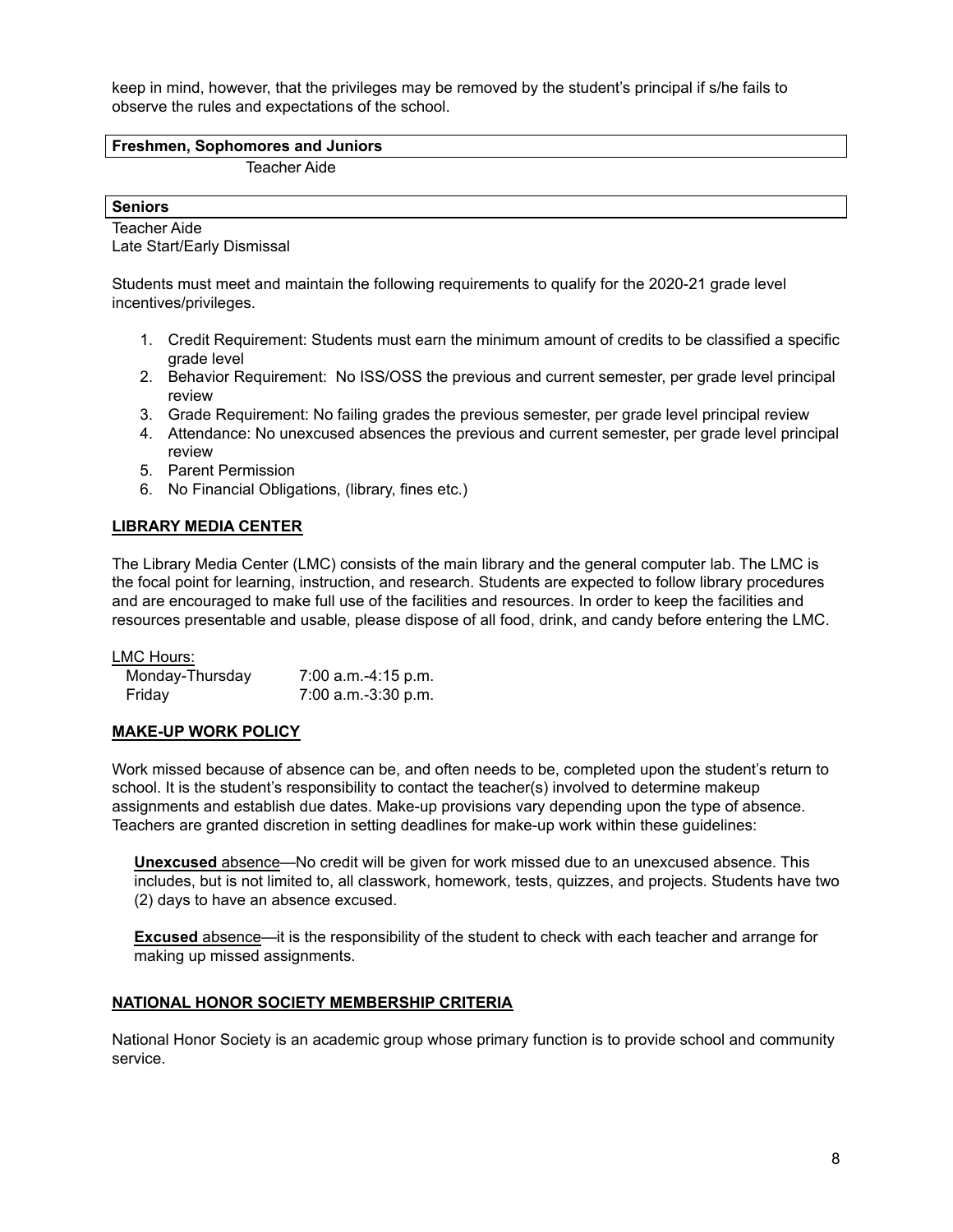keep in mind, however, that the privileges may be removed by the student's principal if s/he fails to observe the rules and expectations of the school.

| **Freshmen, Sophomores and Juniors** |
|---|
| Teacher Aide |

| **Seniors** |
|---|
| Teacher Aide |
| Late Start/Early Dismissal |

Students must meet and maintain the following requirements to qualify for the 2020-21 grade level incentives/privileges.

1. Credit Requirement: Students must earn the minimum amount of credits to be classified a specific grade level
2. Behavior Requirement: No ISS/OSS the previous and current semester, per grade level principal review
3. Grade Requirement: No failing grades the previous semester, per grade level principal review
4. Attendance: No unexcused absences the previous and current semester, per grade level principal review
5. Parent Permission
6. No Financial Obligations, (library, fines etc.)

## LIBRARY MEDIA CENTER

The Library Media Center (LMC) consists of the main library and the general computer lab. The LMC is the focal point for learning, instruction, and research. Students are expected to follow library procedures and are encouraged to make full use of the facilities and resources. In order to keep the facilities and resources presentable and usable, please dispose of all food, drink, and candy before entering the LMC.

LMC Hours:

| | |
|---|---|
| Monday-Thursday | 7:00 a.m.-4:15 p.m. |
| Friday | 7:00 a.m.-3:30 p.m. |

## MAKE-UP WORK POLICY

Work missed because of absence can be, and often needs to be, completed upon the student's return to school. It is the student's responsibility to contact the teacher(s) involved to determine makeup assignments and establish due dates. Make-up provisions vary depending upon the type of absence. Teachers are granted discretion in setting deadlines for make-up work within these guidelines:

**Unexcused** absence—No credit will be given for work missed due to an unexcused absence. This includes, but is not limited to, all classwork, homework, tests, quizzes, and projects. Students have two (2) days to have an absence excused.

**Excused** absence—it is the responsibility of the student to check with each teacher and arrange for making up missed assignments.

## NATIONAL HONOR SOCIETY MEMBERSHIP CRITERIA

National Honor Society is an academic group whose primary function is to provide school and community service.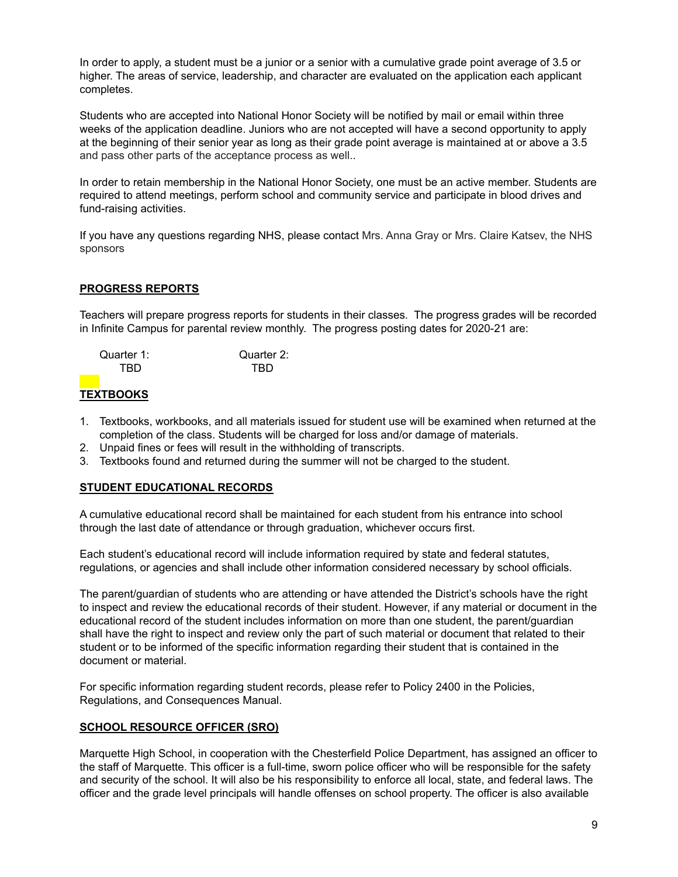In order to apply, a student must be a junior or a senior with a cumulative grade point average of 3.5 or higher. The areas of service, leadership, and character are evaluated on the application each applicant completes.

Students who are accepted into National Honor Society will be notified by mail or email within three weeks of the application deadline. Juniors who are not accepted will have a second opportunity to apply at the beginning of their senior year as long as their grade point average is maintained at or above a 3.5 and pass other parts of the acceptance process as well..

In order to retain membership in the National Honor Society, one must be an active member. Students are required to attend meetings, perform school and community service and participate in blood drives and fund-raising activities.

If you have any questions regarding NHS, please contact Mrs. Anna Gray or Mrs. Claire Katsev, the NHS sponsors

## PROGRESS REPORTS

Teachers will prepare progress reports for students in their classes. The progress grades will be recorded in Infinite Campus for parental review monthly. The progress posting dates for 2020-21 are:

| Quarter 1: | Quarter 2: |
| --- | --- |
| TBD | TBD |

## TEXTBOOKS

1. Textbooks, workbooks, and all materials issued for student use will be examined when returned at the completion of the class. Students will be charged for loss and/or damage of materials.
2. Unpaid fines or fees will result in the withholding of transcripts.
3. Textbooks found and returned during the summer will not be charged to the student.

## STUDENT EDUCATIONAL RECORDS

A cumulative educational record shall be maintained for each student from his entrance into school through the last date of attendance or through graduation, whichever occurs first.

Each student's educational record will include information required by state and federal statutes, regulations, or agencies and shall include other information considered necessary by school officials.

The parent/guardian of students who are attending or have attended the District's schools have the right to inspect and review the educational records of their student. However, if any material or document in the educational record of the student includes information on more than one student, the parent/guardian shall have the right to inspect and review only the part of such material or document that related to their student or to be informed of the specific information regarding their student that is contained in the document or material.

For specific information regarding student records, please refer to Policy 2400 in the Policies, Regulations, and Consequences Manual.

## SCHOOL RESOURCE OFFICER (SRO)

Marquette High School, in cooperation with the Chesterfield Police Department, has assigned an officer to the staff of Marquette. This officer is a full-time, sworn police officer who will be responsible for the safety and security of the school. It will also be his responsibility to enforce all local, state, and federal laws. The officer and the grade level principals will handle offenses on school property. The officer is also available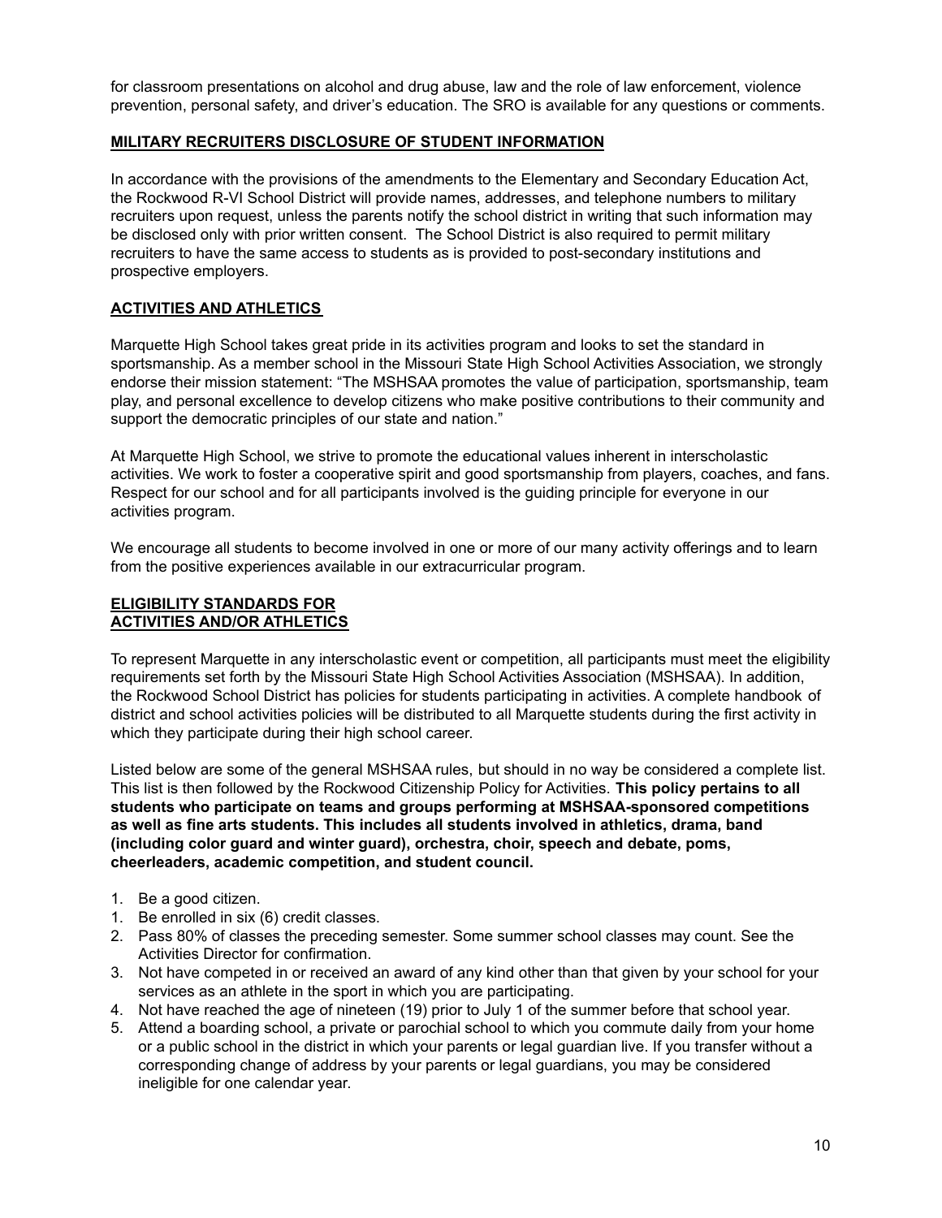for classroom presentations on alcohol and drug abuse, law and the role of law enforcement, violence prevention, personal safety, and driver's education. The SRO is available for any questions or comments.

## MILITARY RECRUITERS DISCLOSURE OF STUDENT INFORMATION

In accordance with the provisions of the amendments to the Elementary and Secondary Education Act, the Rockwood R-VI School District will provide names, addresses, and telephone numbers to military recruiters upon request, unless the parents notify the school district in writing that such information may be disclosed only with prior written consent. The School District is also required to permit military recruiters to have the same access to students as is provided to post-secondary institutions and prospective employers.

## ACTIVITIES AND ATHLETICS

Marquette High School takes great pride in its activities program and looks to set the standard in sportsmanship. As a member school in the Missouri State High School Activities Association, we strongly endorse their mission statement: "The MSHSAA promotes the value of participation, sportsmanship, team play, and personal excellence to develop citizens who make positive contributions to their community and support the democratic principles of our state and nation."

At Marquette High School, we strive to promote the educational values inherent in interscholastic activities. We work to foster a cooperative spirit and good sportsmanship from players, coaches, and fans. Respect for our school and for all participants involved is the guiding principle for everyone in our activities program.

We encourage all students to become involved in one or more of our many activity offerings and to learn from the positive experiences available in our extracurricular program.

## ELIGIBILITY STANDARDS FOR ACTIVITIES AND/OR ATHLETICS

To represent Marquette in any interscholastic event or competition, all participants must meet the eligibility requirements set forth by the Missouri State High School Activities Association (MSHSAA). In addition, the Rockwood School District has policies for students participating in activities. A complete handbook of district and school activities policies will be distributed to all Marquette students during the first activity in which they participate during their high school career.

Listed below are some of the general MSHSAA rules, but should in no way be considered a complete list. This list is then followed by the Rockwood Citizenship Policy for Activities. **This policy pertains to all students who participate on teams and groups performing at MSHSAA-sponsored competitions as well as fine arts students. This includes all students involved in athletics, drama, band (including color guard and winter guard), orchestra, choir, speech and debate, poms, cheerleaders, academic competition, and student council.**

1. Be a good citizen.
1. Be enrolled in six (6) credit classes.
2. Pass 80% of classes the preceding semester. Some summer school classes may count. See the Activities Director for confirmation.
3. Not have competed in or received an award of any kind other than that given by your school for your services as an athlete in the sport in which you are participating.
4. Not have reached the age of nineteen (19) prior to July 1 of the summer before that school year.
5. Attend a boarding school, a private or parochial school to which you commute daily from your home or a public school in the district in which your parents or legal guardian live. If you transfer without a corresponding change of address by your parents or legal guardians, you may be considered ineligible for one calendar year.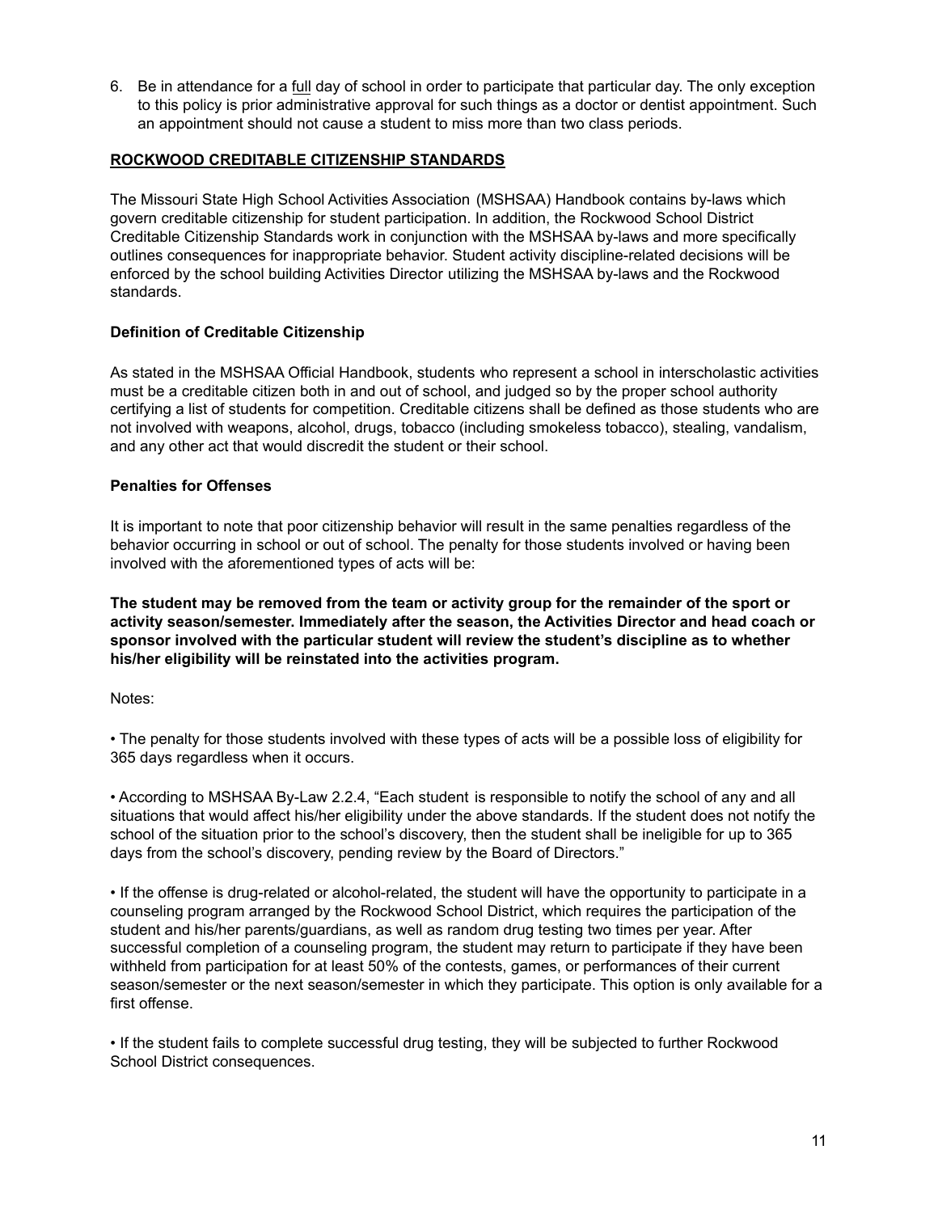6. Be in attendance for a <u>full</u> day of school in order to participate that particular day. The only exception to this policy is prior administrative approval for such things as a doctor or dentist appointment. Such an appointment should not cause a student to miss more than two class periods.

## <u>ROCKWOOD CREDITABLE CITIZENSHIP STANDARDS</u>

The Missouri State High School Activities Association (MSHSAA) Handbook contains by-laws which govern creditable citizenship for student participation. In addition, the Rockwood School District Creditable Citizenship Standards work in conjunction with the MSHSAA by-laws and more specifically outlines consequences for inappropriate behavior. Student activity discipline-related decisions will be enforced by the school building Activities Director utilizing the MSHSAA by-laws and the Rockwood standards.

### Definition of Creditable Citizenship

As stated in the MSHSAA Official Handbook, students who represent a school in interscholastic activities must be a creditable citizen both in and out of school, and judged so by the proper school authority certifying a list of students for competition. Creditable citizens shall be defined as those students who are not involved with weapons, alcohol, drugs, tobacco (including smokeless tobacco), stealing, vandalism, and any other act that would discredit the student or their school.

### Penalties for Offenses

It is important to note that poor citizenship behavior will result in the same penalties regardless of the behavior occurring in school or out of school. The penalty for those students involved or having been involved with the aforementioned types of acts will be:

**The student may be removed from the team or activity group for the remainder of the sport or activity season/semester. Immediately after the season, the Activities Director and head coach or sponsor involved with the particular student will review the student's discipline as to whether his/her eligibility will be reinstated into the activities program.**

Notes:

• The penalty for those students involved with these types of acts will be a possible loss of eligibility for 365 days regardless when it occurs.

• According to MSHSAA By-Law 2.2.4, "Each student is responsible to notify the school of any and all situations that would affect his/her eligibility under the above standards. If the student does not notify the school of the situation prior to the school's discovery, then the student shall be ineligible for up to 365 days from the school's discovery, pending review by the Board of Directors."

• If the offense is drug-related or alcohol-related, the student will have the opportunity to participate in a counseling program arranged by the Rockwood School District, which requires the participation of the student and his/her parents/guardians, as well as random drug testing two times per year. After successful completion of a counseling program, the student may return to participate if they have been withheld from participation for at least 50% of the contests, games, or performances of their current season/semester or the next season/semester in which they participate. This option is only available for a first offense.

• If the student fails to complete successful drug testing, they will be subjected to further Rockwood School District consequences.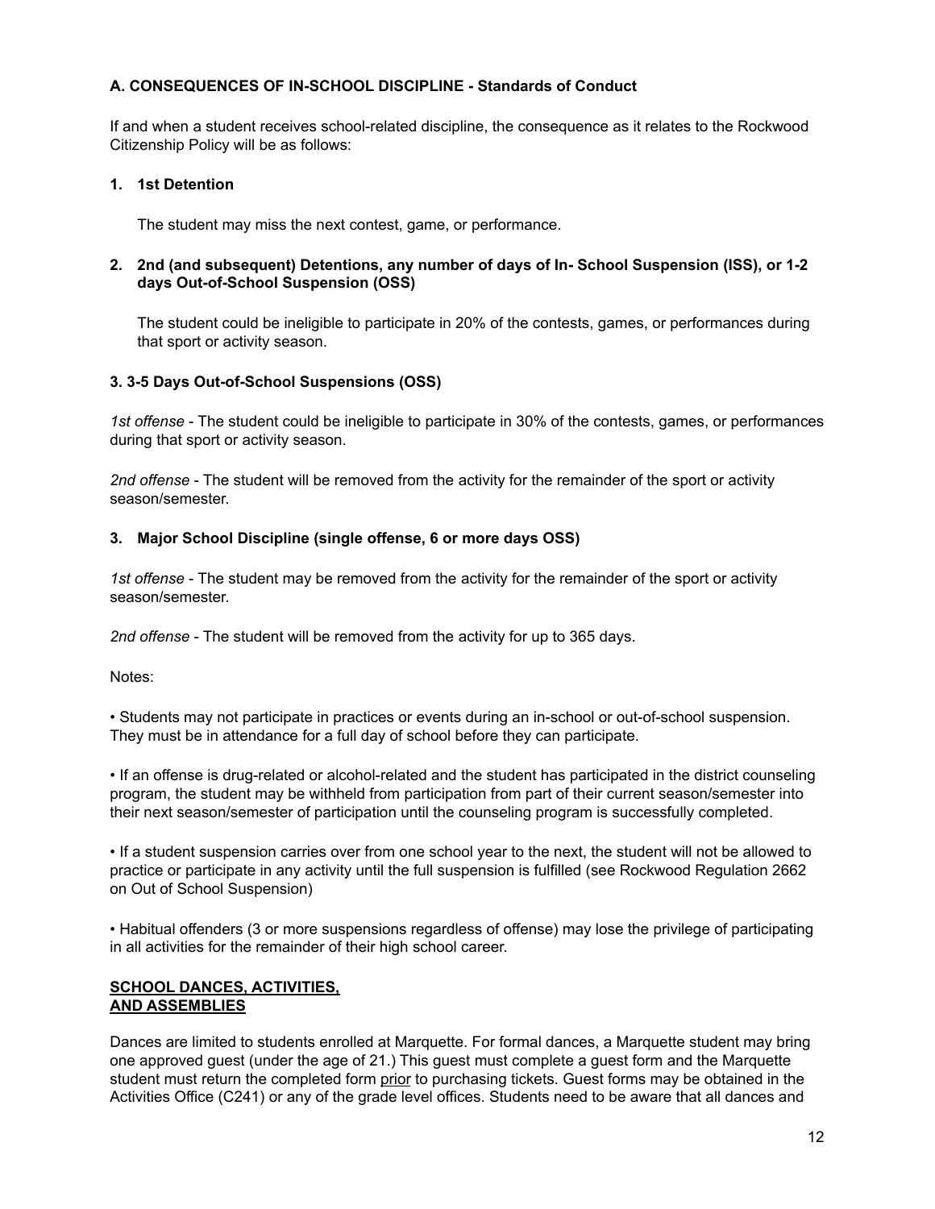### A. CONSEQUENCES OF IN-SCHOOL DISCIPLINE - Standards of Conduct

If and when a student receives school-related discipline, the consequence as it relates to the Rockwood Citizenship Policy will be as follows:

#### 1. 1st Detention

The student may miss the next contest, game, or performance.

#### 2. 2nd (and subsequent) Detentions, any number of days of In- School Suspension (ISS), or 1-2 days Out-of-School Suspension (OSS)

The student could be ineligible to participate in 20% of the contests, games, or performances during that sport or activity season.

#### 3. 3-5 Days Out-of-School Suspensions (OSS)

*1st offense* - The student could be ineligible to participate in 30% of the contests, games, or performances during that sport or activity season.

*2nd offense* - The student will be removed from the activity for the remainder of the sport or activity season/semester.

#### 3. Major School Discipline (single offense, 6 or more days OSS)

*1st offense* - The student may be removed from the activity for the remainder of the sport or activity season/semester.

*2nd offense* - The student will be removed from the activity for up to 365 days.

Notes:

• Students may not participate in practices or events during an in-school or out-of-school suspension. They must be in attendance for a full day of school before they can participate.

• If an offense is drug-related or alcohol-related and the student has participated in the district counseling program, the student may be withheld from participation from part of their current season/semester into their next season/semester of participation until the counseling program is successfully completed.

• If a student suspension carries over from one school year to the next, the student will not be allowed to practice or participate in any activity until the full suspension is fulfilled (see Rockwood Regulation 2662 on Out of School Suspension)

• Habitual offenders (3 or more suspensions regardless of offense) may lose the privilege of participating in all activities for the remainder of their high school career.

## SCHOOL DANCES, ACTIVITIES, AND ASSEMBLIES

Dances are limited to students enrolled at Marquette. For formal dances, a Marquette student may bring one approved guest (under the age of 21.) This guest must complete a guest form and the Marquette student must return the completed form prior to purchasing tickets. Guest forms may be obtained in the Activities Office (C241) or any of the grade level offices. Students need to be aware that all dances and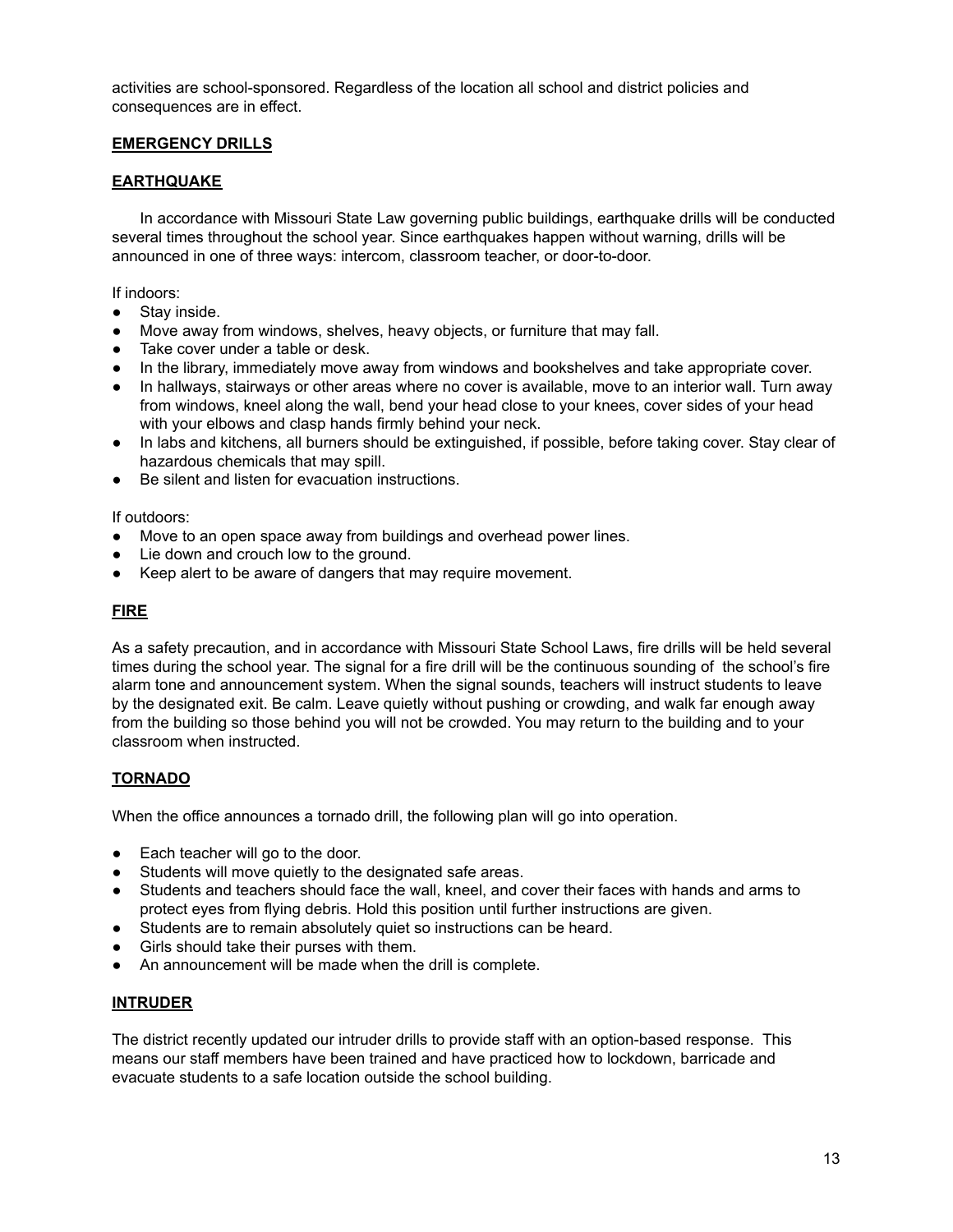activities are school-sponsored. Regardless of the location all school and district policies and consequences are in effect.

## EMERGENCY DRILLS

### EARTHQUAKE

In accordance with Missouri State Law governing public buildings, earthquake drills will be conducted several times throughout the school year. Since earthquakes happen without warning, drills will be announced in one of three ways: intercom, classroom teacher, or door-to-door.

If indoors:

- Stay inside.
- Move away from windows, shelves, heavy objects, or furniture that may fall.
- Take cover under a table or desk.
- In the library, immediately move away from windows and bookshelves and take appropriate cover.
- In hallways, stairways or other areas where no cover is available, move to an interior wall. Turn away from windows, kneel along the wall, bend your head close to your knees, cover sides of your head with your elbows and clasp hands firmly behind your neck.
- In labs and kitchens, all burners should be extinguished, if possible, before taking cover. Stay clear of hazardous chemicals that may spill.
- Be silent and listen for evacuation instructions.

If outdoors:

- Move to an open space away from buildings and overhead power lines.
- Lie down and crouch low to the ground.
- Keep alert to be aware of dangers that may require movement.

### FIRE

As a safety precaution, and in accordance with Missouri State School Laws, fire drills will be held several times during the school year. The signal for a fire drill will be the continuous sounding of the school's fire alarm tone and announcement system. When the signal sounds, teachers will instruct students to leave by the designated exit. Be calm. Leave quietly without pushing or crowding, and walk far enough away from the building so those behind you will not be crowded. You may return to the building and to your classroom when instructed.

### TORNADO

When the office announces a tornado drill, the following plan will go into operation.

- Each teacher will go to the door.
- Students will move quietly to the designated safe areas.
- Students and teachers should face the wall, kneel, and cover their faces with hands and arms to protect eyes from flying debris. Hold this position until further instructions are given.
- Students are to remain absolutely quiet so instructions can be heard.
- Girls should take their purses with them.
- An announcement will be made when the drill is complete.

### INTRUDER

The district recently updated our intruder drills to provide staff with an option-based response. This means our staff members have been trained and have practiced how to lockdown, barricade and evacuate students to a safe location outside the school building.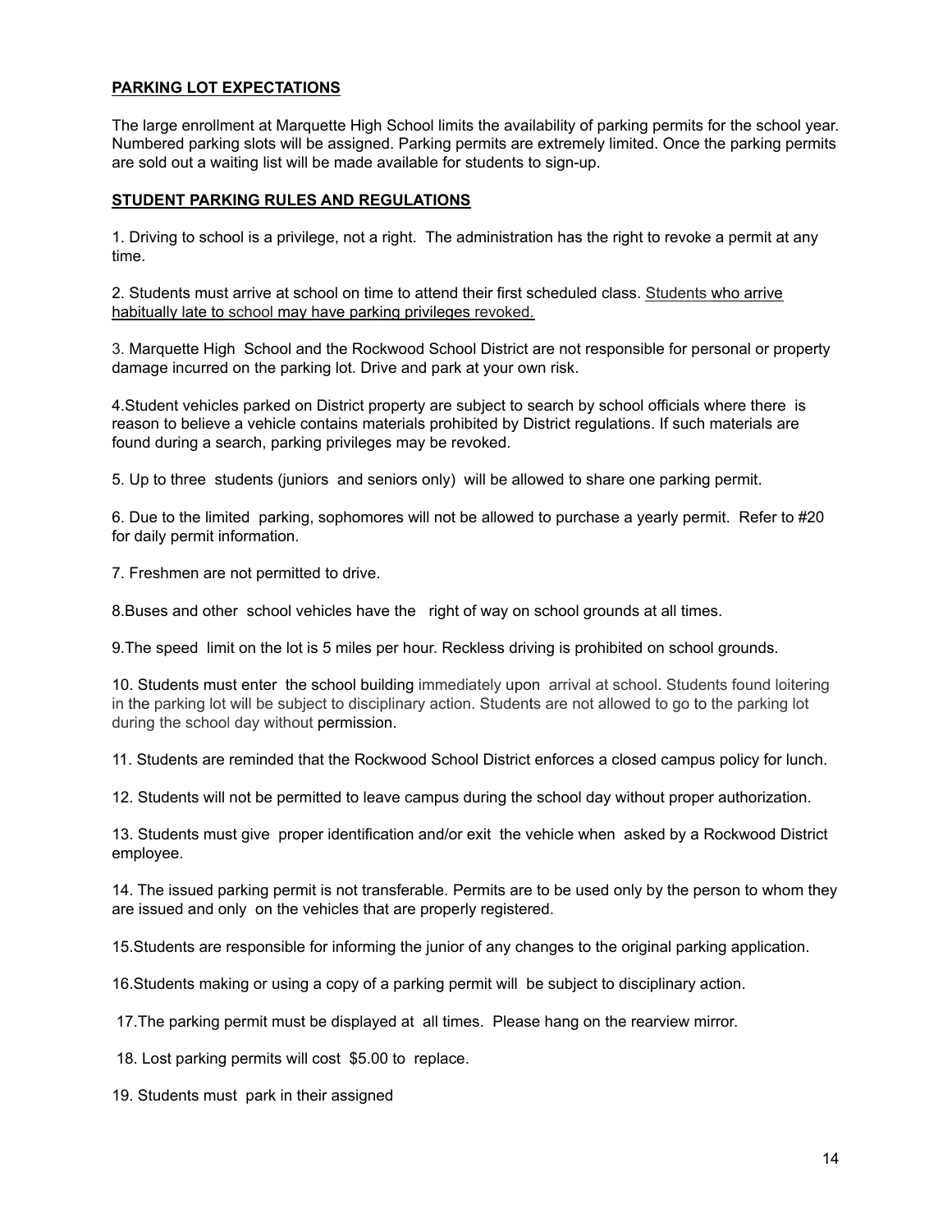**PARKING LOT EXPECTATIONS**

The large enrollment at Marquette High School limits the availability of parking permits for the school year. Numbered parking slots will be assigned. Parking permits are extremely limited. Once the parking permits are sold out a waiting list will be made available for students to sign-up.

**STUDENT PARKING RULES AND REGULATIONS**

1. Driving to school is a privilege, not a right. The administration has the right to revoke a permit at any time.

2. Students must arrive at school on time to attend their first scheduled class. Students who arrive habitually late to school may have parking privileges revoked.

3. Marquette High School and the Rockwood School District are not responsible for personal or property damage incurred on the parking lot. Drive and park at your own risk.

4.Student vehicles parked on District property are subject to search by school officials where there is reason to believe a vehicle contains materials prohibited by District regulations. If such materials are found during a search, parking privileges may be revoked.

5. Up to three students (juniors and seniors only) will be allowed to share one parking permit.

6. Due to the limited parking, sophomores will not be allowed to purchase a yearly permit. Refer to #20 for daily permit information.

7. Freshmen are not permitted to drive.

8.Buses and other school vehicles have the right of way on school grounds at all times.

9.The speed limit on the lot is 5 miles per hour. Reckless driving is prohibited on school grounds.

10. Students must enter the school building immediately upon arrival at school. Students found loitering in the parking lot will be subject to disciplinary action. Students are not allowed to go to the parking lot during the school day without permission.

11. Students are reminded that the Rockwood School District enforces a closed campus policy for lunch.

12. Students will not be permitted to leave campus during the school day without proper authorization.

13. Students must give proper identification and/or exit the vehicle when asked by a Rockwood District employee.

14. The issued parking permit is not transferable. Permits are to be used only by the person to whom they are issued and only on the vehicles that are properly registered.

15.Students are responsible for informing the junior of any changes to the original parking application.

16.Students making or using a copy of a parking permit will be subject to disciplinary action.

17.The parking permit must be displayed at all times. Please hang on the rearview mirror.

18. Lost parking permits will cost $5.00 to replace.

19. Students must park in their assigned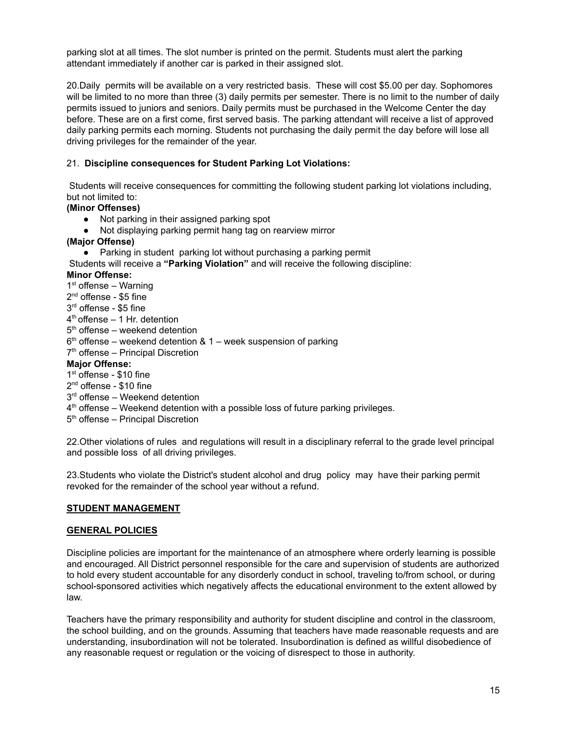parking slot at all times. The slot number is printed on the permit. Students must alert the parking attendant immediately if another car is parked in their assigned slot.

20.Daily permits will be available on a very restricted basis. These will cost $5.00 per day. Sophomores will be limited to no more than three (3) daily permits per semester. There is no limit to the number of daily permits issued to juniors and seniors. Daily permits must be purchased in the Welcome Center the day before. These are on a first come, first served basis. The parking attendant will receive a list of approved daily parking permits each morning. Students not purchasing the daily permit the day before will lose all driving privileges for the remainder of the year.

21. **Discipline consequences for Student Parking Lot Violations:**

Students will receive consequences for committing the following student parking lot violations including, but not limited to:

**(Minor Offenses)**

- Not parking in their assigned parking spot
- Not displaying parking permit hang tag on rearview mirror

**(Major Offense)**

- Parking in student parking lot without purchasing a parking permit

Students will receive a **"Parking Violation"** and will receive the following discipline:

**Minor Offense:**

1st offense – Warning
2nd offense - $5 fine
3rd offense - $5 fine
4th offense – 1 Hr. detention
5th offense – weekend detention
6th offense – weekend detention & 1 – week suspension of parking
7th offense – Principal Discretion

**Major Offense:**

1st offense - $10 fine
2nd offense - $10 fine
3rd offense – Weekend detention
4th offense – Weekend detention with a possible loss of future parking privileges.
5th offense – Principal Discretion

22.Other violations of rules and regulations will result in a disciplinary referral to the grade level principal and possible loss of all driving privileges.

23.Students who violate the District's student alcohol and drug policy may have their parking permit revoked for the remainder of the school year without a refund.

## STUDENT MANAGEMENT

### GENERAL POLICIES

Discipline policies are important for the maintenance of an atmosphere where orderly learning is possible and encouraged. All District personnel responsible for the care and supervision of students are authorized to hold every student accountable for any disorderly conduct in school, traveling to/from school, or during school-sponsored activities which negatively affects the educational environment to the extent allowed by law.

Teachers have the primary responsibility and authority for student discipline and control in the classroom, the school building, and on the grounds. Assuming that teachers have made reasonable requests and are understanding, insubordination will not be tolerated. Insubordination is defined as willful disobedience of any reasonable request or regulation or the voicing of disrespect to those in authority.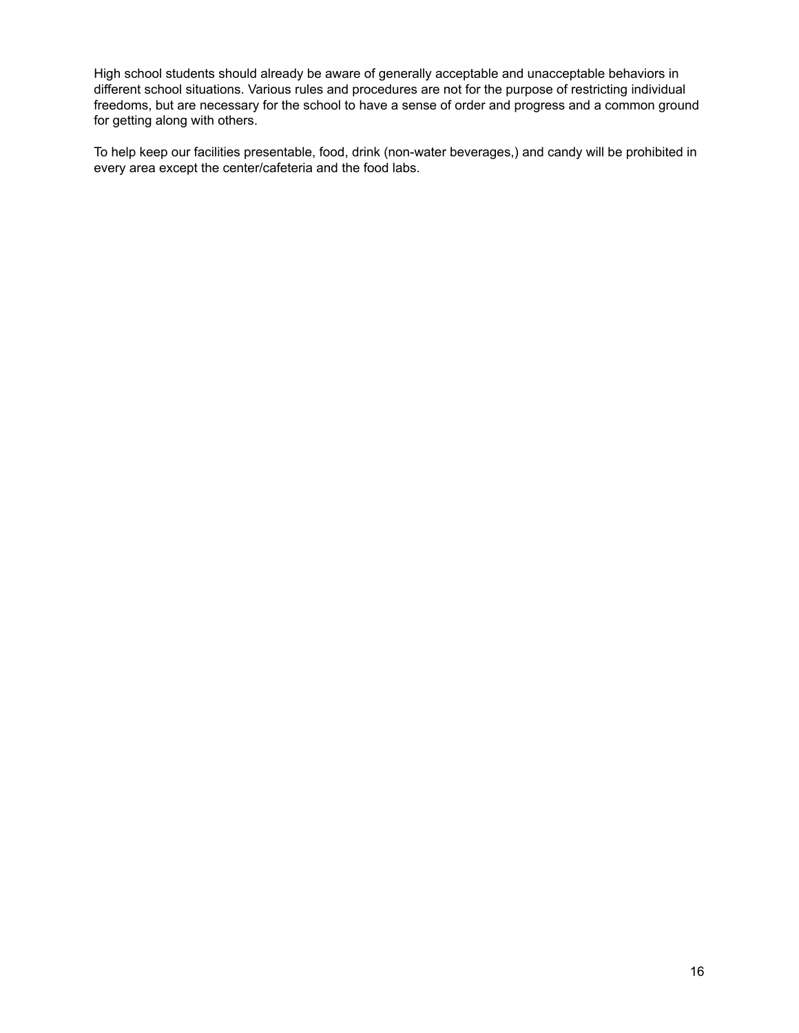High school students should already be aware of generally acceptable and unacceptable behaviors in different school situations. Various rules and procedures are not for the purpose of restricting individual freedoms, but are necessary for the school to have a sense of order and progress and a common ground for getting along with others.

To help keep our facilities presentable, food, drink (non-water beverages,) and candy will be prohibited in every area except the center/cafeteria and the food labs.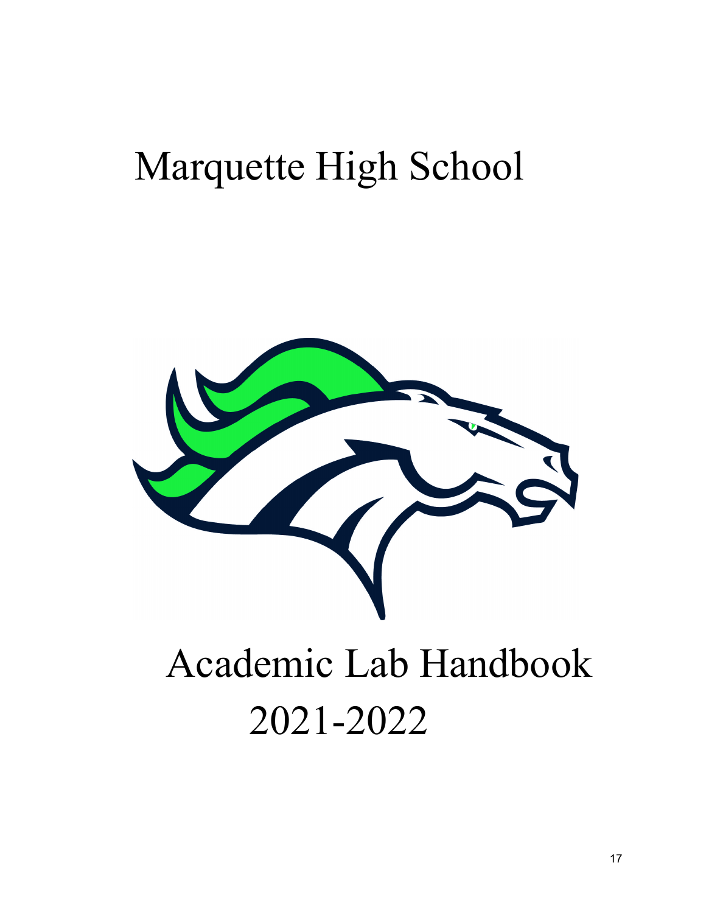# Marquette High School

# Academic Lab Handbook 2021-2022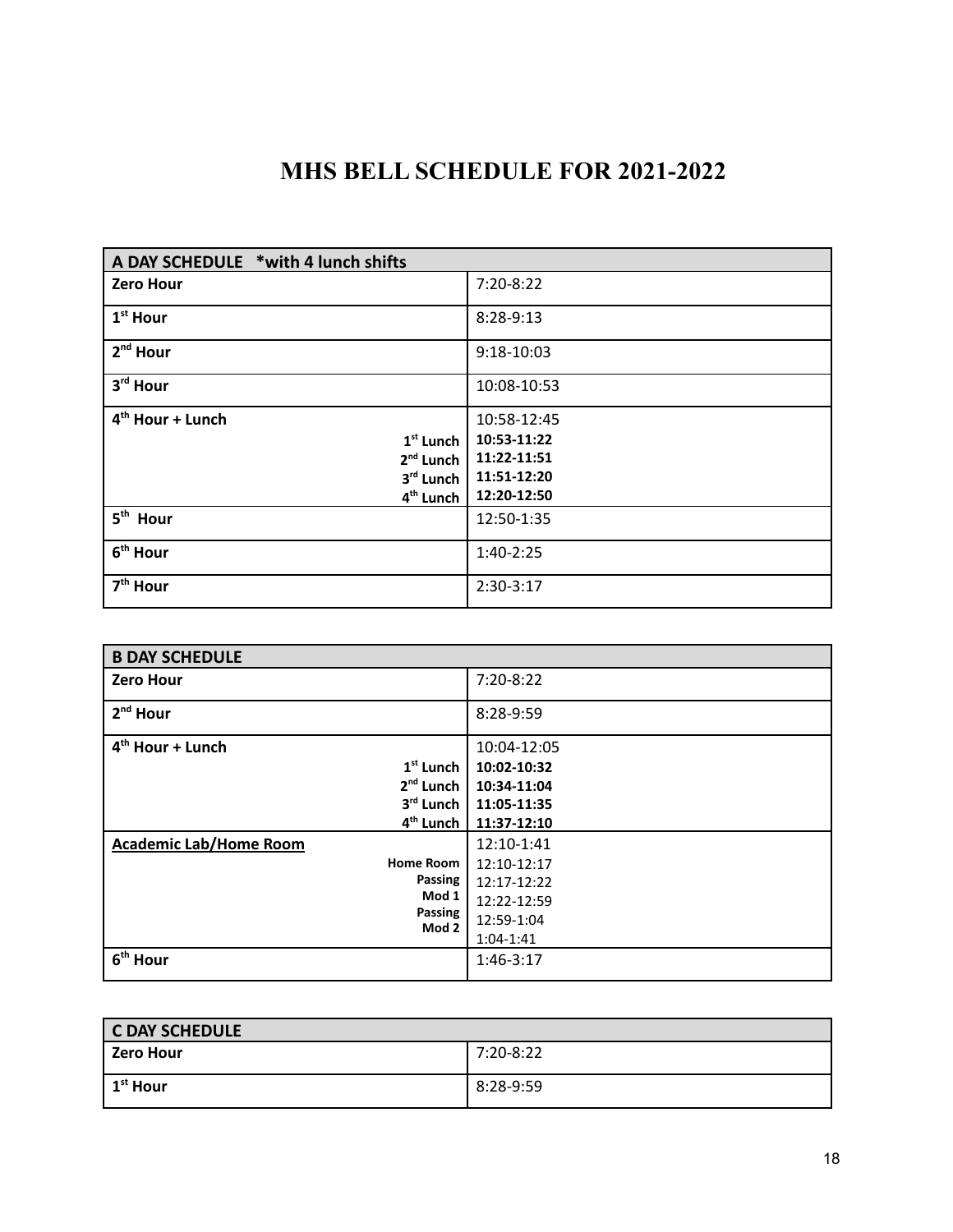# MHS BELL SCHEDULE FOR 2021-2022

| A DAY SCHEDULE \*with 4 lunch shifts | |
|---|---|
| **Zero Hour** | 7:20-8:22 |
| **1st Hour** | 8:28-9:13 |
| **2nd Hour** | 9:18-10:03 |
| **3rd Hour** | 10:08-10:53 |
| **4th Hour + Lunch** | 10:58-12:45 |
| **1st Lunch** | **10:53-11:22** |
| **2nd Lunch** | **11:22-11:51** |
| **3rd Lunch** | **11:51-12:20** |
| **4th Lunch** | **12:20-12:50** |
| **5th Hour** | 12:50-1:35 |
| **6th Hour** | 1:40-2:25 |
| **7th Hour** | 2:30-3:17 |

| B DAY SCHEDULE | |
|---|---|
| **Zero Hour** | 7:20-8:22 |
| **2nd Hour** | 8:28-9:59 |
| **4th Hour + Lunch** | 10:04-12:05 |
| **1st Lunch** | **10:02-10:32** |
| **2nd Lunch** | **10:34-11:04** |
| **3rd Lunch** | **11:05-11:35** |
| **4th Lunch** | **11:37-12:10** |
| **Academic Lab/Home Room** | 12:10-1:41 |
| **Home Room** | 12:10-12:17 |
| **Passing** | 12:17-12:22 |
| **Mod 1** | 12:22-12:59 |
| **Passing** | 12:59-1:04 |
| **Mod 2** | 1:04-1:41 |
| **6th Hour** | 1:46-3:17 |

| C DAY SCHEDULE | |
|---|---|
| **Zero Hour** | 7:20-8:22 |
| **1st Hour** | 8:28-9:59 |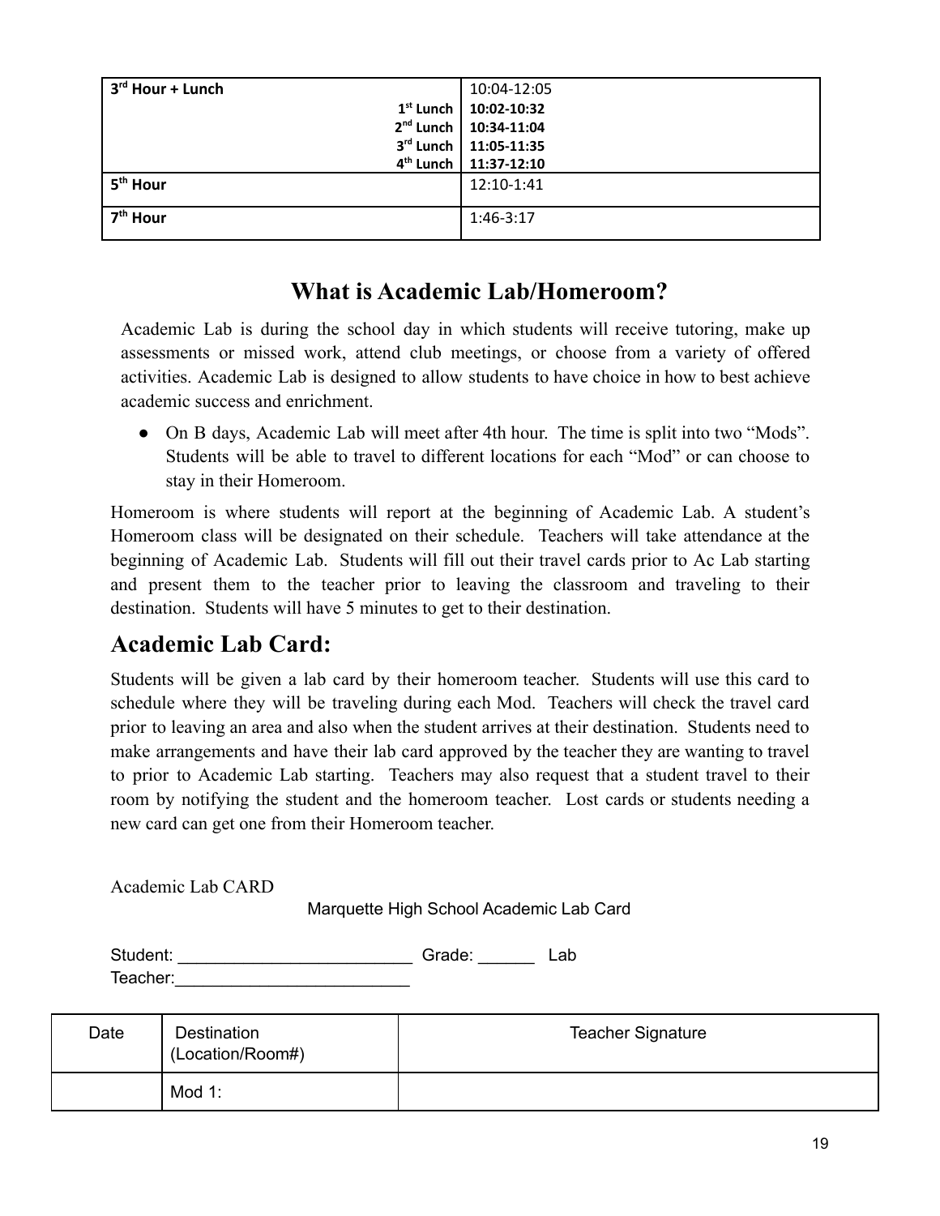| **3rd Hour + Lunch** | 10:04-12:05 |
|---|---|
| **1st Lunch** | **10:02-10:32** |
| **2nd Lunch** | **10:34-11:04** |
| **3rd Lunch** | **11:05-11:35** |
| **4th Lunch** | **11:37-12:10** |
| **5th Hour** | 12:10-1:41 |
| **7th Hour** | 1:46-3:17 |

## What is Academic Lab/Homeroom?

Academic Lab is during the school day in which students will receive tutoring, make up assessments or missed work, attend club meetings, or choose from a variety of offered activities. Academic Lab is designed to allow students to have choice in how to best achieve academic success and enrichment.

- On B days, Academic Lab will meet after 4th hour. The time is split into two "Mods". Students will be able to travel to different locations for each "Mod" or can choose to stay in their Homeroom.

Homeroom is where students will report at the beginning of Academic Lab. A student's Homeroom class will be designated on their schedule. Teachers will take attendance at the beginning of Academic Lab. Students will fill out their travel cards prior to Ac Lab starting and present them to the teacher prior to leaving the classroom and traveling to their destination. Students will have 5 minutes to get to their destination.

## Academic Lab Card:

Students will be given a lab card by their homeroom teacher. Students will use this card to schedule where they will be traveling during each Mod. Teachers will check the travel card prior to leaving an area and also when the student arrives at their destination. Students need to make arrangements and have their lab card approved by the teacher they are wanting to travel to prior to Academic Lab starting. Teachers may also request that a student travel to their room by notifying the student and the homeroom teacher. Lost cards or students needing a new card can get one from their Homeroom teacher.

Academic Lab CARD

Marquette High School Academic Lab Card

Student: _________________________ Grade: ______ Lab Teacher:_________________________

| Date | Destination (Location/Room#) | Teacher Signature |
|---|---|---|
| | Mod 1: | |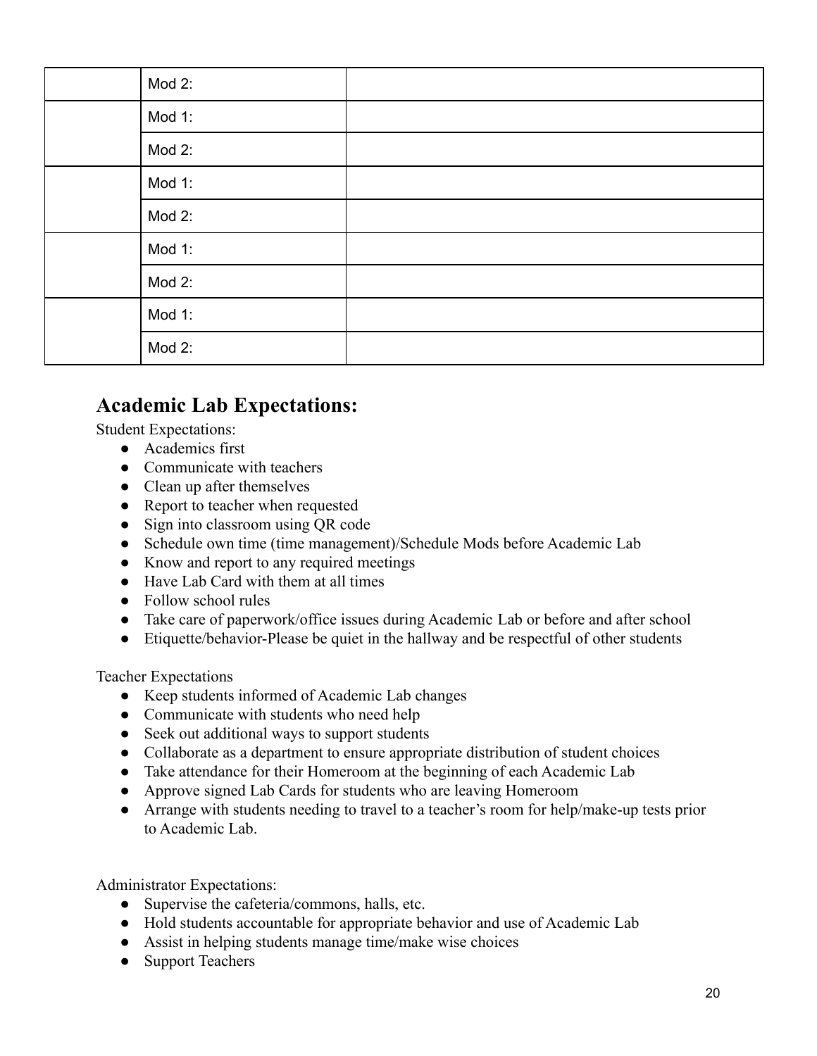| | | |
|---|---|---|
| | Mod 2: | |
| | Mod 1: | |
| | Mod 2: | |
| | Mod 1: | |
| | Mod 2: | |
| | Mod 1: | |
| | Mod 2: | |
| | Mod 1: | |
| | Mod 2: | |

## Academic Lab Expectations:

Student Expectations:

- Academics first
- Communicate with teachers
- Clean up after themselves
- Report to teacher when requested
- Sign into classroom using QR code
- Schedule own time (time management)/Schedule Mods before Academic Lab
- Know and report to any required meetings
- Have Lab Card with them at all times
- Follow school rules
- Take care of paperwork/office issues during Academic Lab or before and after school
- Etiquette/behavior-Please be quiet in the hallway and be respectful of other students

Teacher Expectations

- Keep students informed of Academic Lab changes
- Communicate with students who need help
- Seek out additional ways to support students
- Collaborate as a department to ensure appropriate distribution of student choices
- Take attendance for their Homeroom at the beginning of each Academic Lab
- Approve signed Lab Cards for students who are leaving Homeroom
- Arrange with students needing to travel to a teacher's room for help/make-up tests prior to Academic Lab.

Administrator Expectations:

- Supervise the cafeteria/commons, halls, etc.
- Hold students accountable for appropriate behavior and use of Academic Lab
- Assist in helping students manage time/make wise choices
- Support Teachers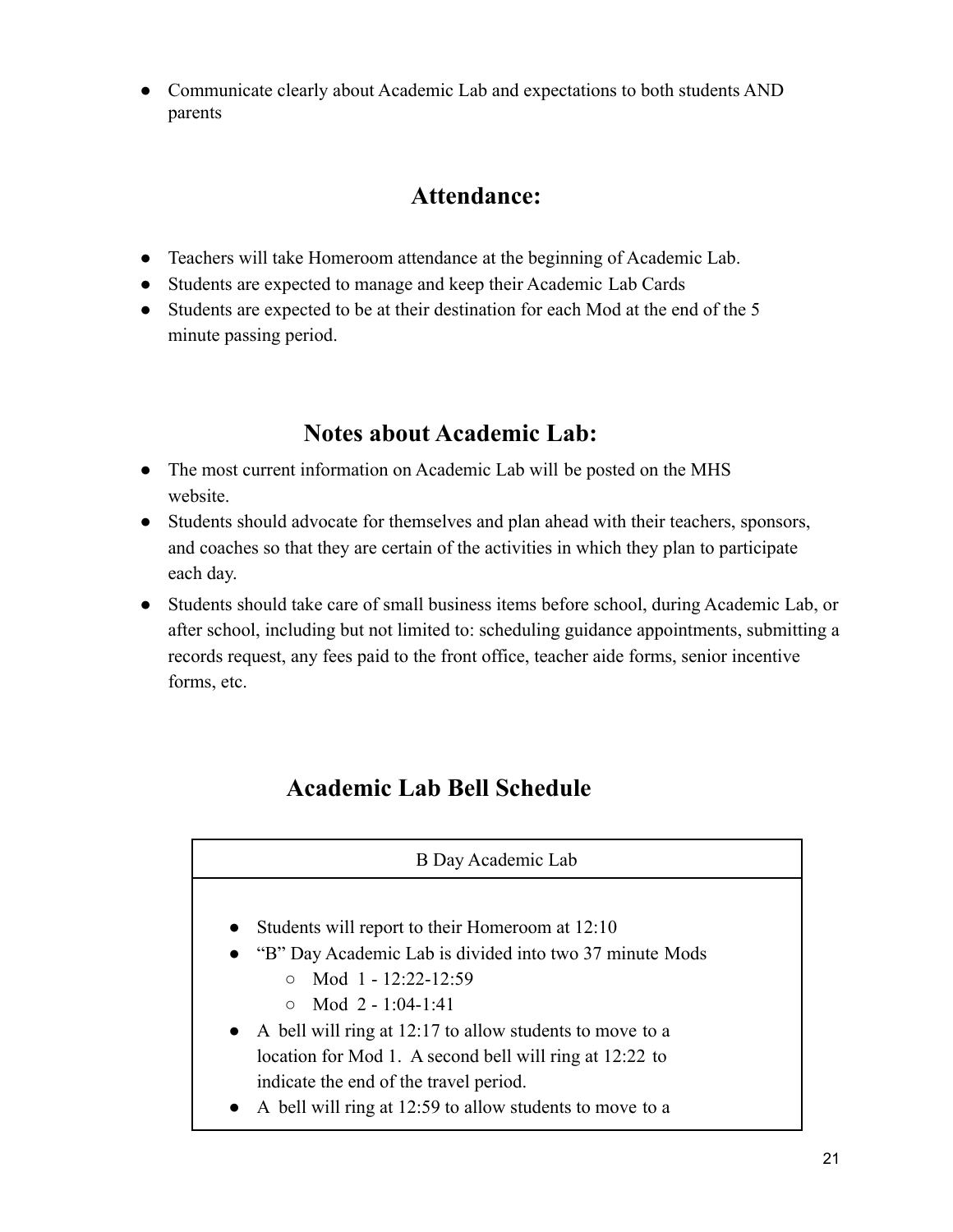- Communicate clearly about Academic Lab and expectations to both students AND parents

## Attendance:

- Teachers will take Homeroom attendance at the beginning of Academic Lab.
- Students are expected to manage and keep their Academic Lab Cards
- Students are expected to be at their destination for each Mod at the end of the 5 minute passing period.

## Notes about Academic Lab:

- The most current information on Academic Lab will be posted on the MHS website.
- Students should advocate for themselves and plan ahead with their teachers, sponsors, and coaches so that they are certain of the activities in which they plan to participate each day.
- Students should take care of small business items before school, during Academic Lab, or after school, including but not limited to: scheduling guidance appointments, submitting a records request, any fees paid to the front office, teacher aide forms, senior incentive forms, etc.

## Academic Lab Bell Schedule

| B Day Academic Lab |
| --- |
| • Students will report to their Homeroom at 12:10<br>• "B" Day Academic Lab is divided into two 37 minute Mods<br>&nbsp;&nbsp;&nbsp;&nbsp;○ Mod 1 - 12:22-12:59<br>&nbsp;&nbsp;&nbsp;&nbsp;○ Mod 2 - 1:04-1:41<br>• A bell will ring at 12:17 to allow students to move to a location for Mod 1. A second bell will ring at 12:22 to indicate the end of the travel period.<br>• A bell will ring at 12:59 to allow students to move to a |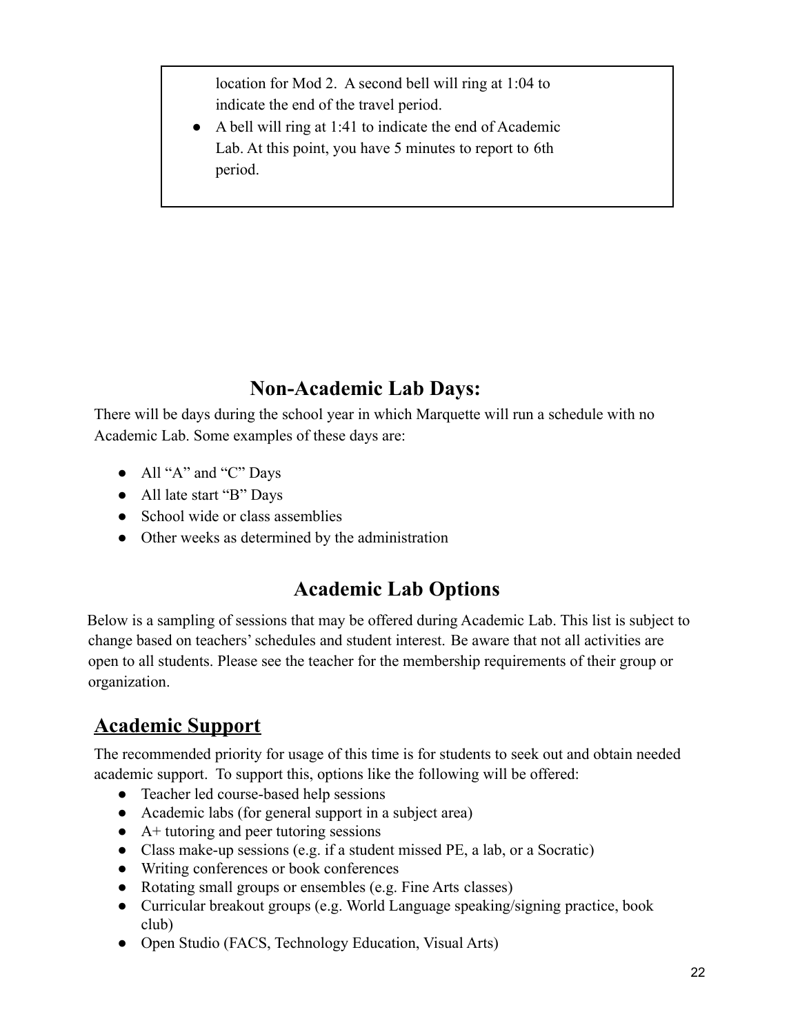location for Mod 2. A second bell will ring at 1:04 to indicate the end of the travel period.

- A bell will ring at 1:41 to indicate the end of Academic Lab. At this point, you have 5 minutes to report to 6th period.

## Non-Academic Lab Days:

There will be days during the school year in which Marquette will run a schedule with no Academic Lab. Some examples of these days are:

- All "A" and "C" Days
- All late start "B" Days
- School wide or class assemblies
- Other weeks as determined by the administration

## Academic Lab Options

Below is a sampling of sessions that may be offered during Academic Lab. This list is subject to change based on teachers' schedules and student interest. Be aware that not all activities are open to all students. Please see the teacher for the membership requirements of their group or organization.

### Academic Support

The recommended priority for usage of this time is for students to seek out and obtain needed academic support. To support this, options like the following will be offered:

- Teacher led course-based help sessions
- Academic labs (for general support in a subject area)
- A+ tutoring and peer tutoring sessions
- Class make-up sessions (e.g. if a student missed PE, a lab, or a Socratic)
- Writing conferences or book conferences
- Rotating small groups or ensembles (e.g. Fine Arts classes)
- Curricular breakout groups (e.g. World Language speaking/signing practice, book club)
- Open Studio (FACS, Technology Education, Visual Arts)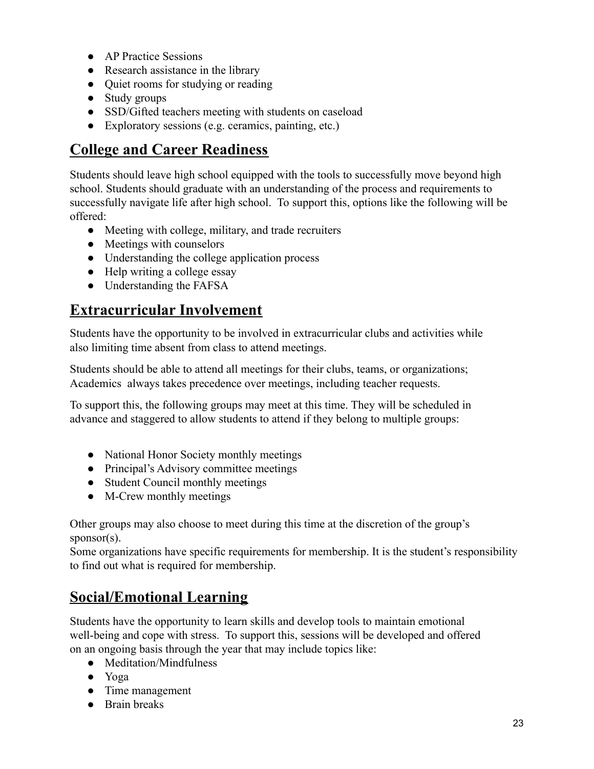- AP Practice Sessions
- Research assistance in the library
- Quiet rooms for studying or reading
- Study groups
- SSD/Gifted teachers meeting with students on caseload
- Exploratory sessions (e.g. ceramics, painting, etc.)

## College and Career Readiness

Students should leave high school equipped with the tools to successfully move beyond high school. Students should graduate with an understanding of the process and requirements to successfully navigate life after high school. To support this, options like the following will be offered:

- Meeting with college, military, and trade recruiters
- Meetings with counselors
- Understanding the college application process
- Help writing a college essay
- Understanding the FAFSA

## Extracurricular Involvement

Students have the opportunity to be involved in extracurricular clubs and activities while also limiting time absent from class to attend meetings.

Students should be able to attend all meetings for their clubs, teams, or organizations; Academics always takes precedence over meetings, including teacher requests.

To support this, the following groups may meet at this time. They will be scheduled in advance and staggered to allow students to attend if they belong to multiple groups:

- National Honor Society monthly meetings
- Principal's Advisory committee meetings
- Student Council monthly meetings
- M-Crew monthly meetings

Other groups may also choose to meet during this time at the discretion of the group's sponsor(s).
Some organizations have specific requirements for membership. It is the student's responsibility to find out what is required for membership.

## Social/Emotional Learning

Students have the opportunity to learn skills and develop tools to maintain emotional well-being and cope with stress. To support this, sessions will be developed and offered on an ongoing basis through the year that may include topics like:

- Meditation/Mindfulness
- Yoga
- Time management
- Brain breaks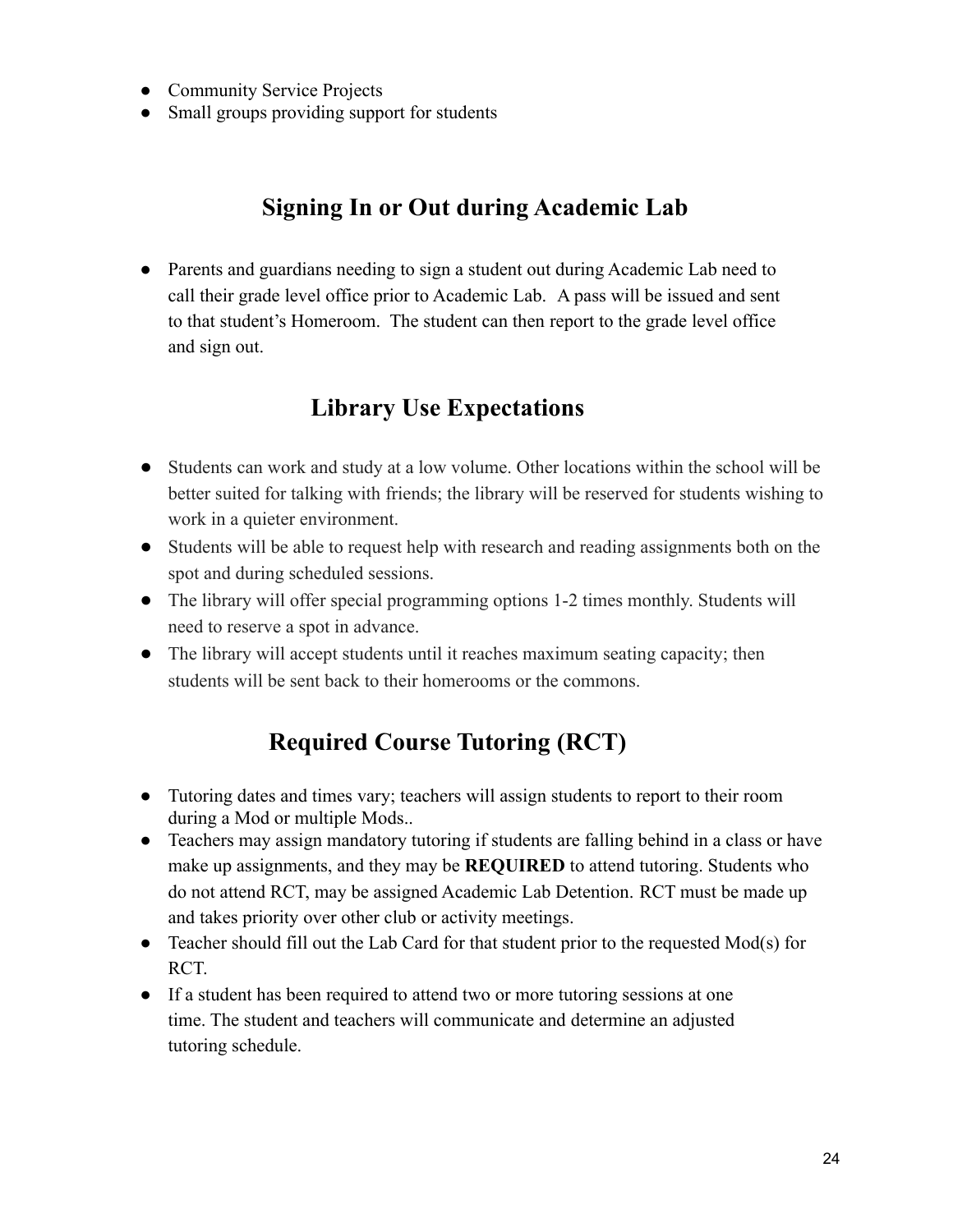- Community Service Projects
- Small groups providing support for students

## Signing In or Out during Academic Lab

- Parents and guardians needing to sign a student out during Academic Lab need to call their grade level office prior to Academic Lab.  A pass will be issued and sent to that student's Homeroom.  The student can then report to the grade level office and sign out.

## Library Use Expectations

- Students can work and study at a low volume. Other locations within the school will be better suited for talking with friends; the library will be reserved for students wishing to work in a quieter environment.
- Students will be able to request help with research and reading assignments both on the spot and during scheduled sessions.
- The library will offer special programming options 1-2 times monthly. Students will need to reserve a spot in advance.
- The library will accept students until it reaches maximum seating capacity; then students will be sent back to their homerooms or the commons.

## Required Course Tutoring (RCT)

- Tutoring dates and times vary; teachers will assign students to report to their room during a Mod or multiple Mods..
- Teachers may assign mandatory tutoring if students are falling behind in a class or have make up assignments, and they may be **REQUIRED** to attend tutoring. Students who do not attend RCT, may be assigned Academic Lab Detention. RCT must be made up and takes priority over other club or activity meetings.
- Teacher should fill out the Lab Card for that student prior to the requested Mod(s) for RCT.
- If a student has been required to attend two or more tutoring sessions at one time. The student and teachers will communicate and determine an adjusted tutoring schedule.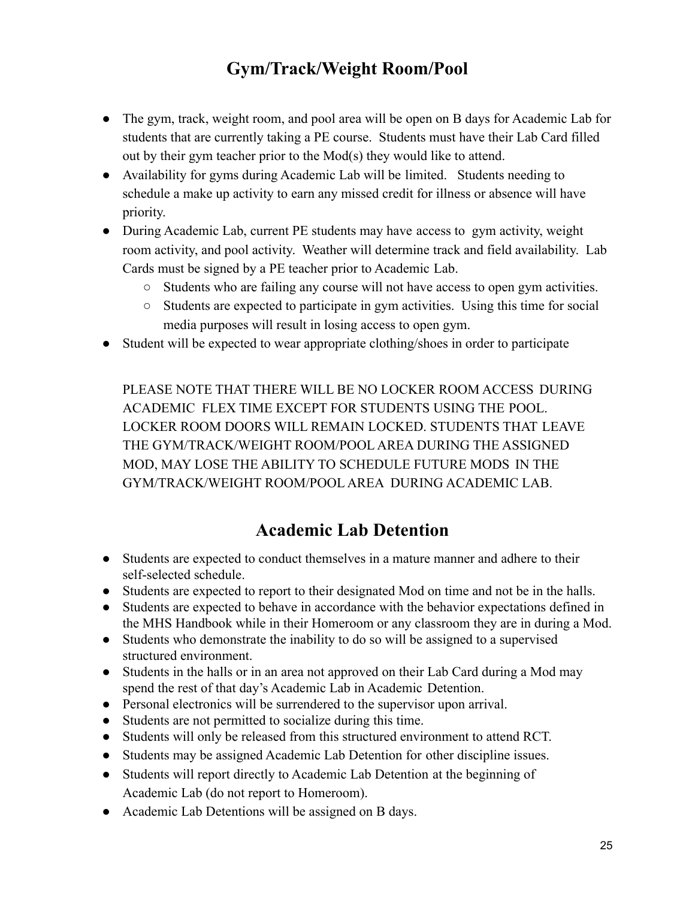# Gym/Track/Weight Room/Pool

- The gym, track, weight room, and pool area will be open on B days for Academic Lab for students that are currently taking a PE course. Students must have their Lab Card filled out by their gym teacher prior to the Mod(s) they would like to attend.
- Availability for gyms during Academic Lab will be limited. Students needing to schedule a make up activity to earn any missed credit for illness or absence will have priority.
- During Academic Lab, current PE students may have access to gym activity, weight room activity, and pool activity. Weather will determine track and field availability. Lab Cards must be signed by a PE teacher prior to Academic Lab.
  - Students who are failing any course will not have access to open gym activities.
  - Students are expected to participate in gym activities. Using this time for social media purposes will result in losing access to open gym.
- Student will be expected to wear appropriate clothing/shoes in order to participate

PLEASE NOTE THAT THERE WILL BE NO LOCKER ROOM ACCESS DURING ACADEMIC FLEX TIME EXCEPT FOR STUDENTS USING THE POOL. LOCKER ROOM DOORS WILL REMAIN LOCKED. STUDENTS THAT LEAVE THE GYM/TRACK/WEIGHT ROOM/POOL AREA DURING THE ASSIGNED MOD, MAY LOSE THE ABILITY TO SCHEDULE FUTURE MODS IN THE GYM/TRACK/WEIGHT ROOM/POOL AREA DURING ACADEMIC LAB.

# Academic Lab Detention

- Students are expected to conduct themselves in a mature manner and adhere to their self-selected schedule.
- Students are expected to report to their designated Mod on time and not be in the halls.
- Students are expected to behave in accordance with the behavior expectations defined in the MHS Handbook while in their Homeroom or any classroom they are in during a Mod.
- Students who demonstrate the inability to do so will be assigned to a supervised structured environment.
- Students in the halls or in an area not approved on their Lab Card during a Mod may spend the rest of that day's Academic Lab in Academic Detention.
- Personal electronics will be surrendered to the supervisor upon arrival.
- Students are not permitted to socialize during this time.
- Students will only be released from this structured environment to attend RCT.
- Students may be assigned Academic Lab Detention for other discipline issues.
- Students will report directly to Academic Lab Detention at the beginning of Academic Lab (do not report to Homeroom).
- Academic Lab Detentions will be assigned on B days.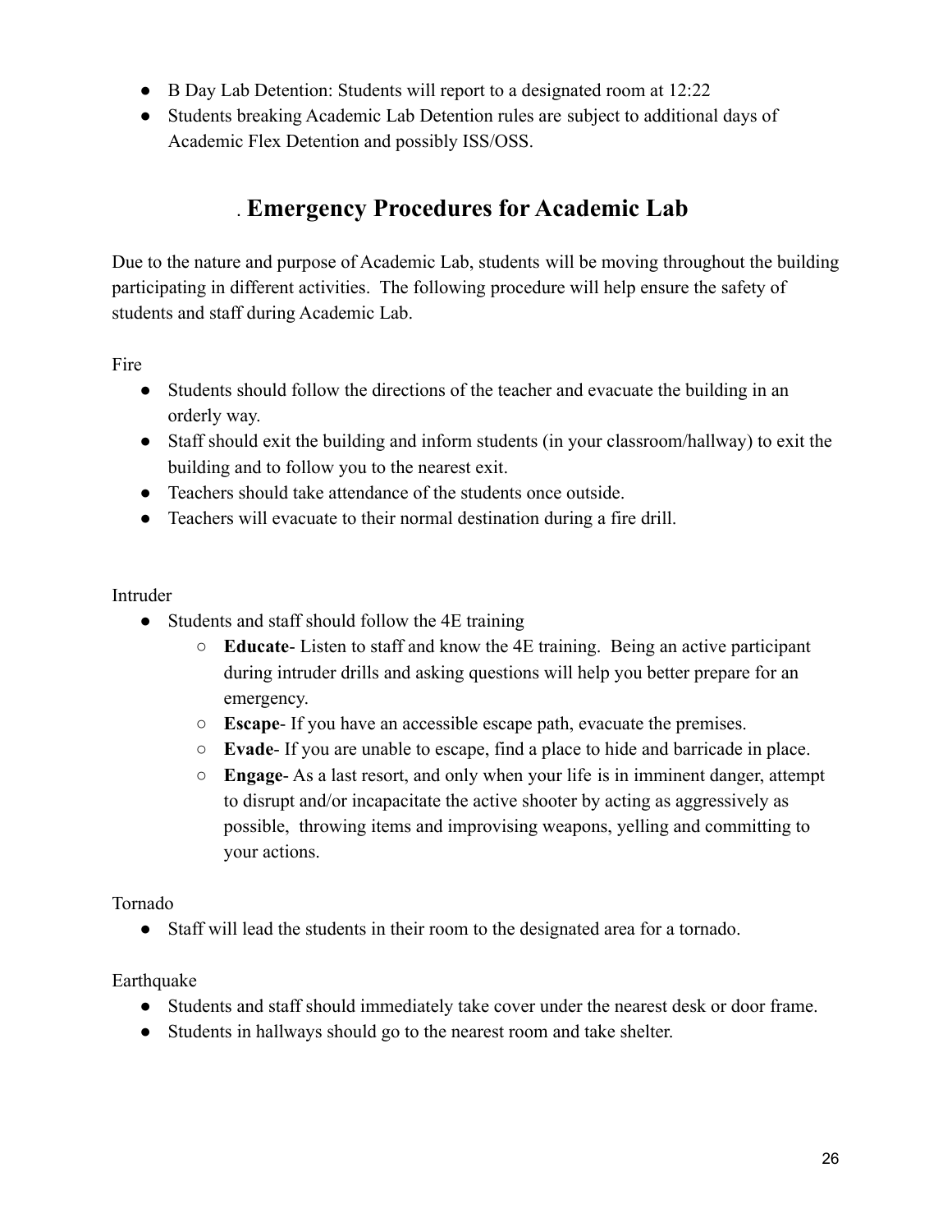- B Day Lab Detention: Students will report to a designated room at 12:22
- Students breaking Academic Lab Detention rules are subject to additional days of Academic Flex Detention and possibly ISS/OSS.

## . Emergency Procedures for Academic Lab

Due to the nature and purpose of Academic Lab, students will be moving throughout the building participating in different activities. The following procedure will help ensure the safety of students and staff during Academic Lab.

Fire

- Students should follow the directions of the teacher and evacuate the building in an orderly way.
- Staff should exit the building and inform students (in your classroom/hallway) to exit the building and to follow you to the nearest exit.
- Teachers should take attendance of the students once outside.
- Teachers will evacuate to their normal destination during a fire drill.

Intruder

- Students and staff should follow the 4E training
  - **Educate**- Listen to staff and know the 4E training. Being an active participant during intruder drills and asking questions will help you better prepare for an emergency.
  - **Escape**- If you have an accessible escape path, evacuate the premises.
  - **Evade**- If you are unable to escape, find a place to hide and barricade in place.
  - **Engage**- As a last resort, and only when your life is in imminent danger, attempt to disrupt and/or incapacitate the active shooter by acting as aggressively as possible, throwing items and improvising weapons, yelling and committing to your actions.

Tornado

- Staff will lead the students in their room to the designated area for a tornado.

Earthquake

- Students and staff should immediately take cover under the nearest desk or door frame.
- Students in hallways should go to the nearest room and take shelter.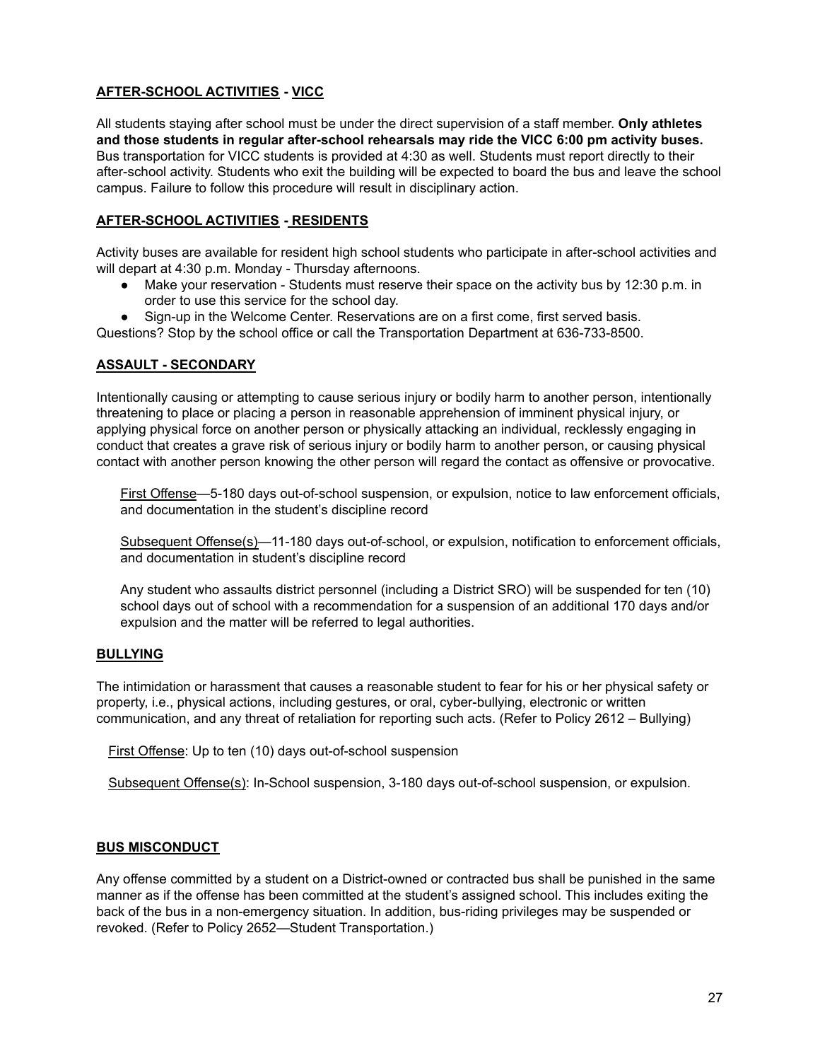### AFTER-SCHOOL ACTIVITIES - VICC

All students staying after school must be under the direct supervision of a staff member. **Only athletes and those students in regular after-school rehearsals may ride the VICC 6:00 pm activity buses.** Bus transportation for VICC students is provided at 4:30 as well. Students must report directly to their after-school activity. Students who exit the building will be expected to board the bus and leave the school campus. Failure to follow this procedure will result in disciplinary action.

### AFTER-SCHOOL ACTIVITIES - RESIDENTS

Activity buses are available for resident high school students who participate in after-school activities and will depart at 4:30 p.m. Monday - Thursday afternoons.

- Make your reservation - Students must reserve their space on the activity bus by 12:30 p.m. in order to use this service for the school day.
- Sign-up in the Welcome Center. Reservations are on a first come, first served basis.

Questions? Stop by the school office or call the Transportation Department at 636-733-8500.

### ASSAULT - SECONDARY

Intentionally causing or attempting to cause serious injury or bodily harm to another person, intentionally threatening to place or placing a person in reasonable apprehension of imminent physical injury, or applying physical force on another person or physically attacking an individual, recklessly engaging in conduct that creates a grave risk of serious injury or bodily harm to another person, or causing physical contact with another person knowing the other person will regard the contact as offensive or provocative.

First Offense—5-180 days out-of-school suspension, or expulsion, notice to law enforcement officials, and documentation in the student's discipline record

Subsequent Offense(s)—11-180 days out-of-school, or expulsion, notification to enforcement officials, and documentation in student's discipline record

Any student who assaults district personnel (including a District SRO) will be suspended for ten (10) school days out of school with a recommendation for a suspension of an additional 170 days and/or expulsion and the matter will be referred to legal authorities.

### BULLYING

The intimidation or harassment that causes a reasonable student to fear for his or her physical safety or property, i.e., physical actions, including gestures, or oral, cyber-bullying, electronic or written communication, and any threat of retaliation for reporting such acts. (Refer to Policy 2612 – Bullying)

First Offense: Up to ten (10) days out-of-school suspension

Subsequent Offense(s): In-School suspension, 3-180 days out-of-school suspension, or expulsion.

### BUS MISCONDUCT

Any offense committed by a student on a District-owned or contracted bus shall be punished in the same manner as if the offense has been committed at the student's assigned school. This includes exiting the back of the bus in a non-emergency situation. In addition, bus-riding privileges may be suspended or revoked. (Refer to Policy 2652—Student Transportation.)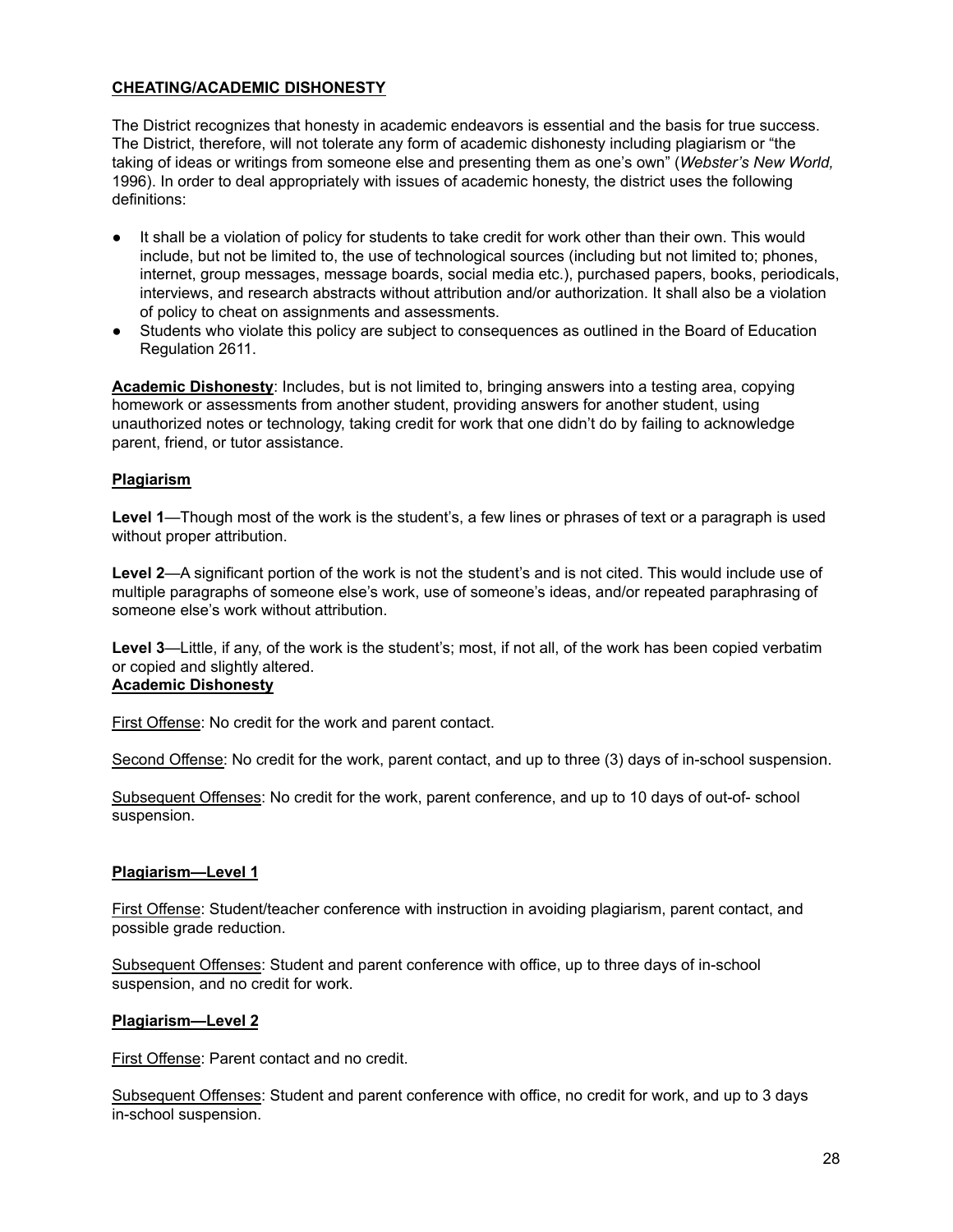## CHEATING/ACADEMIC DISHONESTY

The District recognizes that honesty in academic endeavors is essential and the basis for true success. The District, therefore, will not tolerate any form of academic dishonesty including plagiarism or "the taking of ideas or writings from someone else and presenting them as one's own" (*Webster's New World,* 1996). In order to deal appropriately with issues of academic honesty, the district uses the following definitions:

- It shall be a violation of policy for students to take credit for work other than their own. This would include, but not be limited to, the use of technological sources (including but not limited to; phones, internet, group messages, message boards, social media etc.), purchased papers, books, periodicals, interviews, and research abstracts without attribution and/or authorization. It shall also be a violation of policy to cheat on assignments and assessments.
- Students who violate this policy are subject to consequences as outlined in the Board of Education Regulation 2611.

**Academic Dishonesty**: Includes, but is not limited to, bringing answers into a testing area, copying homework or assessments from another student, providing answers for another student, using unauthorized notes or technology, taking credit for work that one didn't do by failing to acknowledge parent, friend, or tutor assistance.

### Plagiarism

**Level 1**—Though most of the work is the student's, a few lines or phrases of text or a paragraph is used without proper attribution.

**Level 2**—A significant portion of the work is not the student's and is not cited. This would include use of multiple paragraphs of someone else's work, use of someone's ideas, and/or repeated paraphrasing of someone else's work without attribution.

**Level 3**—Little, if any, of the work is the student's; most, if not all, of the work has been copied verbatim or copied and slightly altered.

### Academic Dishonesty

First Offense: No credit for the work and parent contact.

Second Offense: No credit for the work, parent contact, and up to three (3) days of in-school suspension.

Subsequent Offenses: No credit for the work, parent conference, and up to 10 days of out-of- school suspension.

### Plagiarism—Level 1

First Offense: Student/teacher conference with instruction in avoiding plagiarism, parent contact, and possible grade reduction.

Subsequent Offenses: Student and parent conference with office, up to three days of in-school suspension, and no credit for work.

### Plagiarism—Level 2

First Offense: Parent contact and no credit.

Subsequent Offenses: Student and parent conference with office, no credit for work, and up to 3 days in-school suspension.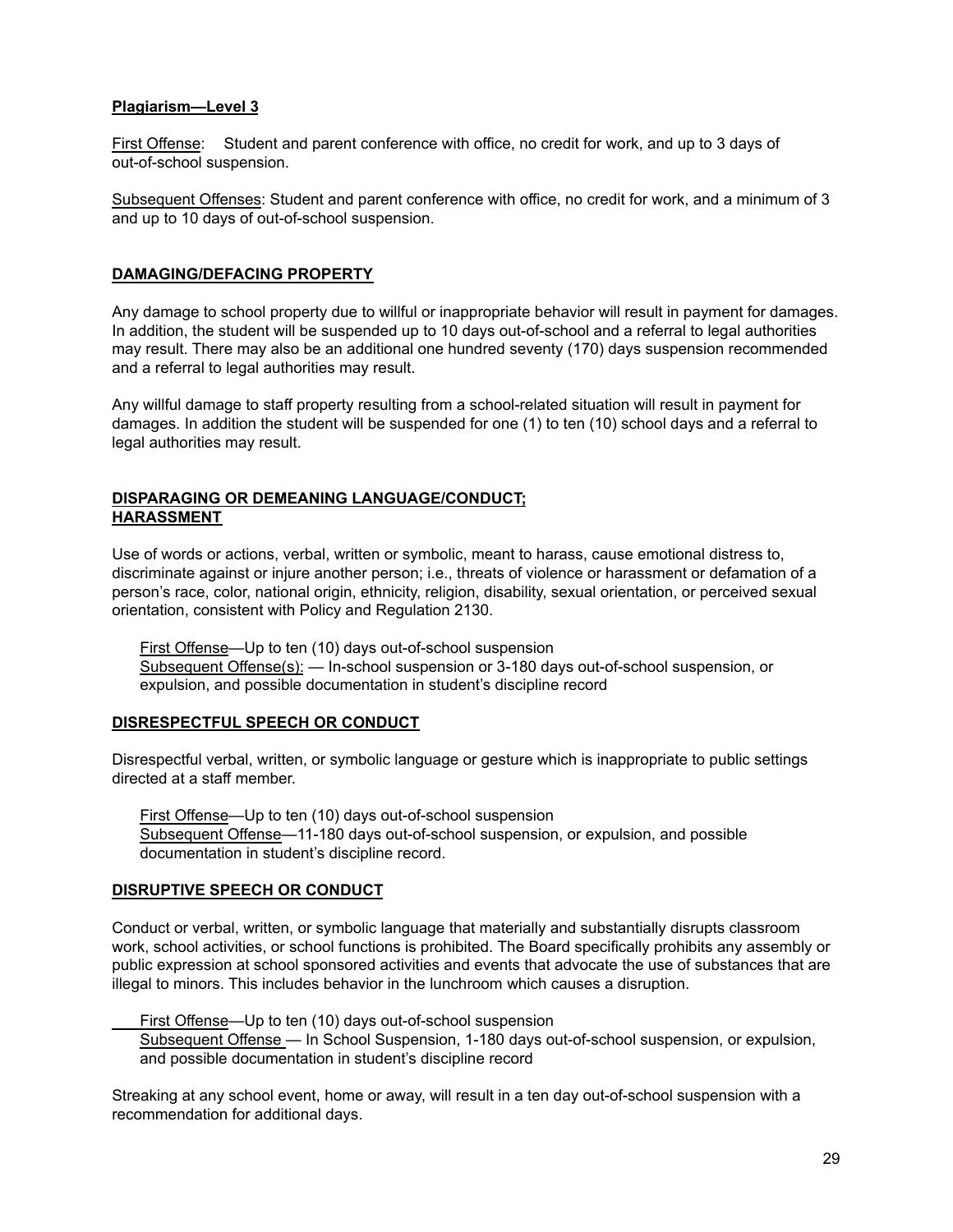**Plagiarism—Level 3**

First Offense: Student and parent conference with office, no credit for work, and up to 3 days of out-of-school suspension.

Subsequent Offenses: Student and parent conference with office, no credit for work, and a minimum of 3 and up to 10 days of out-of-school suspension.

**DAMAGING/DEFACING PROPERTY**

Any damage to school property due to willful or inappropriate behavior will result in payment for damages. In addition, the student will be suspended up to 10 days out-of-school and a referral to legal authorities may result. There may also be an additional one hundred seventy (170) days suspension recommended and a referral to legal authorities may result.

Any willful damage to staff property resulting from a school-related situation will result in payment for damages. In addition the student will be suspended for one (1) to ten (10) school days and a referral to legal authorities may result.

**DISPARAGING OR DEMEANING LANGUAGE/CONDUCT; HARASSMENT**

Use of words or actions, verbal, written or symbolic, meant to harass, cause emotional distress to, discriminate against or injure another person; i.e., threats of violence or harassment or defamation of a person's race, color, national origin, ethnicity, religion, disability, sexual orientation, or perceived sexual orientation, consistent with Policy and Regulation 2130.

First Offense—Up to ten (10) days out-of-school suspension
Subsequent Offense(s): — In-school suspension or 3-180 days out-of-school suspension, or expulsion, and possible documentation in student's discipline record

**DISRESPECTFUL SPEECH OR CONDUCT**

Disrespectful verbal, written, or symbolic language or gesture which is inappropriate to public settings directed at a staff member.

First Offense—Up to ten (10) days out-of-school suspension
Subsequent Offense—11-180 days out-of-school suspension, or expulsion, and possible documentation in student's discipline record.

**DISRUPTIVE SPEECH OR CONDUCT**

Conduct or verbal, written, or symbolic language that materially and substantially disrupts classroom work, school activities, or school functions is prohibited. The Board specifically prohibits any assembly or public expression at school sponsored activities and events that advocate the use of substances that are illegal to minors. This includes behavior in the lunchroom which causes a disruption.

First Offense—Up to ten (10) days out-of-school suspension
Subsequent Offense — In School Suspension, 1-180 days out-of-school suspension, or expulsion, and possible documentation in student's discipline record

Streaking at any school event, home or away, will result in a ten day out-of-school suspension with a recommendation for additional days.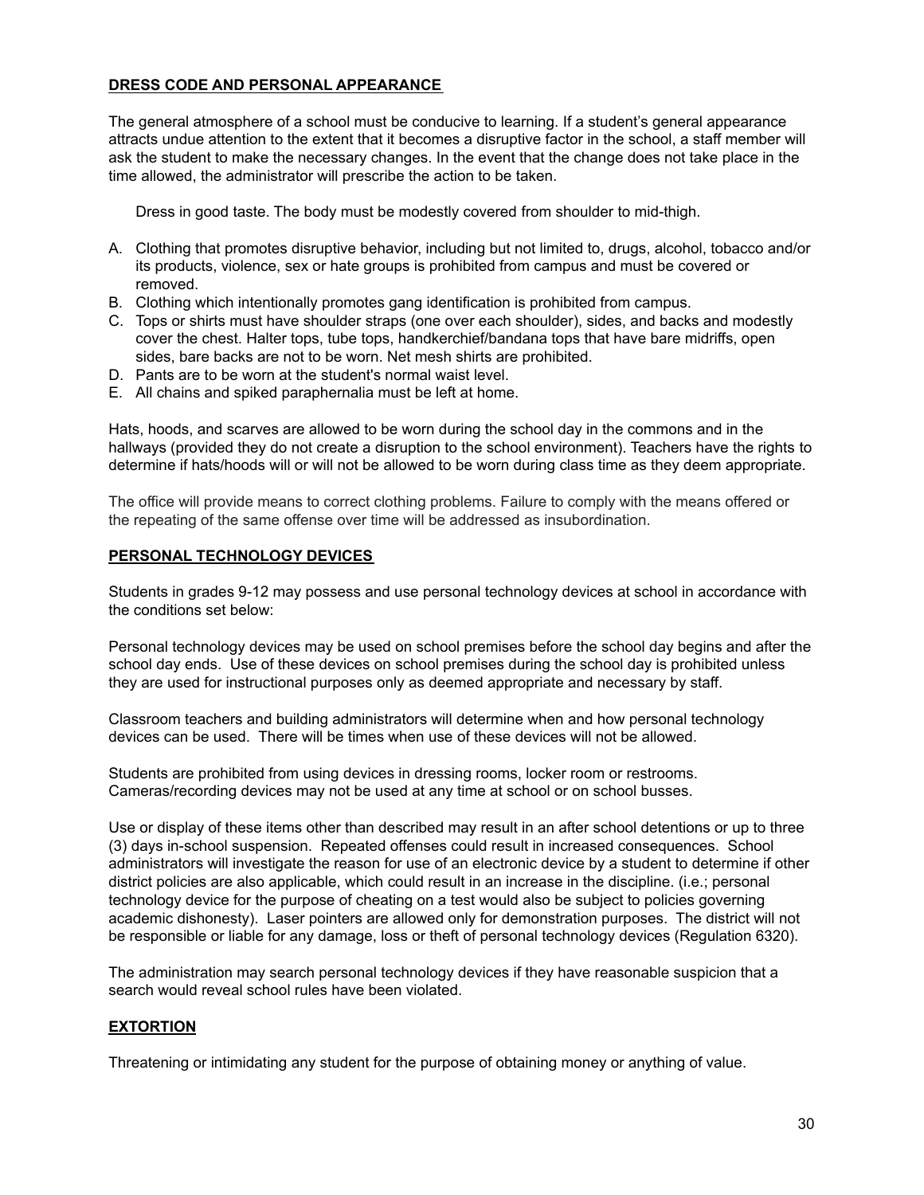## <u>DRESS CODE AND PERSONAL APPEARANCE</u>

The general atmosphere of a school must be conducive to learning. If a student's general appearance attracts undue attention to the extent that it becomes a disruptive factor in the school, a staff member will ask the student to make the necessary changes. In the event that the change does not take place in the time allowed, the administrator will prescribe the action to be taken.

Dress in good taste. The body must be modestly covered from shoulder to mid-thigh.

A. Clothing that promotes disruptive behavior, including but not limited to, drugs, alcohol, tobacco and/or its products, violence, sex or hate groups is prohibited from campus and must be covered or removed.
B. Clothing which intentionally promotes gang identification is prohibited from campus.
C. Tops or shirts must have shoulder straps (one over each shoulder), sides, and backs and modestly cover the chest. Halter tops, tube tops, handkerchief/bandana tops that have bare midriffs, open sides, bare backs are not to be worn. Net mesh shirts are prohibited.
D. Pants are to be worn at the student's normal waist level.
E. All chains and spiked paraphernalia must be left at home.

Hats, hoods, and scarves are allowed to be worn during the school day in the commons and in the hallways (provided they do not create a disruption to the school environment). Teachers have the rights to determine if hats/hoods will or will not be allowed to be worn during class time as they deem appropriate.

The office will provide means to correct clothing problems. Failure to comply with the means offered or the repeating of the same offense over time will be addressed as insubordination.

## <u>PERSONAL TECHNOLOGY DEVICES</u>

Students in grades 9-12 may possess and use personal technology devices at school in accordance with the conditions set below:

Personal technology devices may be used on school premises before the school day begins and after the school day ends. Use of these devices on school premises during the school day is prohibited unless they are used for instructional purposes only as deemed appropriate and necessary by staff.

Classroom teachers and building administrators will determine when and how personal technology devices can be used. There will be times when use of these devices will not be allowed.

Students are prohibited from using devices in dressing rooms, locker room or restrooms. Cameras/recording devices may not be used at any time at school or on school busses.

Use or display of these items other than described may result in an after school detentions or up to three (3) days in-school suspension. Repeated offenses could result in increased consequences. School administrators will investigate the reason for use of an electronic device by a student to determine if other district policies are also applicable, which could result in an increase in the discipline. (i.e.; personal technology device for the purpose of cheating on a test would also be subject to policies governing academic dishonesty). Laser pointers are allowed only for demonstration purposes. The district will not be responsible or liable for any damage, loss or theft of personal technology devices (Regulation 6320).

The administration may search personal technology devices if they have reasonable suspicion that a search would reveal school rules have been violated.

## <u>EXTORTION</u>

Threatening or intimidating any student for the purpose of obtaining money or anything of value.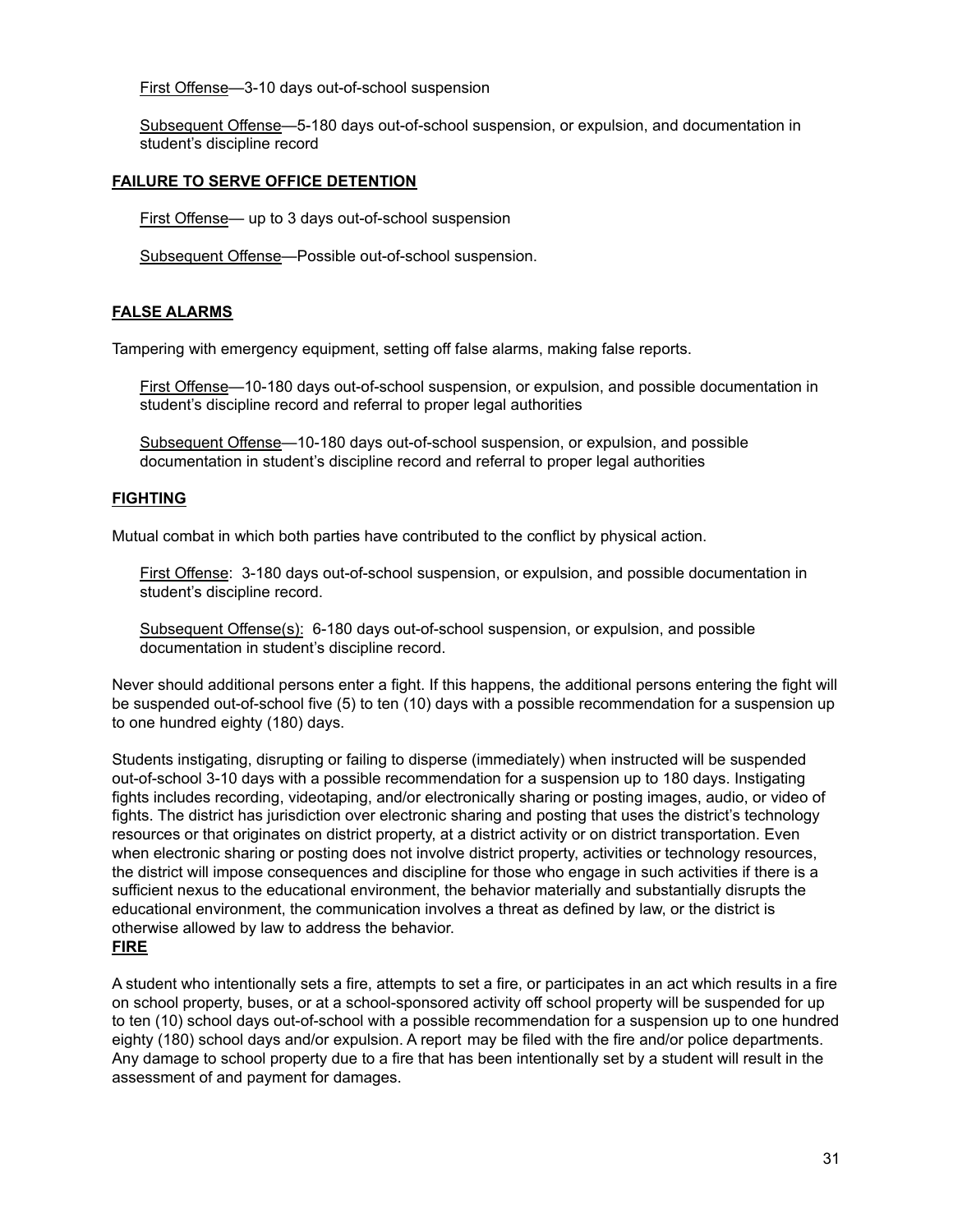First Offense—3-10 days out-of-school suspension

Subsequent Offense—5-180 days out-of-school suspension, or expulsion, and documentation in student's discipline record

**FAILURE TO SERVE OFFICE DETENTION**

First Offense— up to 3 days out-of-school suspension

Subsequent Offense—Possible out-of-school suspension.

**FALSE ALARMS**

Tampering with emergency equipment, setting off false alarms, making false reports.

First Offense—10-180 days out-of-school suspension, or expulsion, and possible documentation in student's discipline record and referral to proper legal authorities

Subsequent Offense—10-180 days out-of-school suspension, or expulsion, and possible documentation in student's discipline record and referral to proper legal authorities

**FIGHTING**

Mutual combat in which both parties have contributed to the conflict by physical action.

First Offense: 3-180 days out-of-school suspension, or expulsion, and possible documentation in student's discipline record.

Subsequent Offense(s): 6-180 days out-of-school suspension, or expulsion, and possible documentation in student's discipline record.

Never should additional persons enter a fight. If this happens, the additional persons entering the fight will be suspended out-of-school five (5) to ten (10) days with a possible recommendation for a suspension up to one hundred eighty (180) days.

Students instigating, disrupting or failing to disperse (immediately) when instructed will be suspended out-of-school 3-10 days with a possible recommendation for a suspension up to 180 days. Instigating fights includes recording, videotaping, and/or electronically sharing or posting images, audio, or video of fights. The district has jurisdiction over electronic sharing and posting that uses the district's technology resources or that originates on district property, at a district activity or on district transportation. Even when electronic sharing or posting does not involve district property, activities or technology resources, the district will impose consequences and discipline for those who engage in such activities if there is a sufficient nexus to the educational environment, the behavior materially and substantially disrupts the educational environment, the communication involves a threat as defined by law, or the district is otherwise allowed by law to address the behavior.

**FIRE**

A student who intentionally sets a fire, attempts to set a fire, or participates in an act which results in a fire on school property, buses, or at a school-sponsored activity off school property will be suspended for up to ten (10) school days out-of-school with a possible recommendation for a suspension up to one hundred eighty (180) school days and/or expulsion. A report may be filed with the fire and/or police departments. Any damage to school property due to a fire that has been intentionally set by a student will result in the assessment of and payment for damages.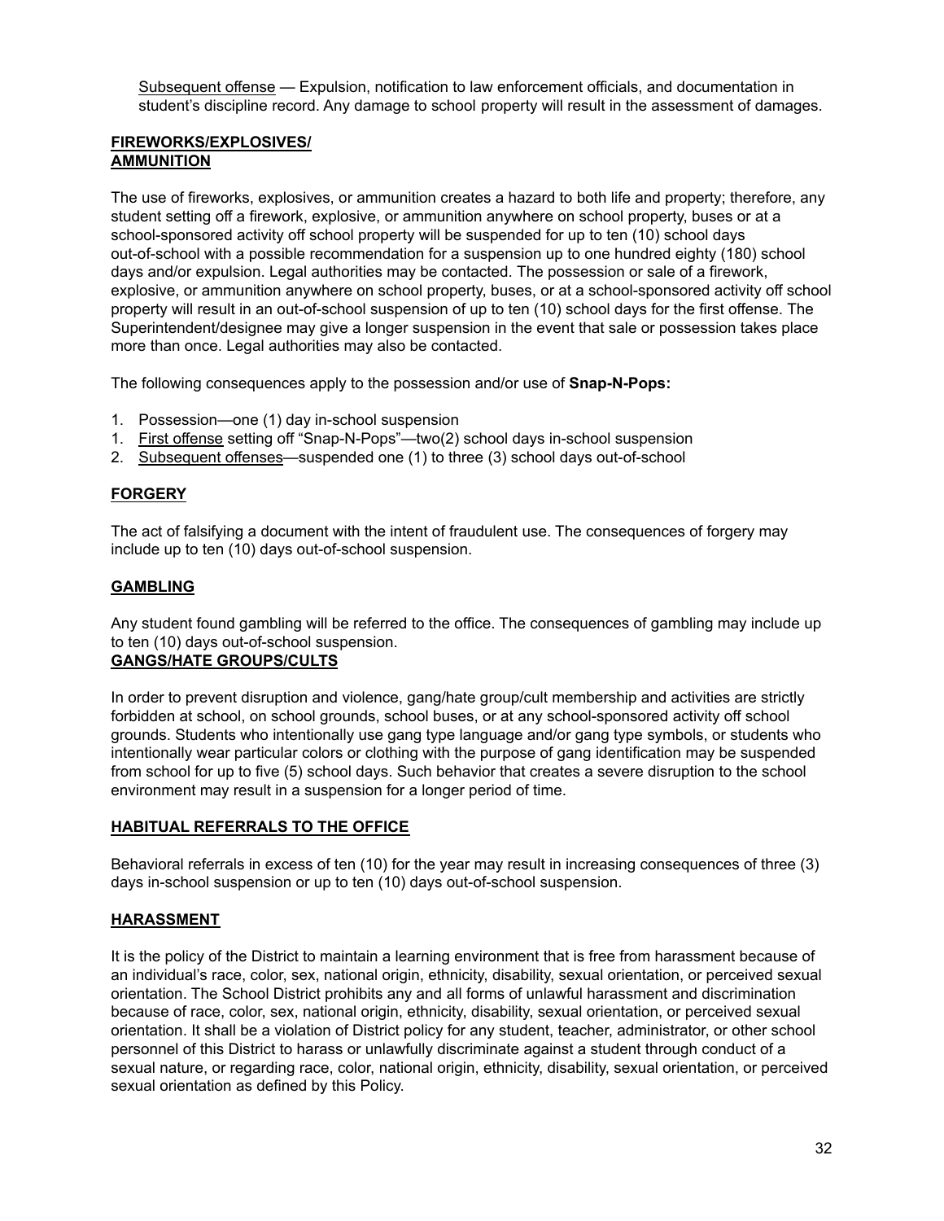Subsequent offense — Expulsion, notification to law enforcement officials, and documentation in student's discipline record. Any damage to school property will result in the assessment of damages.

**FIREWORKS/EXPLOSIVES/ AMMUNITION**

The use of fireworks, explosives, or ammunition creates a hazard to both life and property; therefore, any student setting off a firework, explosive, or ammunition anywhere on school property, buses or at a school-sponsored activity off school property will be suspended for up to ten (10) school days out-of-school with a possible recommendation for a suspension up to one hundred eighty (180) school days and/or expulsion. Legal authorities may be contacted. The possession or sale of a firework, explosive, or ammunition anywhere on school property, buses, or at a school-sponsored activity off school property will result in an out-of-school suspension of up to ten (10) school days for the first offense. The Superintendent/designee may give a longer suspension in the event that sale or possession takes place more than once. Legal authorities may also be contacted.

The following consequences apply to the possession and/or use of **Snap-N-Pops:**

1. Possession—one (1) day in-school suspension
1. First offense setting off "Snap-N-Pops"—two(2) school days in-school suspension
2. Subsequent offenses—suspended one (1) to three (3) school days out-of-school

**FORGERY**

The act of falsifying a document with the intent of fraudulent use. The consequences of forgery may include up to ten (10) days out-of-school suspension.

**GAMBLING**

Any student found gambling will be referred to the office. The consequences of gambling may include up to ten (10) days out-of-school suspension.

**GANGS/HATE GROUPS/CULTS**

In order to prevent disruption and violence, gang/hate group/cult membership and activities are strictly forbidden at school, on school grounds, school buses, or at any school-sponsored activity off school grounds. Students who intentionally use gang type language and/or gang type symbols, or students who intentionally wear particular colors or clothing with the purpose of gang identification may be suspended from school for up to five (5) school days. Such behavior that creates a severe disruption to the school environment may result in a suspension for a longer period of time.

**HABITUAL REFERRALS TO THE OFFICE**

Behavioral referrals in excess of ten (10) for the year may result in increasing consequences of three (3) days in-school suspension or up to ten (10) days out-of-school suspension.

**HARASSMENT**

It is the policy of the District to maintain a learning environment that is free from harassment because of an individual's race, color, sex, national origin, ethnicity, disability, sexual orientation, or perceived sexual orientation. The School District prohibits any and all forms of unlawful harassment and discrimination because of race, color, sex, national origin, ethnicity, disability, sexual orientation, or perceived sexual orientation. It shall be a violation of District policy for any student, teacher, administrator, or other school personnel of this District to harass or unlawfully discriminate against a student through conduct of a sexual nature, or regarding race, color, national origin, ethnicity, disability, sexual orientation, or perceived sexual orientation as defined by this Policy.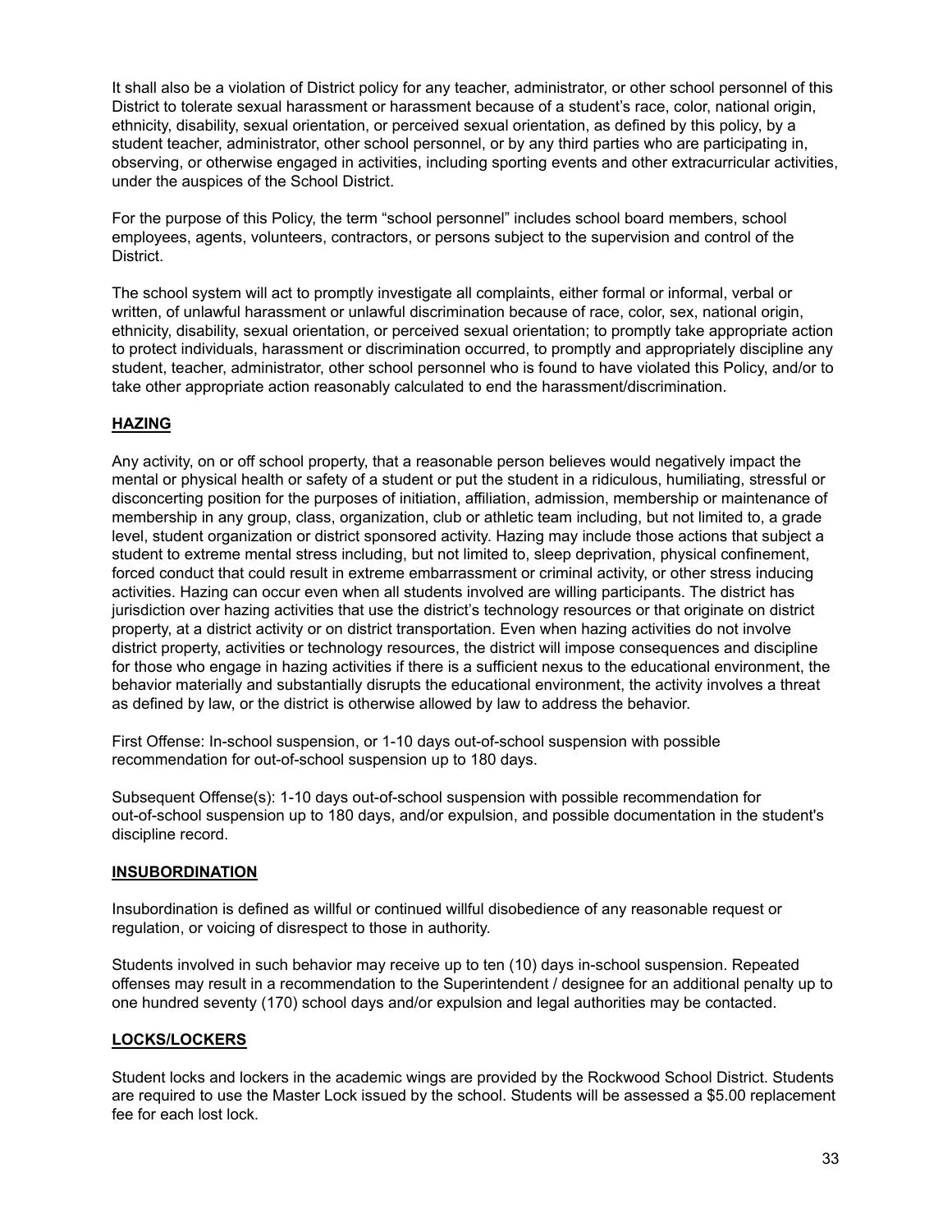It shall also be a violation of District policy for any teacher, administrator, or other school personnel of this District to tolerate sexual harassment or harassment because of a student's race, color, national origin, ethnicity, disability, sexual orientation, or perceived sexual orientation, as defined by this policy, by a student teacher, administrator, other school personnel, or by any third parties who are participating in, observing, or otherwise engaged in activities, including sporting events and other extracurricular activities, under the auspices of the School District.

For the purpose of this Policy, the term "school personnel" includes school board members, school employees, agents, volunteers, contractors, or persons subject to the supervision and control of the District.

The school system will act to promptly investigate all complaints, either formal or informal, verbal or written, of unlawful harassment or unlawful discrimination because of race, color, sex, national origin, ethnicity, disability, sexual orientation, or perceived sexual orientation; to promptly take appropriate action to protect individuals, harassment or discrimination occurred, to promptly and appropriately discipline any student, teacher, administrator, other school personnel who is found to have violated this Policy, and/or to take other appropriate action reasonably calculated to end the harassment/discrimination.

## HAZING

Any activity, on or off school property, that a reasonable person believes would negatively impact the mental or physical health or safety of a student or put the student in a ridiculous, humiliating, stressful or disconcerting position for the purposes of initiation, affiliation, admission, membership or maintenance of membership in any group, class, organization, club or athletic team including, but not limited to, a grade level, student organization or district sponsored activity. Hazing may include those actions that subject a student to extreme mental stress including, but not limited to, sleep deprivation, physical confinement, forced conduct that could result in extreme embarrassment or criminal activity, or other stress inducing activities. Hazing can occur even when all students involved are willing participants. The district has jurisdiction over hazing activities that use the district's technology resources or that originate on district property, at a district activity or on district transportation. Even when hazing activities do not involve district property, activities or technology resources, the district will impose consequences and discipline for those who engage in hazing activities if there is a sufficient nexus to the educational environment, the behavior materially and substantially disrupts the educational environment, the activity involves a threat as defined by law, or the district is otherwise allowed by law to address the behavior.

First Offense: In-school suspension, or 1-10 days out-of-school suspension with possible recommendation for out-of-school suspension up to 180 days.

Subsequent Offense(s): 1-10 days out-of-school suspension with possible recommendation for out-of-school suspension up to 180 days, and/or expulsion, and possible documentation in the student's discipline record.

## INSUBORDINATION

Insubordination is defined as willful or continued willful disobedience of any reasonable request or regulation, or voicing of disrespect to those in authority.

Students involved in such behavior may receive up to ten (10) days in-school suspension. Repeated offenses may result in a recommendation to the Superintendent / designee for an additional penalty up to one hundred seventy (170) school days and/or expulsion and legal authorities may be contacted.

## LOCKS/LOCKERS

Student locks and lockers in the academic wings are provided by the Rockwood School District. Students are required to use the Master Lock issued by the school. Students will be assessed a $5.00 replacement fee for each lost lock.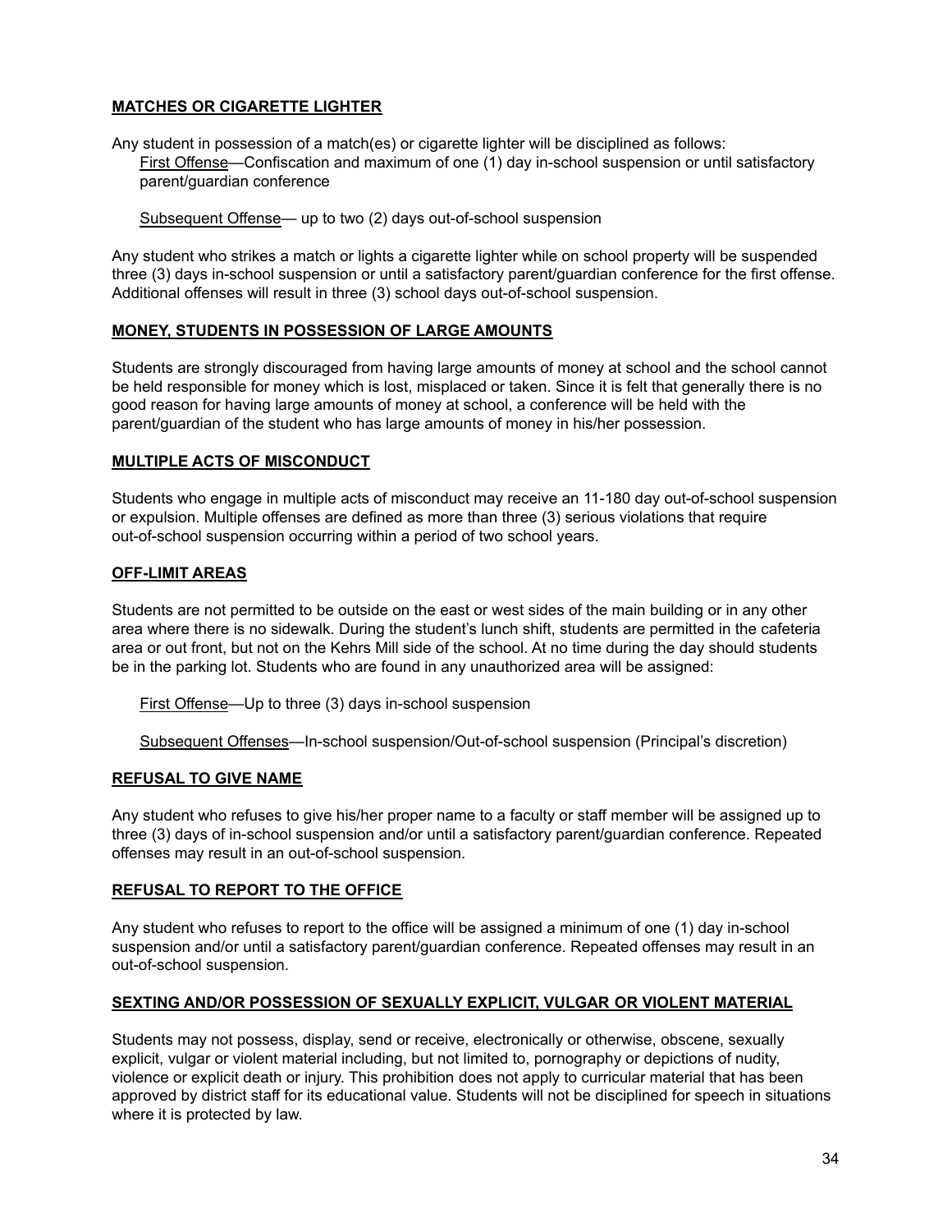## MATCHES OR CIGARETTE LIGHTER

Any student in possession of a match(es) or cigarette lighter will be disciplined as follows:

First Offense—Confiscation and maximum of one (1) day in-school suspension or until satisfactory parent/guardian conference

Subsequent Offense— up to two (2) days out-of-school suspension

Any student who strikes a match or lights a cigarette lighter while on school property will be suspended three (3) days in-school suspension or until a satisfactory parent/guardian conference for the first offense. Additional offenses will result in three (3) school days out-of-school suspension.

## MONEY, STUDENTS IN POSSESSION OF LARGE AMOUNTS

Students are strongly discouraged from having large amounts of money at school and the school cannot be held responsible for money which is lost, misplaced or taken. Since it is felt that generally there is no good reason for having large amounts of money at school, a conference will be held with the parent/guardian of the student who has large amounts of money in his/her possession.

## MULTIPLE ACTS OF MISCONDUCT

Students who engage in multiple acts of misconduct may receive an 11-180 day out-of-school suspension or expulsion. Multiple offenses are defined as more than three (3) serious violations that require out-of-school suspension occurring within a period of two school years.

## OFF-LIMIT AREAS

Students are not permitted to be outside on the east or west sides of the main building or in any other area where there is no sidewalk. During the student's lunch shift, students are permitted in the cafeteria area or out front, but not on the Kehrs Mill side of the school. At no time during the day should students be in the parking lot. Students who are found in any unauthorized area will be assigned:

First Offense—Up to three (3) days in-school suspension

Subsequent Offenses—In-school suspension/Out-of-school suspension (Principal's discretion)

## REFUSAL TO GIVE NAME

Any student who refuses to give his/her proper name to a faculty or staff member will be assigned up to three (3) days of in-school suspension and/or until a satisfactory parent/guardian conference. Repeated offenses may result in an out-of-school suspension.

## REFUSAL TO REPORT TO THE OFFICE

Any student who refuses to report to the office will be assigned a minimum of one (1) day in-school suspension and/or until a satisfactory parent/guardian conference. Repeated offenses may result in an out-of-school suspension.

## SEXTING AND/OR POSSESSION OF SEXUALLY EXPLICIT, VULGAR OR VIOLENT MATERIAL

Students may not possess, display, send or receive, electronically or otherwise, obscene, sexually explicit, vulgar or violent material including, but not limited to, pornography or depictions of nudity, violence or explicit death or injury. This prohibition does not apply to curricular material that has been approved by district staff for its educational value. Students will not be disciplined for speech in situations where it is protected by law.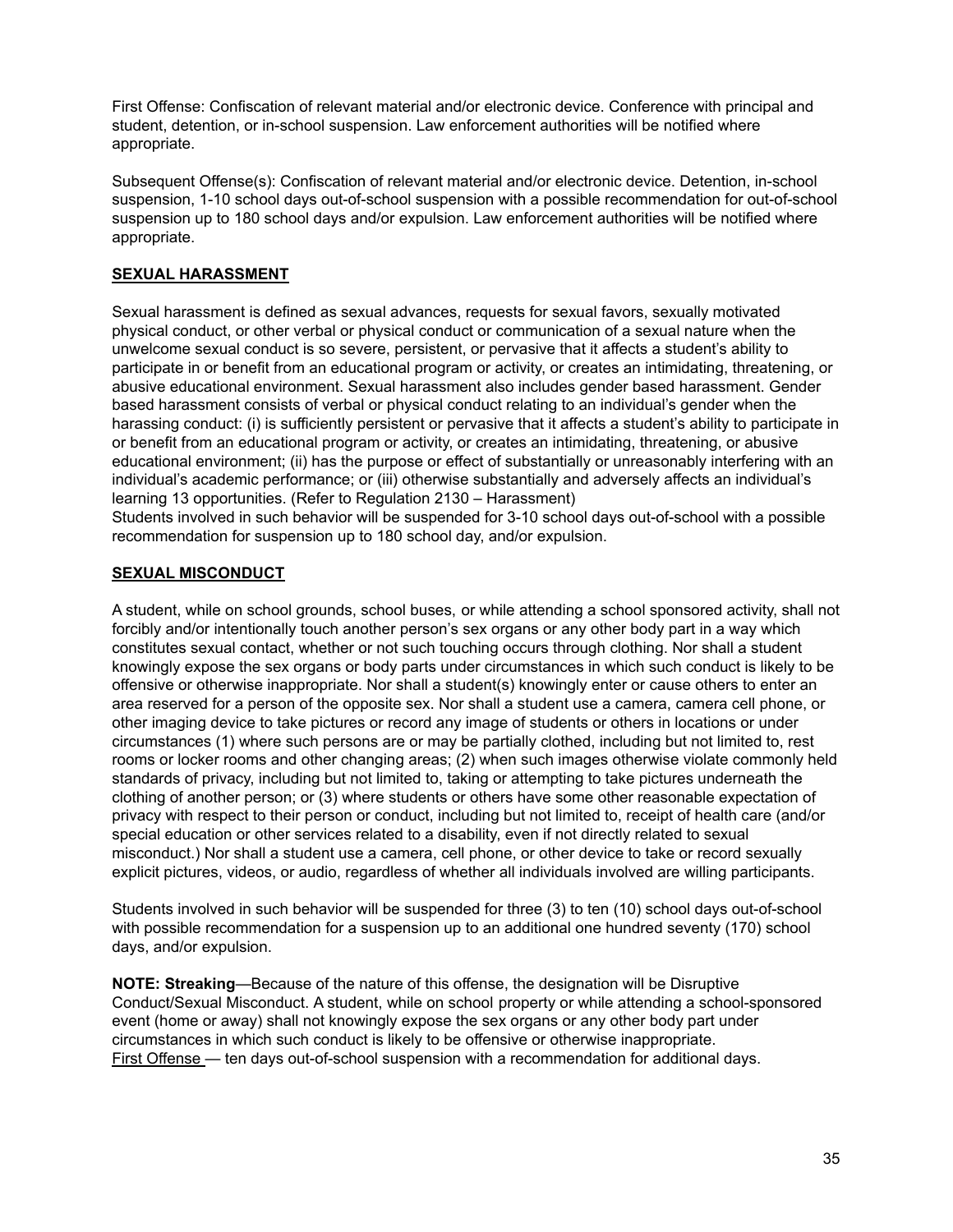First Offense: Confiscation of relevant material and/or electronic device. Conference with principal and student, detention, or in-school suspension. Law enforcement authorities will be notified where appropriate.

Subsequent Offense(s): Confiscation of relevant material and/or electronic device. Detention, in-school suspension, 1-10 school days out-of-school suspension with a possible recommendation for out-of-school suspension up to 180 school days and/or expulsion. Law enforcement authorities will be notified where appropriate.

## SEXUAL HARASSMENT

Sexual harassment is defined as sexual advances, requests for sexual favors, sexually motivated physical conduct, or other verbal or physical conduct or communication of a sexual nature when the unwelcome sexual conduct is so severe, persistent, or pervasive that it affects a student's ability to participate in or benefit from an educational program or activity, or creates an intimidating, threatening, or abusive educational environment. Sexual harassment also includes gender based harassment. Gender based harassment consists of verbal or physical conduct relating to an individual's gender when the harassing conduct: (i) is sufficiently persistent or pervasive that it affects a student's ability to participate in or benefit from an educational program or activity, or creates an intimidating, threatening, or abusive educational environment; (ii) has the purpose or effect of substantially or unreasonably interfering with an individual's academic performance; or (iii) otherwise substantially and adversely affects an individual's learning 13 opportunities. (Refer to Regulation 2130 – Harassment)
Students involved in such behavior will be suspended for 3-10 school days out-of-school with a possible recommendation for suspension up to 180 school day, and/or expulsion.

## SEXUAL MISCONDUCT

A student, while on school grounds, school buses, or while attending a school sponsored activity, shall not forcibly and/or intentionally touch another person's sex organs or any other body part in a way which constitutes sexual contact, whether or not such touching occurs through clothing. Nor shall a student knowingly expose the sex organs or body parts under circumstances in which such conduct is likely to be offensive or otherwise inappropriate. Nor shall a student(s) knowingly enter or cause others to enter an area reserved for a person of the opposite sex. Nor shall a student use a camera, camera cell phone, or other imaging device to take pictures or record any image of students or others in locations or under circumstances (1) where such persons are or may be partially clothed, including but not limited to, rest rooms or locker rooms and other changing areas; (2) when such images otherwise violate commonly held standards of privacy, including but not limited to, taking or attempting to take pictures underneath the clothing of another person; or (3) where students or others have some other reasonable expectation of privacy with respect to their person or conduct, including but not limited to, receipt of health care (and/or special education or other services related to a disability, even if not directly related to sexual misconduct.) Nor shall a student use a camera, cell phone, or other device to take or record sexually explicit pictures, videos, or audio, regardless of whether all individuals involved are willing participants.

Students involved in such behavior will be suspended for three (3) to ten (10) school days out-of-school with possible recommendation for a suspension up to an additional one hundred seventy (170) school days, and/or expulsion.

**NOTE: Streaking**—Because of the nature of this offense, the designation will be Disruptive Conduct/Sexual Misconduct. A student, while on school property or while attending a school-sponsored event (home or away) shall not knowingly expose the sex organs or any other body part under circumstances in which such conduct is likely to be offensive or otherwise inappropriate.
First Offense — ten days out-of-school suspension with a recommendation for additional days.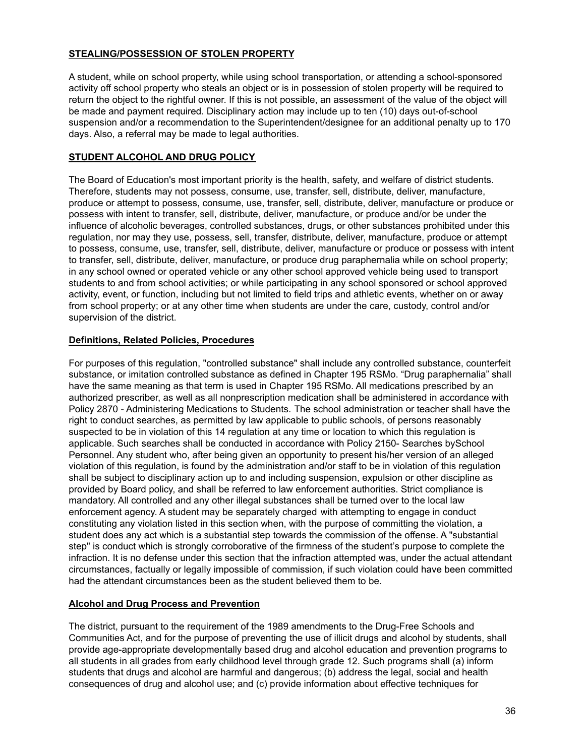**STEALING/POSSESSION OF STOLEN PROPERTY**

A student, while on school property, while using school transportation, or attending a school-sponsored activity off school property who steals an object or is in possession of stolen property will be required to return the object to the rightful owner. If this is not possible, an assessment of the value of the object will be made and payment required. Disciplinary action may include up to ten (10) days out-of-school suspension and/or a recommendation to the Superintendent/designee for an additional penalty up to 170 days. Also, a referral may be made to legal authorities.

**STUDENT ALCOHOL AND DRUG POLICY**

The Board of Education's most important priority is the health, safety, and welfare of district students. Therefore, students may not possess, consume, use, transfer, sell, distribute, deliver, manufacture, produce or attempt to possess, consume, use, transfer, sell, distribute, deliver, manufacture or produce or possess with intent to transfer, sell, distribute, deliver, manufacture, or produce and/or be under the influence of alcoholic beverages, controlled substances, drugs, or other substances prohibited under this regulation, nor may they use, possess, sell, transfer, distribute, deliver, manufacture, produce or attempt to possess, consume, use, transfer, sell, distribute, deliver, manufacture or produce or possess with intent to transfer, sell, distribute, deliver, manufacture, or produce drug paraphernalia while on school property; in any school owned or operated vehicle or any other school approved vehicle being used to transport students to and from school activities; or while participating in any school sponsored or school approved activity, event, or function, including but not limited to field trips and athletic events, whether on or away from school property; or at any other time when students are under the care, custody, control and/or supervision of the district.

**Definitions, Related Policies, Procedures**

For purposes of this regulation, "controlled substance" shall include any controlled substance, counterfeit substance, or imitation controlled substance as defined in Chapter 195 RSMo. "Drug paraphernalia" shall have the same meaning as that term is used in Chapter 195 RSMo. All medications prescribed by an authorized prescriber, as well as all nonprescription medication shall be administered in accordance with Policy 2870 - Administering Medications to Students. The school administration or teacher shall have the right to conduct searches, as permitted by law applicable to public schools, of persons reasonably suspected to be in violation of this 14 regulation at any time or location to which this regulation is applicable. Such searches shall be conducted in accordance with Policy 2150- Searches bySchool Personnel. Any student who, after being given an opportunity to present his/her version of an alleged violation of this regulation, is found by the administration and/or staff to be in violation of this regulation shall be subject to disciplinary action up to and including suspension, expulsion or other discipline as provided by Board policy, and shall be referred to law enforcement authorities. Strict compliance is mandatory. All controlled and any other illegal substances shall be turned over to the local law enforcement agency. A student may be separately charged with attempting to engage in conduct constituting any violation listed in this section when, with the purpose of committing the violation, a student does any act which is a substantial step towards the commission of the offense. A "substantial step" is conduct which is strongly corroborative of the firmness of the student's purpose to complete the infraction. It is no defense under this section that the infraction attempted was, under the actual attendant circumstances, factually or legally impossible of commission, if such violation could have been committed had the attendant circumstances been as the student believed them to be.

**Alcohol and Drug Process and Prevention**

The district, pursuant to the requirement of the 1989 amendments to the Drug-Free Schools and Communities Act, and for the purpose of preventing the use of illicit drugs and alcohol by students, shall provide age-appropriate developmentally based drug and alcohol education and prevention programs to all students in all grades from early childhood level through grade 12. Such programs shall (a) inform students that drugs and alcohol are harmful and dangerous; (b) address the legal, social and health consequences of drug and alcohol use; and (c) provide information about effective techniques for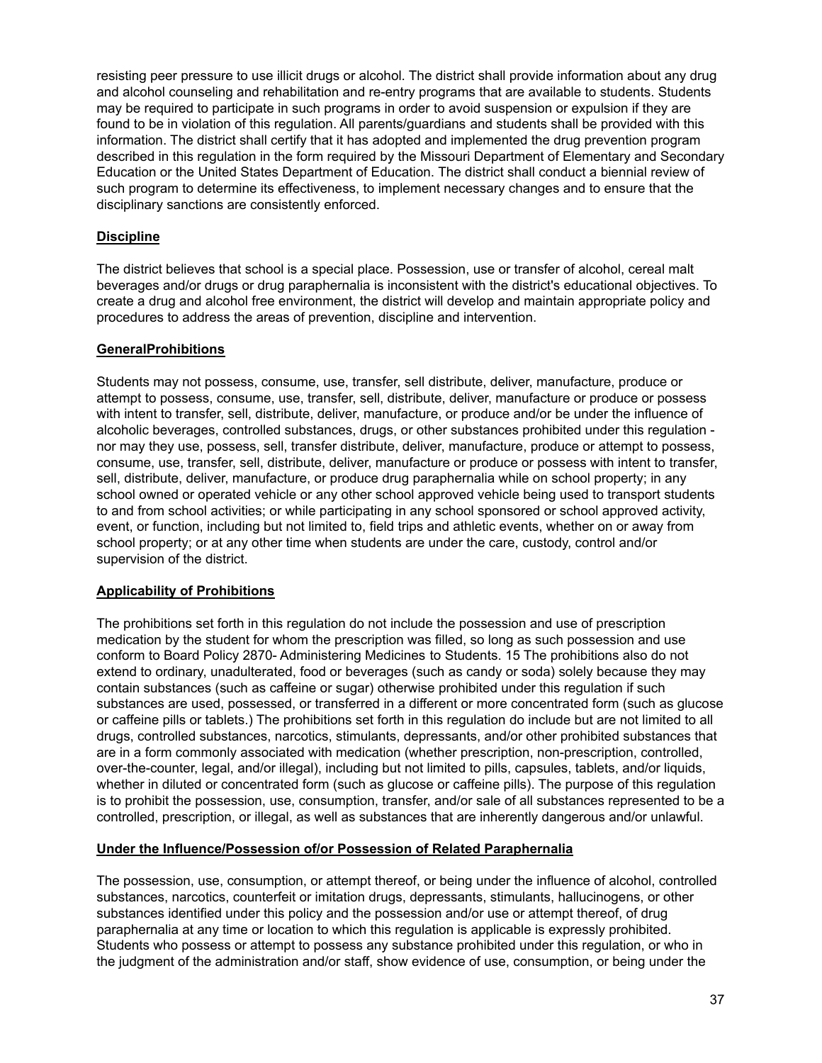resisting peer pressure to use illicit drugs or alcohol. The district shall provide information about any drug and alcohol counseling and rehabilitation and re-entry programs that are available to students. Students may be required to participate in such programs in order to avoid suspension or expulsion if they are found to be in violation of this regulation. All parents/guardians and students shall be provided with this information. The district shall certify that it has adopted and implemented the drug prevention program described in this regulation in the form required by the Missouri Department of Elementary and Secondary Education or the United States Department of Education. The district shall conduct a biennial review of such program to determine its effectiveness, to implement necessary changes and to ensure that the disciplinary sanctions are consistently enforced.

**Discipline**

The district believes that school is a special place. Possession, use or transfer of alcohol, cereal malt beverages and/or drugs or drug paraphernalia is inconsistent with the district's educational objectives. To create a drug and alcohol free environment, the district will develop and maintain appropriate policy and procedures to address the areas of prevention, discipline and intervention.

**GeneralProhibitions**

Students may not possess, consume, use, transfer, sell distribute, deliver, manufacture, produce or attempt to possess, consume, use, transfer, sell, distribute, deliver, manufacture or produce or possess with intent to transfer, sell, distribute, deliver, manufacture, or produce and/or be under the influence of alcoholic beverages, controlled substances, drugs, or other substances prohibited under this regulation - nor may they use, possess, sell, transfer distribute, deliver, manufacture, produce or attempt to possess, consume, use, transfer, sell, distribute, deliver, manufacture or produce or possess with intent to transfer, sell, distribute, deliver, manufacture, or produce drug paraphernalia while on school property; in any school owned or operated vehicle or any other school approved vehicle being used to transport students to and from school activities; or while participating in any school sponsored or school approved activity, event, or function, including but not limited to, field trips and athletic events, whether on or away from school property; or at any other time when students are under the care, custody, control and/or supervision of the district.

**Applicability of Prohibitions**

The prohibitions set forth in this regulation do not include the possession and use of prescription medication by the student for whom the prescription was filled, so long as such possession and use conform to Board Policy 2870- Administering Medicines to Students. 15 The prohibitions also do not extend to ordinary, unadulterated, food or beverages (such as candy or soda) solely because they may contain substances (such as caffeine or sugar) otherwise prohibited under this regulation if such substances are used, possessed, or transferred in a different or more concentrated form (such as glucose or caffeine pills or tablets.) The prohibitions set forth in this regulation do include but are not limited to all drugs, controlled substances, narcotics, stimulants, depressants, and/or other prohibited substances that are in a form commonly associated with medication (whether prescription, non-prescription, controlled, over-the-counter, legal, and/or illegal), including but not limited to pills, capsules, tablets, and/or liquids, whether in diluted or concentrated form (such as glucose or caffeine pills). The purpose of this regulation is to prohibit the possession, use, consumption, transfer, and/or sale of all substances represented to be a controlled, prescription, or illegal, as well as substances that are inherently dangerous and/or unlawful.

**Under the Influence/Possession of/or Possession of Related Paraphernalia**

The possession, use, consumption, or attempt thereof, or being under the influence of alcohol, controlled substances, narcotics, counterfeit or imitation drugs, depressants, stimulants, hallucinogens, or other substances identified under this policy and the possession and/or use or attempt thereof, of drug paraphernalia at any time or location to which this regulation is applicable is expressly prohibited. Students who possess or attempt to possess any substance prohibited under this regulation, or who in the judgment of the administration and/or staff, show evidence of use, consumption, or being under the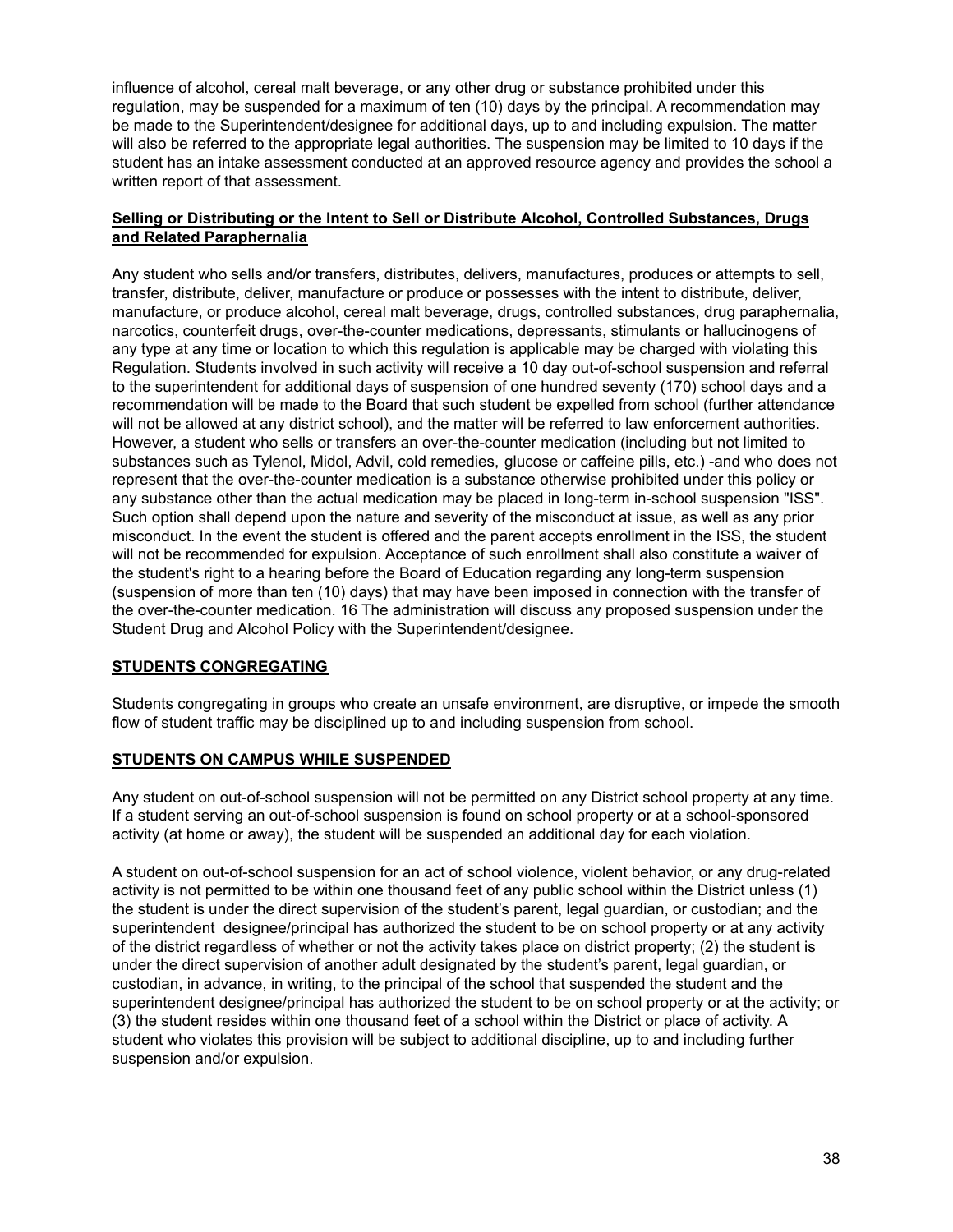influence of alcohol, cereal malt beverage, or any other drug or substance prohibited under this regulation, may be suspended for a maximum of ten (10) days by the principal. A recommendation may be made to the Superintendent/designee for additional days, up to and including expulsion. The matter will also be referred to the appropriate legal authorities. The suspension may be limited to 10 days if the student has an intake assessment conducted at an approved resource agency and provides the school a written report of that assessment.

**Selling or Distributing or the Intent to Sell or Distribute Alcohol, Controlled Substances, Drugs and Related Paraphernalia**

Any student who sells and/or transfers, distributes, delivers, manufactures, produces or attempts to sell, transfer, distribute, deliver, manufacture or produce or possesses with the intent to distribute, deliver, manufacture, or produce alcohol, cereal malt beverage, drugs, controlled substances, drug paraphernalia, narcotics, counterfeit drugs, over-the-counter medications, depressants, stimulants or hallucinogens of any type at any time or location to which this regulation is applicable may be charged with violating this Regulation. Students involved in such activity will receive a 10 day out-of-school suspension and referral to the superintendent for additional days of suspension of one hundred seventy (170) school days and a recommendation will be made to the Board that such student be expelled from school (further attendance will not be allowed at any district school), and the matter will be referred to law enforcement authorities. However, a student who sells or transfers an over-the-counter medication (including but not limited to substances such as Tylenol, Midol, Advil, cold remedies, glucose or caffeine pills, etc.) -and who does not represent that the over-the-counter medication is a substance otherwise prohibited under this policy or any substance other than the actual medication may be placed in long-term in-school suspension "ISS". Such option shall depend upon the nature and severity of the misconduct at issue, as well as any prior misconduct. In the event the student is offered and the parent accepts enrollment in the ISS, the student will not be recommended for expulsion. Acceptance of such enrollment shall also constitute a waiver of the student's right to a hearing before the Board of Education regarding any long-term suspension (suspension of more than ten (10) days) that may have been imposed in connection with the transfer of the over-the-counter medication. 16 The administration will discuss any proposed suspension under the Student Drug and Alcohol Policy with the Superintendent/designee.

**STUDENTS CONGREGATING**

Students congregating in groups who create an unsafe environment, are disruptive, or impede the smooth flow of student traffic may be disciplined up to and including suspension from school.

**STUDENTS ON CAMPUS WHILE SUSPENDED**

Any student on out-of-school suspension will not be permitted on any District school property at any time. If a student serving an out-of-school suspension is found on school property or at a school-sponsored activity (at home or away), the student will be suspended an additional day for each violation.

A student on out-of-school suspension for an act of school violence, violent behavior, or any drug-related activity is not permitted to be within one thousand feet of any public school within the District unless (1) the student is under the direct supervision of the student's parent, legal guardian, or custodian; and the superintendent designee/principal has authorized the student to be on school property or at any activity of the district regardless of whether or not the activity takes place on district property; (2) the student is under the direct supervision of another adult designated by the student's parent, legal guardian, or custodian, in advance, in writing, to the principal of the school that suspended the student and the superintendent designee/principal has authorized the student to be on school property or at the activity; or (3) the student resides within one thousand feet of a school within the District or place of activity. A student who violates this provision will be subject to additional discipline, up to and including further suspension and/or expulsion.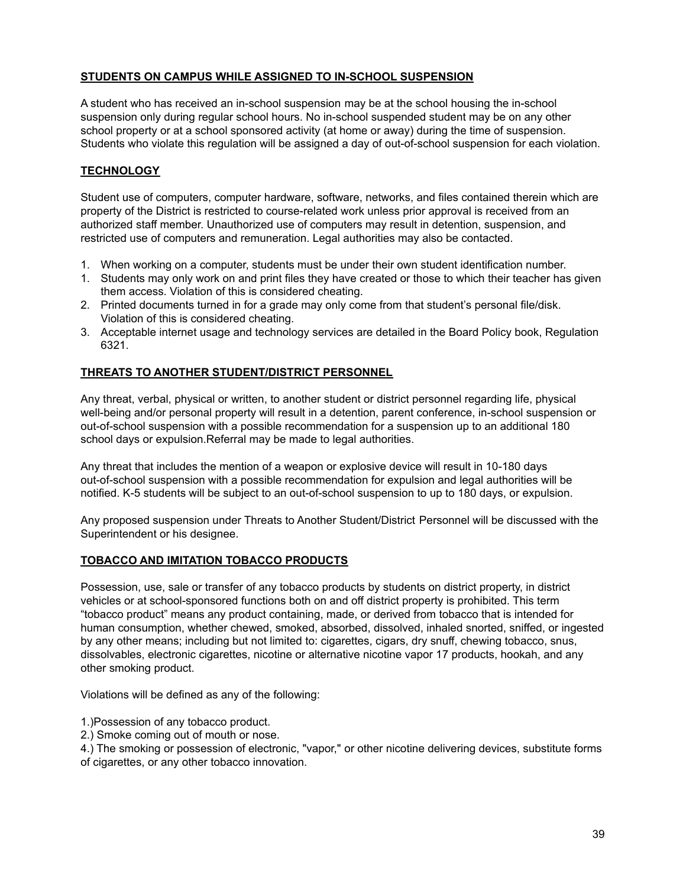**STUDENTS ON CAMPUS WHILE ASSIGNED TO IN-SCHOOL SUSPENSION**

A student who has received an in-school suspension may be at the school housing the in-school suspension only during regular school hours. No in-school suspended student may be on any other school property or at a school sponsored activity (at home or away) during the time of suspension. Students who violate this regulation will be assigned a day of out-of-school suspension for each violation.

**TECHNOLOGY**

Student use of computers, computer hardware, software, networks, and files contained therein which are property of the District is restricted to course-related work unless prior approval is received from an authorized staff member. Unauthorized use of computers may result in detention, suspension, and restricted use of computers and remuneration. Legal authorities may also be contacted.

1. When working on a computer, students must be under their own student identification number.
1. Students may only work on and print files they have created or those to which their teacher has given them access. Violation of this is considered cheating.
2. Printed documents turned in for a grade may only come from that student's personal file/disk. Violation of this is considered cheating.
3. Acceptable internet usage and technology services are detailed in the Board Policy book, Regulation 6321.

**THREATS TO ANOTHER STUDENT/DISTRICT PERSONNEL**

Any threat, verbal, physical or written, to another student or district personnel regarding life, physical well-being and/or personal property will result in a detention, parent conference, in-school suspension or out-of-school suspension with a possible recommendation for a suspension up to an additional 180 school days or expulsion.Referral may be made to legal authorities.

Any threat that includes the mention of a weapon or explosive device will result in 10-180 days out-of-school suspension with a possible recommendation for expulsion and legal authorities will be notified. K-5 students will be subject to an out-of-school suspension to up to 180 days, or expulsion.

Any proposed suspension under Threats to Another Student/District Personnel will be discussed with the Superintendent or his designee.

**TOBACCO AND IMITATION TOBACCO PRODUCTS**

Possession, use, sale or transfer of any tobacco products by students on district property, in district vehicles or at school-sponsored functions both on and off district property is prohibited. This term "tobacco product" means any product containing, made, or derived from tobacco that is intended for human consumption, whether chewed, smoked, absorbed, dissolved, inhaled snorted, sniffed, or ingested by any other means; including but not limited to: cigarettes, cigars, dry snuff, chewing tobacco, snus, dissolvables, electronic cigarettes, nicotine or alternative nicotine vapor 17 products, hookah, and any other smoking product.

Violations will be defined as any of the following:

1.)Possession of any tobacco product.
2.) Smoke coming out of mouth or nose.
4.) The smoking or possession of electronic, "vapor," or other nicotine delivering devices, substitute forms of cigarettes, or any other tobacco innovation.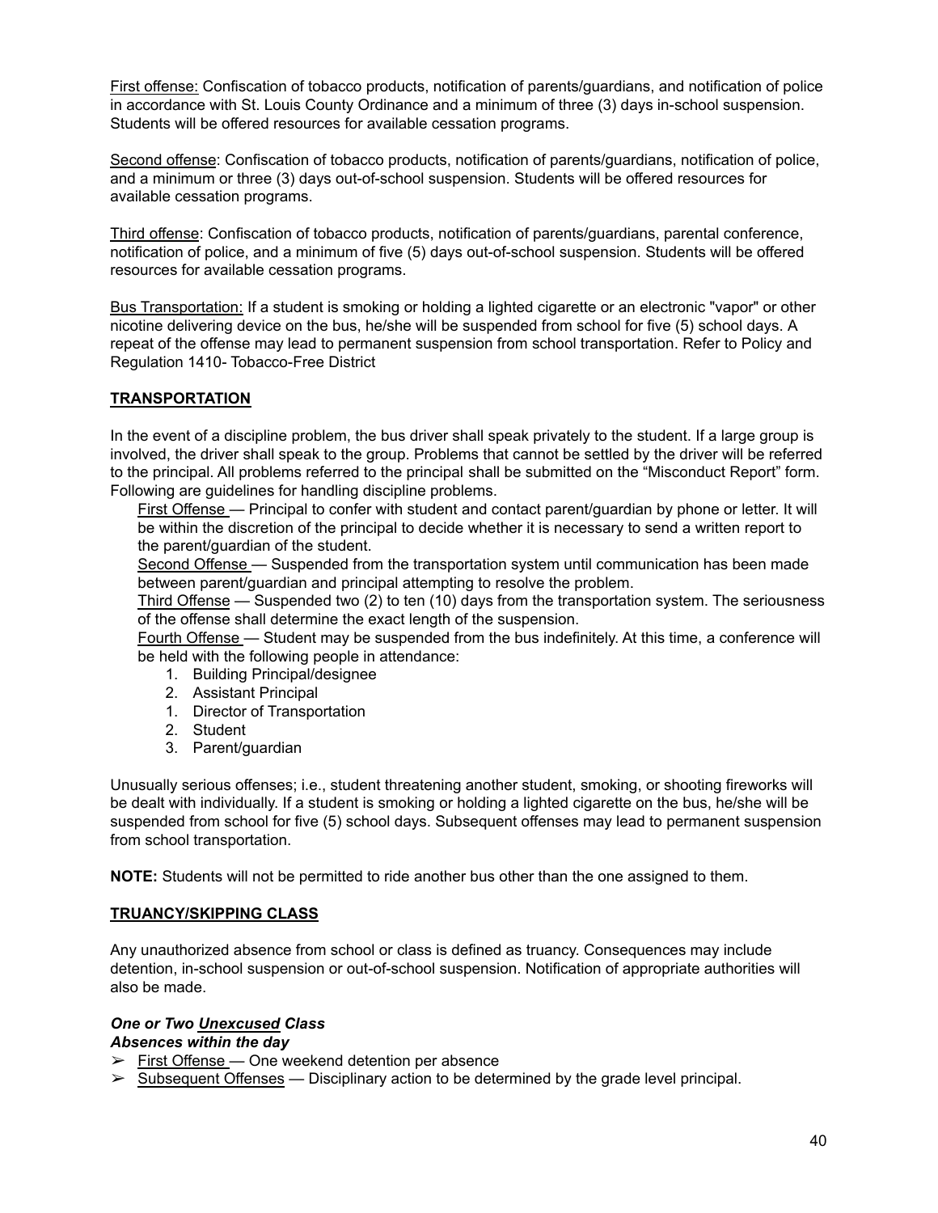First offense: Confiscation of tobacco products, notification of parents/guardians, and notification of police in accordance with St. Louis County Ordinance and a minimum of three (3) days in-school suspension. Students will be offered resources for available cessation programs.

Second offense: Confiscation of tobacco products, notification of parents/guardians, notification of police, and a minimum or three (3) days out-of-school suspension. Students will be offered resources for available cessation programs.

Third offense: Confiscation of tobacco products, notification of parents/guardians, parental conference, notification of police, and a minimum of five (5) days out-of-school suspension. Students will be offered resources for available cessation programs.

Bus Transportation: If a student is smoking or holding a lighted cigarette or an electronic "vapor" or other nicotine delivering device on the bus, he/she will be suspended from school for five (5) school days. A repeat of the offense may lead to permanent suspension from school transportation. Refer to Policy and Regulation 1410- Tobacco-Free District

## TRANSPORTATION

In the event of a discipline problem, the bus driver shall speak privately to the student. If a large group is involved, the driver shall speak to the group. Problems that cannot be settled by the driver will be referred to the principal. All problems referred to the principal shall be submitted on the "Misconduct Report" form. Following are guidelines for handling discipline problems.

First Offense — Principal to confer with student and contact parent/guardian by phone or letter. It will be within the discretion of the principal to decide whether it is necessary to send a written report to the parent/guardian of the student.

Second Offense — Suspended from the transportation system until communication has been made between parent/guardian and principal attempting to resolve the problem.

Third Offense — Suspended two (2) to ten (10) days from the transportation system. The seriousness of the offense shall determine the exact length of the suspension.

Fourth Offense — Student may be suspended from the bus indefinitely. At this time, a conference will be held with the following people in attendance:

1. Building Principal/designee
2. Assistant Principal
1. Director of Transportation
2. Student
3. Parent/guardian

Unusually serious offenses; i.e., student threatening another student, smoking, or shooting fireworks will be dealt with individually. If a student is smoking or holding a lighted cigarette on the bus, he/she will be suspended from school for five (5) school days. Subsequent offenses may lead to permanent suspension from school transportation.

**NOTE:** Students will not be permitted to ride another bus other than the one assigned to them.

## TRUANCY/SKIPPING CLASS

Any unauthorized absence from school or class is defined as truancy. Consequences may include detention, in-school suspension or out-of-school suspension. Notification of appropriate authorities will also be made.

***One or Two Unexcused Class Absences within the day***

- ➢ First Offense — One weekend detention per absence
- ➢ Subsequent Offenses — Disciplinary action to be determined by the grade level principal.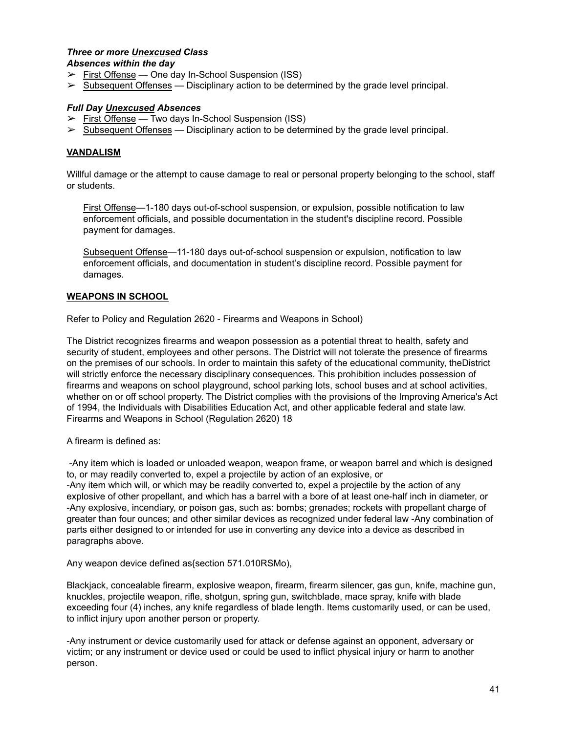***Three or more <u>Unexcused</u> Class Absences within the day***

- ➢ <u>First Offense</u> — One day In-School Suspension (ISS)
- ➢ <u>Subsequent Offenses</u> — Disciplinary action to be determined by the grade level principal.

***Full Day <u>Unexcused</u> Absences***

- ➢ <u>First Offense</u> — Two days In-School Suspension (ISS)
- ➢ <u>Subsequent Offenses</u> — Disciplinary action to be determined by the grade level principal.

**<u>VANDALISM</u>**

Willful damage or the attempt to cause damage to real or personal property belonging to the school, staff or students.

<u>First Offense</u>—1-180 days out-of-school suspension, or expulsion, possible notification to law enforcement officials, and possible documentation in the student's discipline record. Possible payment for damages.

<u>Subsequent Offense</u>—11-180 days out-of-school suspension or expulsion, notification to law enforcement officials, and documentation in student's discipline record. Possible payment for damages.

**<u>WEAPONS IN SCHOOL</u>**

Refer to Policy and Regulation 2620 - Firearms and Weapons in School)

The District recognizes firearms and weapon possession as a potential threat to health, safety and security of student, employees and other persons. The District will not tolerate the presence of firearms on the premises of our schools. In order to maintain this safety of the educational community, theDistrict will strictly enforce the necessary disciplinary consequences. This prohibition includes possession of firearms and weapons on school playground, school parking lots, school buses and at school activities, whether on or off school property. The District complies with the provisions of the Improving America's Act of 1994, the Individuals with Disabilities Education Act, and other applicable federal and state law. Firearms and Weapons in School (Regulation 2620) 18

A firearm is defined as:

-Any item which is loaded or unloaded weapon, weapon frame, or weapon barrel and which is designed to, or may readily converted to, expel a projectile by action of an explosive, or
-Any item which will, or which may be readily converted to, expel a projectile by the action of any explosive of other propellant, and which has a barrel with a bore of at least one-half inch in diameter, or
-Any explosive, incendiary, or poison gas, such as: bombs; grenades; rockets with propellant charge of greater than four ounces; and other similar devices as recognized under federal law -Any combination of parts either designed to or intended for use in converting any device into a device as described in paragraphs above.

Any weapon device defined as{section 571.010RSMo),

Blackjack, concealable firearm, explosive weapon, firearm, firearm silencer, gas gun, knife, machine gun, knuckles, projectile weapon, rifle, shotgun, spring gun, switchblade, mace spray, knife with blade exceeding four (4) inches, any knife regardless of blade length. Items customarily used, or can be used, to inflict injury upon another person or property.

-Any instrument or device customarily used for attack or defense against an opponent, adversary or victim; or any instrument or device used or could be used to inflict physical injury or harm to another person.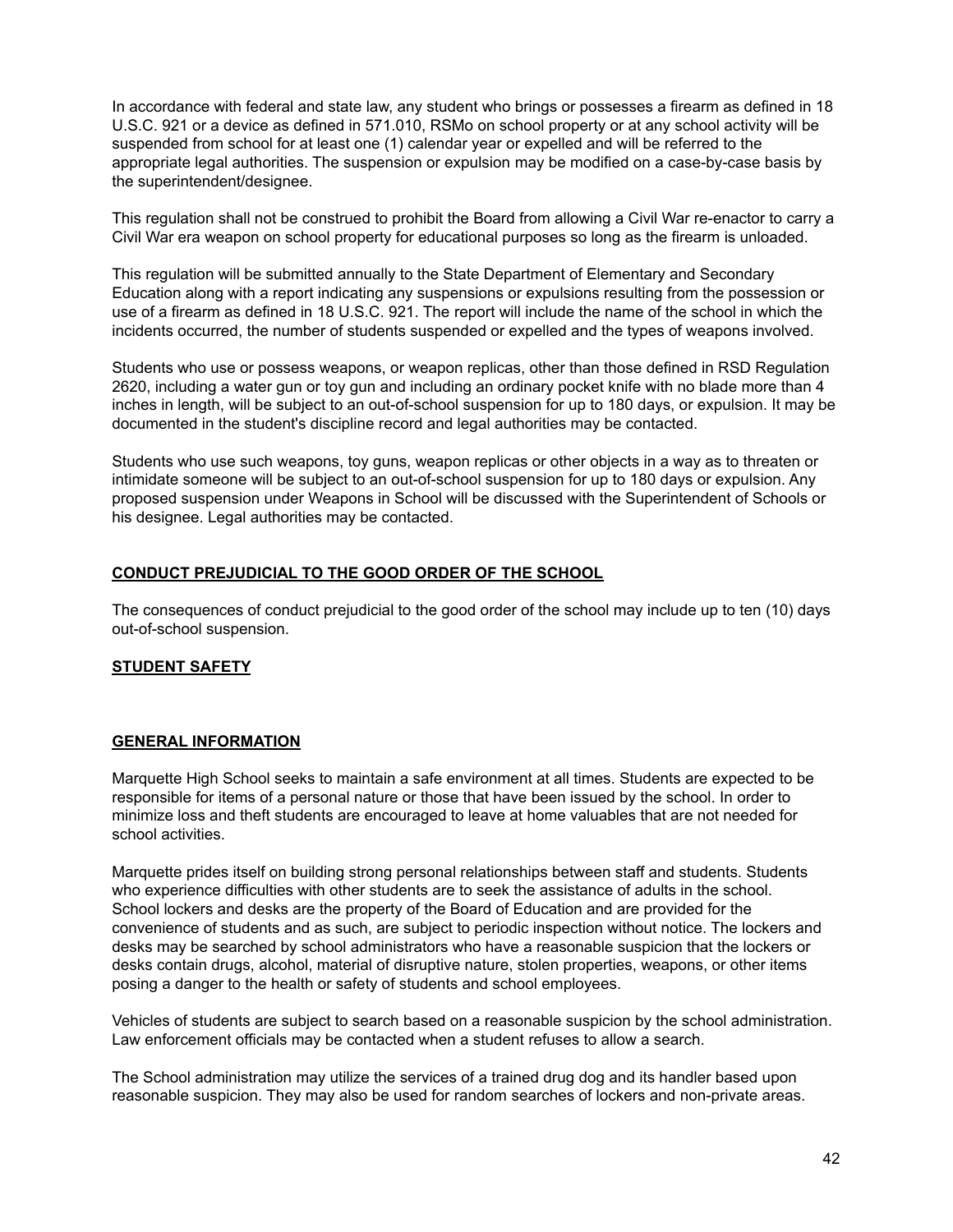In accordance with federal and state law, any student who brings or possesses a firearm as defined in 18 U.S.C. 921 or a device as defined in 571.010, RSMo on school property or at any school activity will be suspended from school for at least one (1) calendar year or expelled and will be referred to the appropriate legal authorities. The suspension or expulsion may be modified on a case-by-case basis by the superintendent/designee.

This regulation shall not be construed to prohibit the Board from allowing a Civil War re-enactor to carry a Civil War era weapon on school property for educational purposes so long as the firearm is unloaded.

This regulation will be submitted annually to the State Department of Elementary and Secondary Education along with a report indicating any suspensions or expulsions resulting from the possession or use of a firearm as defined in 18 U.S.C. 921. The report will include the name of the school in which the incidents occurred, the number of students suspended or expelled and the types of weapons involved.

Students who use or possess weapons, or weapon replicas, other than those defined in RSD Regulation 2620, including a water gun or toy gun and including an ordinary pocket knife with no blade more than 4 inches in length, will be subject to an out-of-school suspension for up to 180 days, or expulsion. It may be documented in the student's discipline record and legal authorities may be contacted.

Students who use such weapons, toy guns, weapon replicas or other objects in a way as to threaten or intimidate someone will be subject to an out-of-school suspension for up to 180 days or expulsion. Any proposed suspension under Weapons in School will be discussed with the Superintendent of Schools or his designee. Legal authorities may be contacted.

## CONDUCT PREJUDICIAL TO THE GOOD ORDER OF THE SCHOOL

The consequences of conduct prejudicial to the good order of the school may include up to ten (10) days out-of-school suspension.

## STUDENT SAFETY

## GENERAL INFORMATION

Marquette High School seeks to maintain a safe environment at all times. Students are expected to be responsible for items of a personal nature or those that have been issued by the school. In order to minimize loss and theft students are encouraged to leave at home valuables that are not needed for school activities.

Marquette prides itself on building strong personal relationships between staff and students. Students who experience difficulties with other students are to seek the assistance of adults in the school. School lockers and desks are the property of the Board of Education and are provided for the convenience of students and as such, are subject to periodic inspection without notice. The lockers and desks may be searched by school administrators who have a reasonable suspicion that the lockers or desks contain drugs, alcohol, material of disruptive nature, stolen properties, weapons, or other items posing a danger to the health or safety of students and school employees.

Vehicles of students are subject to search based on a reasonable suspicion by the school administration. Law enforcement officials may be contacted when a student refuses to allow a search.

The School administration may utilize the services of a trained drug dog and its handler based upon reasonable suspicion. They may also be used for random searches of lockers and non-private areas.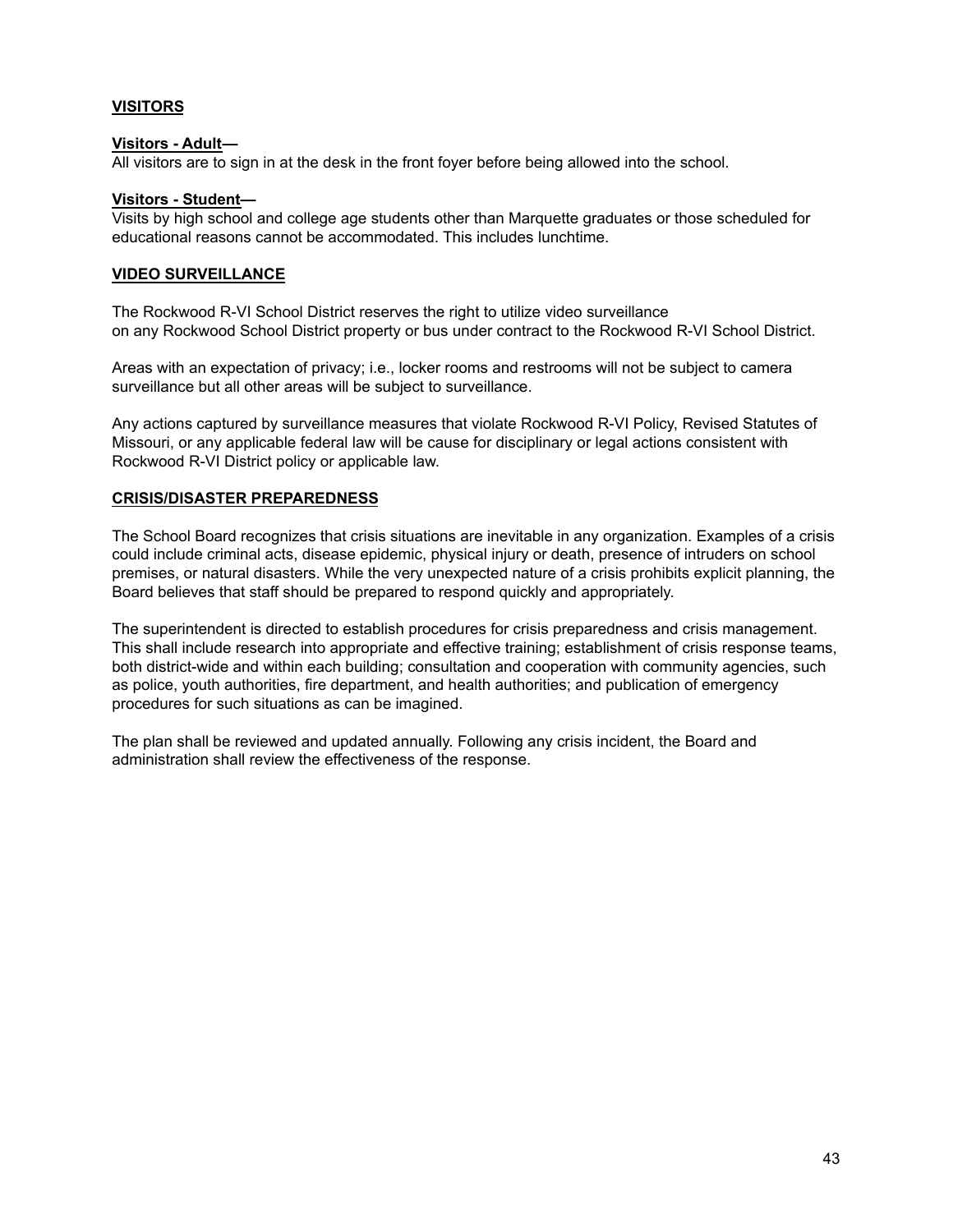## VISITORS

**Visitors - Adult—**
All visitors are to sign in at the desk in the front foyer before being allowed into the school.

**Visitors - Student—**
Visits by high school and college age students other than Marquette graduates or those scheduled for educational reasons cannot be accommodated. This includes lunchtime.

## VIDEO SURVEILLANCE

The Rockwood R-VI School District reserves the right to utilize video surveillance on any Rockwood School District property or bus under contract to the Rockwood R-VI School District.

Areas with an expectation of privacy; i.e., locker rooms and restrooms will not be subject to camera surveillance but all other areas will be subject to surveillance.

Any actions captured by surveillance measures that violate Rockwood R-VI Policy, Revised Statutes of Missouri, or any applicable federal law will be cause for disciplinary or legal actions consistent with Rockwood R-VI District policy or applicable law.

## CRISIS/DISASTER PREPAREDNESS

The School Board recognizes that crisis situations are inevitable in any organization. Examples of a crisis could include criminal acts, disease epidemic, physical injury or death, presence of intruders on school premises, or natural disasters. While the very unexpected nature of a crisis prohibits explicit planning, the Board believes that staff should be prepared to respond quickly and appropriately.

The superintendent is directed to establish procedures for crisis preparedness and crisis management. This shall include research into appropriate and effective training; establishment of crisis response teams, both district-wide and within each building; consultation and cooperation with community agencies, such as police, youth authorities, fire department, and health authorities; and publication of emergency procedures for such situations as can be imagined.

The plan shall be reviewed and updated annually. Following any crisis incident, the Board and administration shall review the effectiveness of the response.